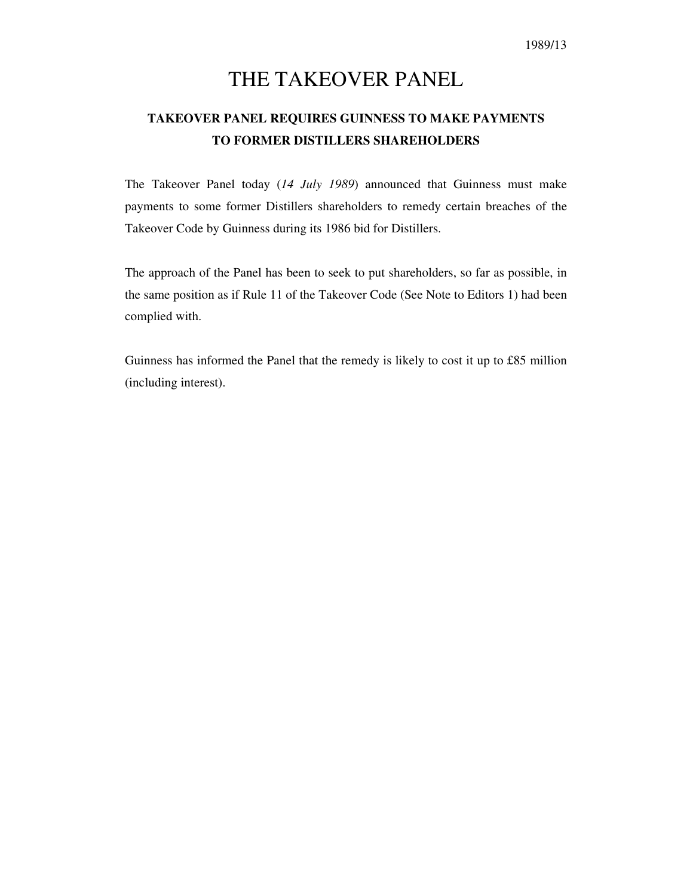1989/13

# THE TAKEOVER PANEL

## TAKEOVER PANEL REQUIRES GUINNESS TO MAKE PAYMENTS TO FORMER DISTILLERS SHAREHOLDERS

The Takeover Panel today (*14 July 1989*) announced that Guinness must make payments to some former Distillers shareholders to remedy certain breaches of the Takeover Code by Guinness during its 1986 bid for Distillers.

The approach of the Panel has been to seek to put shareholders, so far as possible, in the same position as if Rule 11 of the Takeover Code (See Note to Editors 1) had been complied with.

Guinness has informed the Panel that the remedy is likely to cost it up to £85 million (including interest).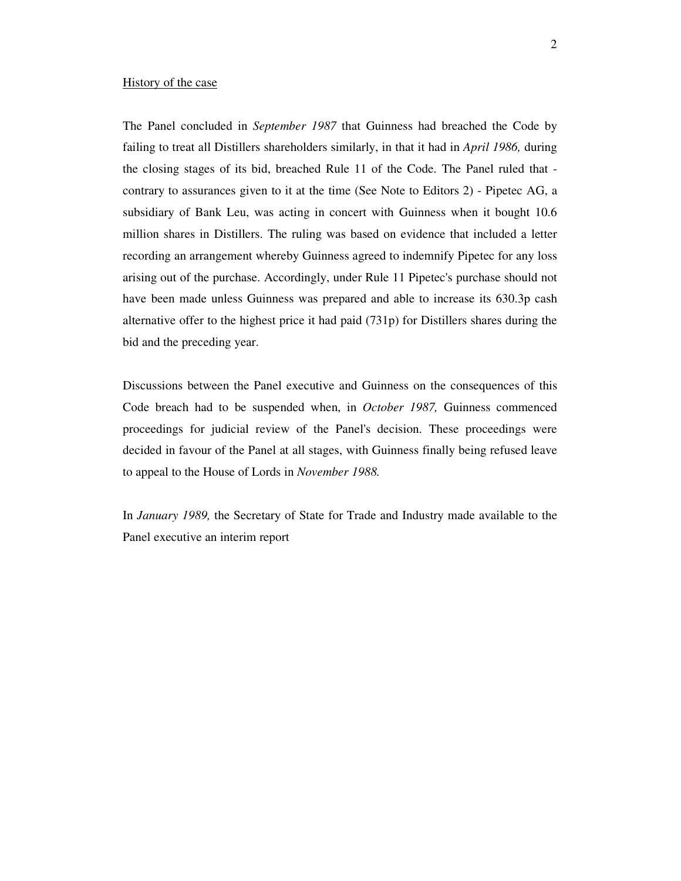<u>History of the case</u>

The Panel concluded in *September 1987* that Guinness had breached the Code by failing to treat all Distillers shareholders similarly, in that it had in *April 1986,* during the closing stages of its bid, breached Rule 11 of the Code. The Panel ruled that - contrary to assurances given to it at the time (See Note to Editors 2) - Pipetec AG, a subsidiary of Bank Leu, was acting in concert with Guinness when it bought 10.6 million shares in Distillers. The ruling was based on evidence that included a letter recording an arrangement whereby Guinness agreed to indemnify Pipetec for any loss arising out of the purchase. Accordingly, under Rule 11 Pipetec's purchase should not have been made unless Guinness was prepared and able to increase its 630.3p cash alternative offer to the highest price it had paid (731p) for Distillers shares during the bid and the preceding year.

Discussions between the Panel executive and Guinness on the consequences of this Code breach had to be suspended when, in *October 1987,* Guinness commenced proceedings for judicial review of the Panel's decision. These proceedings were decided in favour of the Panel at all stages, with Guinness finally being refused leave to appeal to the House of Lords in *November 1988.*

In *January 1989,* the Secretary of State for Trade and Industry made available to the Panel executive an interim report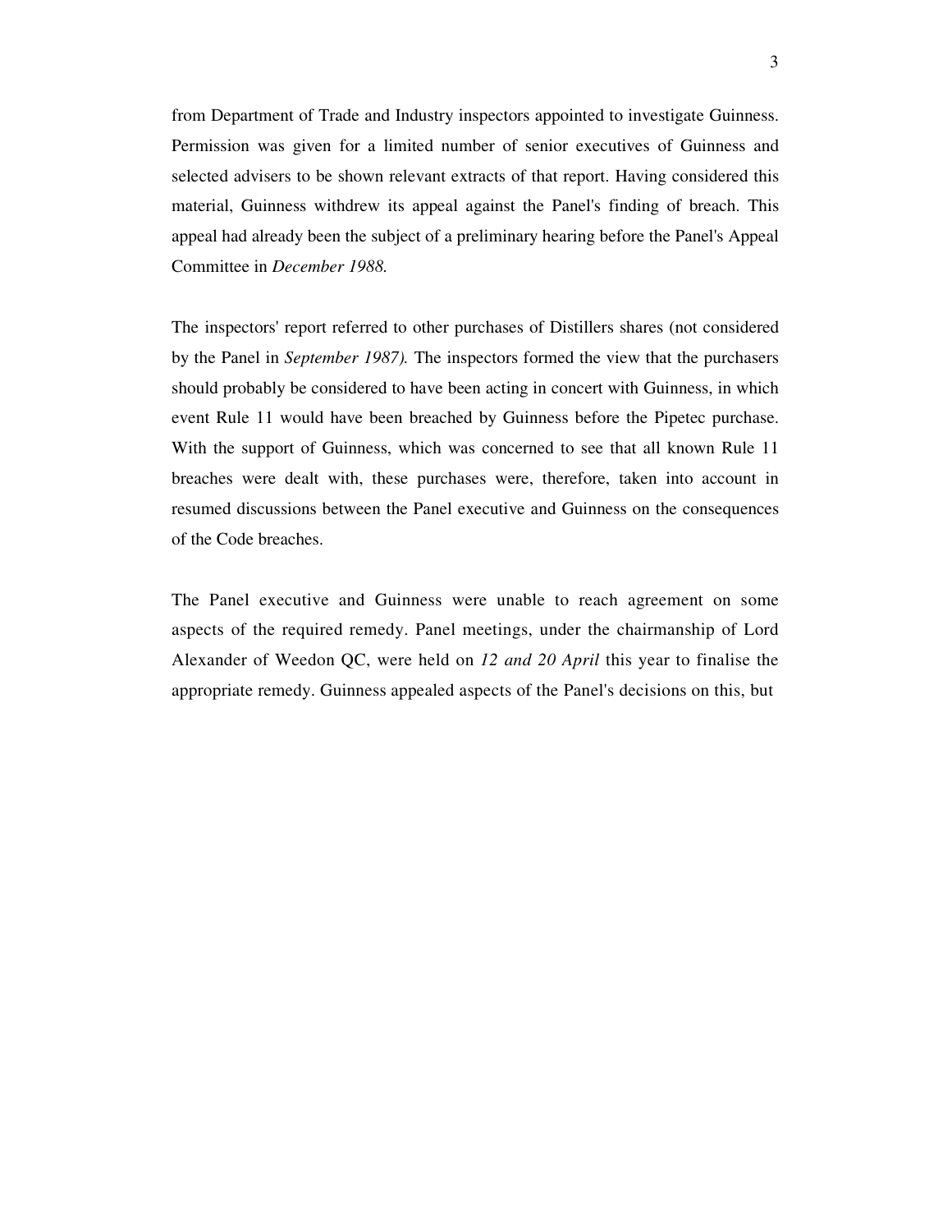from Department of Trade and Industry inspectors appointed to investigate Guinness. Permission was given for a limited number of senior executives of Guinness and selected advisers to be shown relevant extracts of that report. Having considered this material, Guinness withdrew its appeal against the Panel's finding of breach. This appeal had already been the subject of a preliminary hearing before the Panel's Appeal Committee in *December 1988.*

The inspectors' report referred to other purchases of Distillers shares (not considered by the Panel in *September 1987).* The inspectors formed the view that the purchasers should probably be considered to have been acting in concert with Guinness, in which event Rule 11 would have been breached by Guinness before the Pipetec purchase. With the support of Guinness, which was concerned to see that all known Rule 11 breaches were dealt with, these purchases were, therefore, taken into account in resumed discussions between the Panel executive and Guinness on the consequences of the Code breaches.

The Panel executive and Guinness were unable to reach agreement on some aspects of the required remedy. Panel meetings, under the chairmanship of Lord Alexander of Weedon QC, were held on *12 and 20 April* this year to finalise the appropriate remedy. Guinness appealed aspects of the Panel's decisions on this, but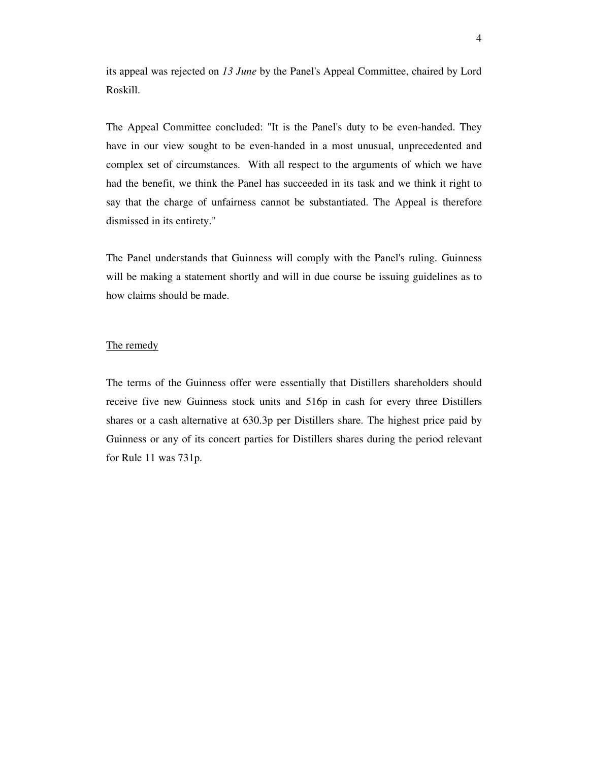its appeal was rejected on *13 June* by the Panel's Appeal Committee, chaired by Lord Roskill.

The Appeal Committee concluded: "It is the Panel's duty to be even-handed. They have in our view sought to be even-handed in a most unusual, unprecedented and complex set of circumstances. With all respect to the arguments of which we have had the benefit, we think the Panel has succeeded in its task and we think it right to say that the charge of unfairness cannot be substantiated. The Appeal is therefore dismissed in its entirety."

The Panel understands that Guinness will comply with the Panel's ruling. Guinness will be making a statement shortly and will in due course be issuing guidelines as to how claims should be made.

<u>The remedy</u>

The terms of the Guinness offer were essentially that Distillers shareholders should receive five new Guinness stock units and 516p in cash for every three Distillers shares or a cash alternative at 630.3p per Distillers share. The highest price paid by Guinness or any of its concert parties for Distillers shares during the period relevant for Rule 11 was 731p.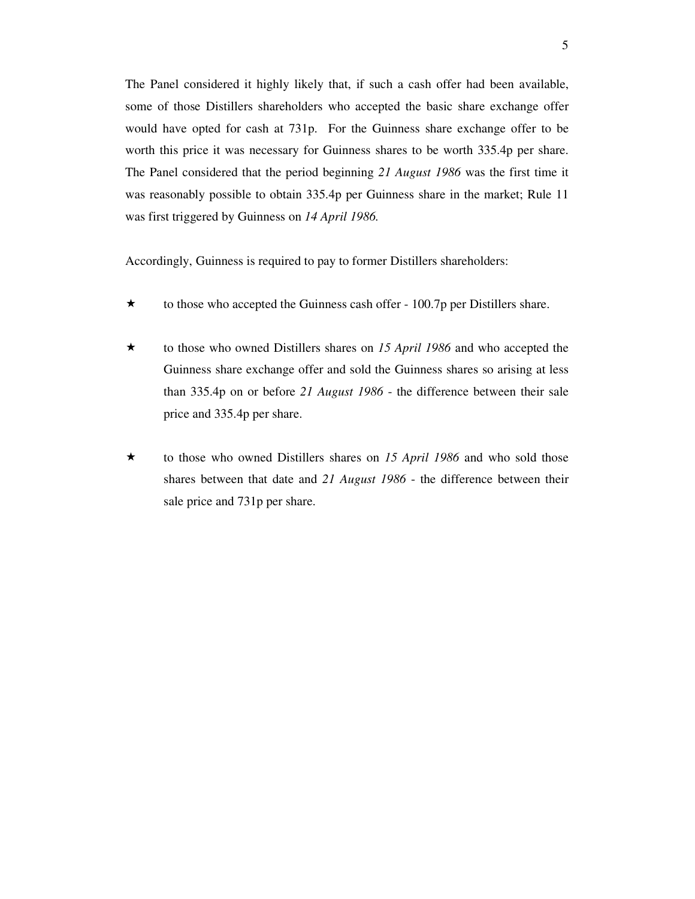The Panel considered it highly likely that, if such a cash offer had been available, some of those Distillers shareholders who accepted the basic share exchange offer would have opted for cash at 731p. For the Guinness share exchange offer to be worth this price it was necessary for Guinness shares to be worth 335.4p per share. The Panel considered that the period beginning *21 August 1986* was the first time it was reasonably possible to obtain 335.4p per Guinness share in the market; Rule 11 was first triggered by Guinness on *14 April 1986.*

Accordingly, Guinness is required to pay to former Distillers shareholders:

- to those who accepted the Guinness cash offer - 100.7p per Distillers share.

- to those who owned Distillers shares on *15 April 1986* and who accepted the Guinness share exchange offer and sold the Guinness shares so arising at less than 335.4p on or before *21 August 1986* - the difference between their sale price and 335.4p per share.

- to those who owned Distillers shares on *15 April 1986* and who sold those shares between that date and *21 August 1986* - the difference between their sale price and 731p per share.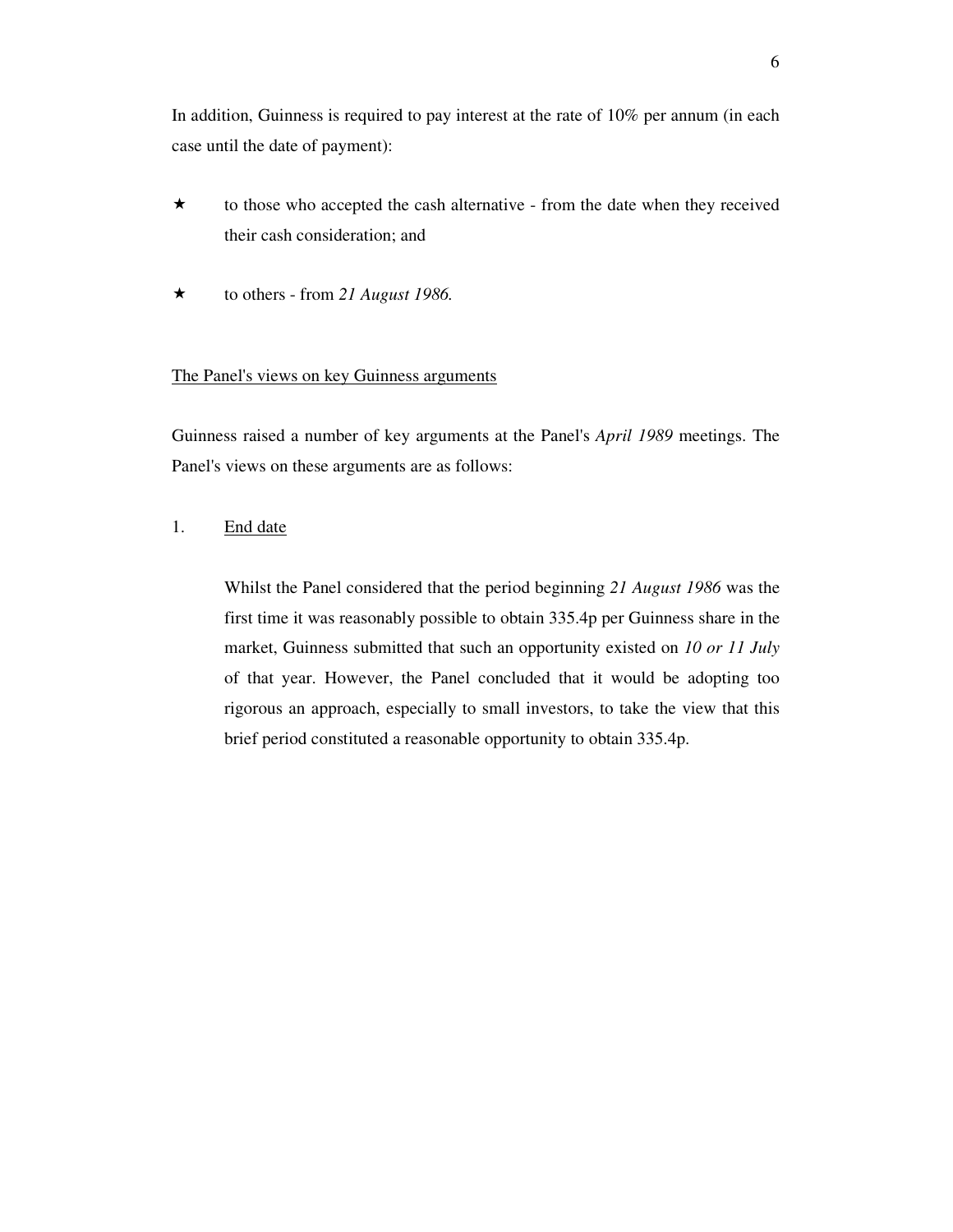In addition, Guinness is required to pay interest at the rate of 10% per annum (in each case until the date of payment):

- to those who accepted the cash alternative - from the date when they received their cash consideration; and

- to others - from *21 August 1986.*

## The Panel's views on key Guinness arguments

Guinness raised a number of key arguments at the Panel's *April 1989* meetings. The Panel's views on these arguments are as follows:

1. End date

   Whilst the Panel considered that the period beginning *21 August 1986* was the first time it was reasonably possible to obtain 335.4p per Guinness share in the market, Guinness submitted that such an opportunity existed on *10 or 11 July* of that year. However, the Panel concluded that it would be adopting too rigorous an approach, especially to small investors, to take the view that this brief period constituted a reasonable opportunity to obtain 335.4p.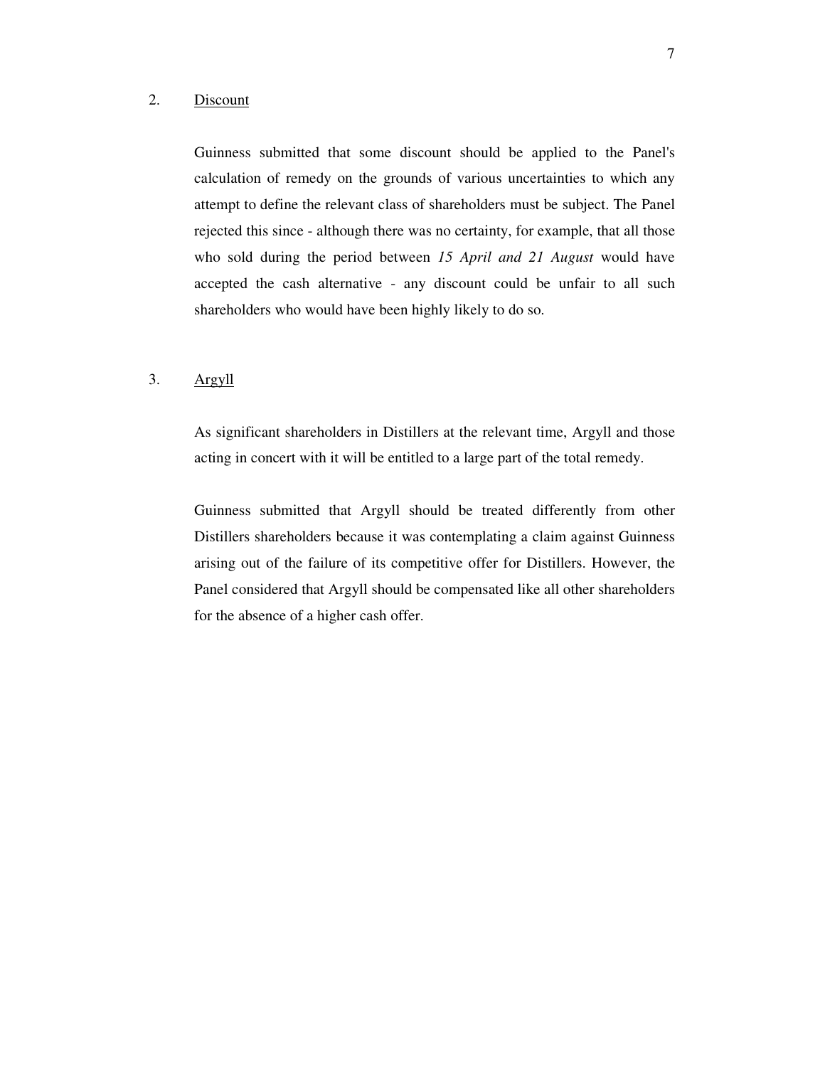2. <u>Discount</u>

Guinness submitted that some discount should be applied to the Panel's calculation of remedy on the grounds of various uncertainties to which any attempt to define the relevant class of shareholders must be subject. The Panel rejected this since - although there was no certainty, for example, that all those who sold during the period between *15 April and 21 August* would have accepted the cash alternative - any discount could be unfair to all such shareholders who would have been highly likely to do so.

3. <u>Argyll</u>

As significant shareholders in Distillers at the relevant time, Argyll and those acting in concert with it will be entitled to a large part of the total remedy.

Guinness submitted that Argyll should be treated differently from other Distillers shareholders because it was contemplating a claim against Guinness arising out of the failure of its competitive offer for Distillers. However, the Panel considered that Argyll should be compensated like all other shareholders for the absence of a higher cash offer.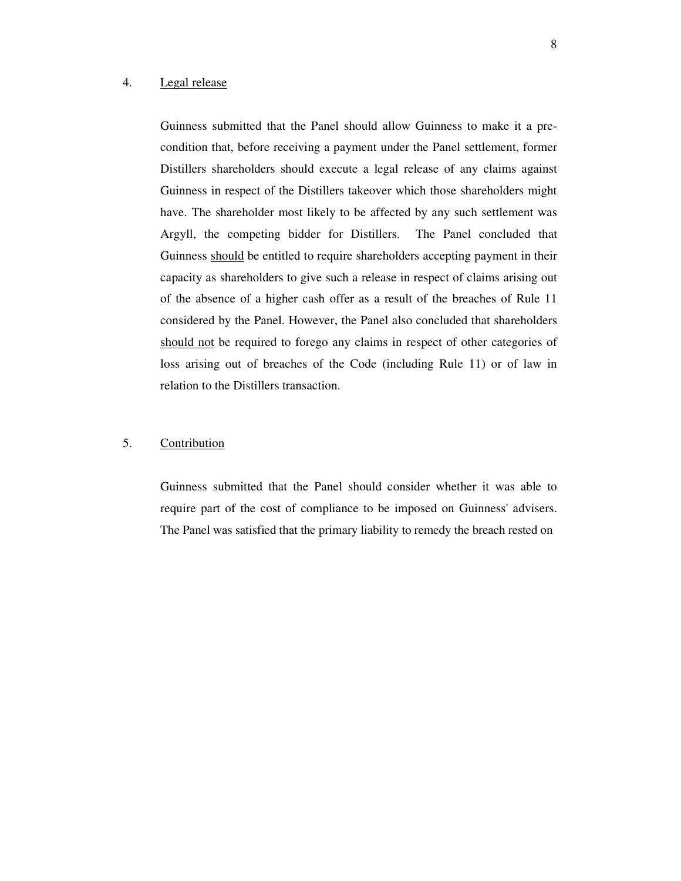4. Legal release

Guinness submitted that the Panel should allow Guinness to make it a pre-condition that, before receiving a payment under the Panel settlement, former Distillers shareholders should execute a legal release of any claims against Guinness in respect of the Distillers takeover which those shareholders might have. The shareholder most likely to be affected by any such settlement was Argyll, the competing bidder for Distillers. The Panel concluded that Guinness <u>should</u> be entitled to require shareholders accepting payment in their capacity as shareholders to give such a release in respect of claims arising out of the absence of a higher cash offer as a result of the breaches of Rule 11 considered by the Panel. However, the Panel also concluded that shareholders <u>should not</u> be required to forego any claims in respect of other categories of loss arising out of breaches of the Code (including Rule 11) or of law in relation to the Distillers transaction.

5. Contribution

Guinness submitted that the Panel should consider whether it was able to require part of the cost of compliance to be imposed on Guinness' advisers. The Panel was satisfied that the primary liability to remedy the breach rested on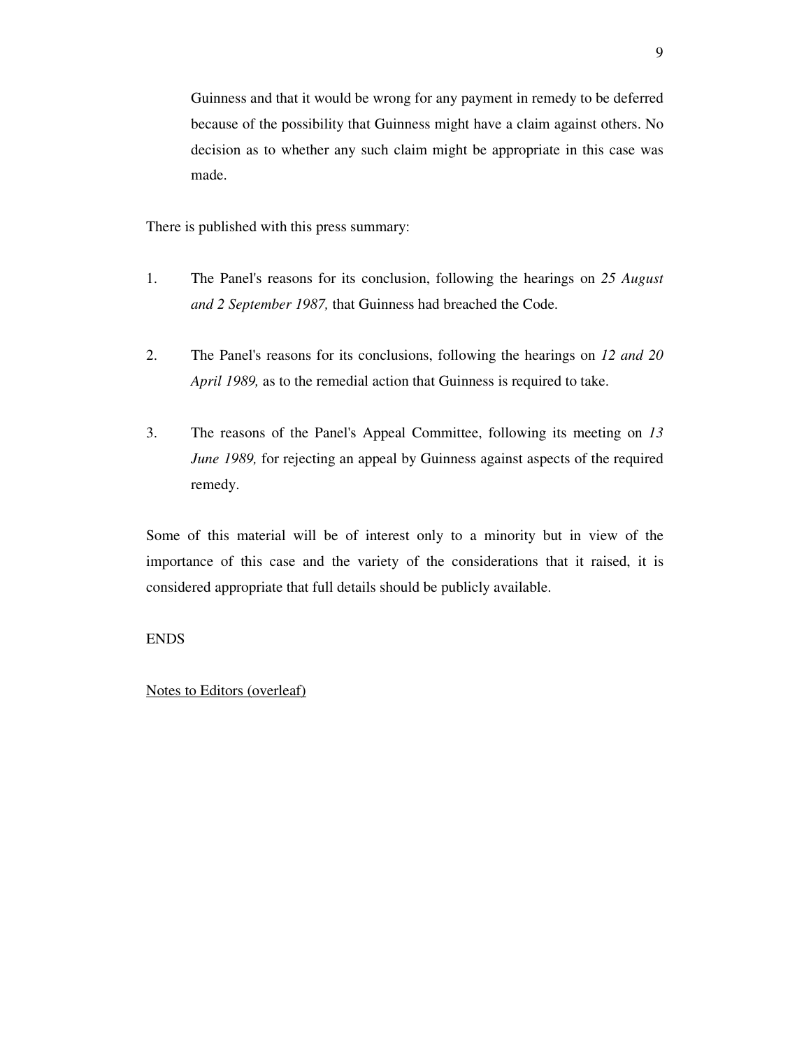Guinness and that it would be wrong for any payment in remedy to be deferred because of the possibility that Guinness might have a claim against others. No decision as to whether any such claim might be appropriate in this case was made.

There is published with this press summary:

1. The Panel's reasons for its conclusion, following the hearings on *25 August and 2 September 1987,* that Guinness had breached the Code.

2. The Panel's reasons for its conclusions, following the hearings on *12 and 20 April 1989,* as to the remedial action that Guinness is required to take.

3. The reasons of the Panel's Appeal Committee, following its meeting on *13 June 1989,* for rejecting an appeal by Guinness against aspects of the required remedy.

Some of this material will be of interest only to a minority but in view of the importance of this case and the variety of the considerations that it raised, it is considered appropriate that full details should be publicly available.

ENDS

<u>Notes to Editors (overleaf)</u>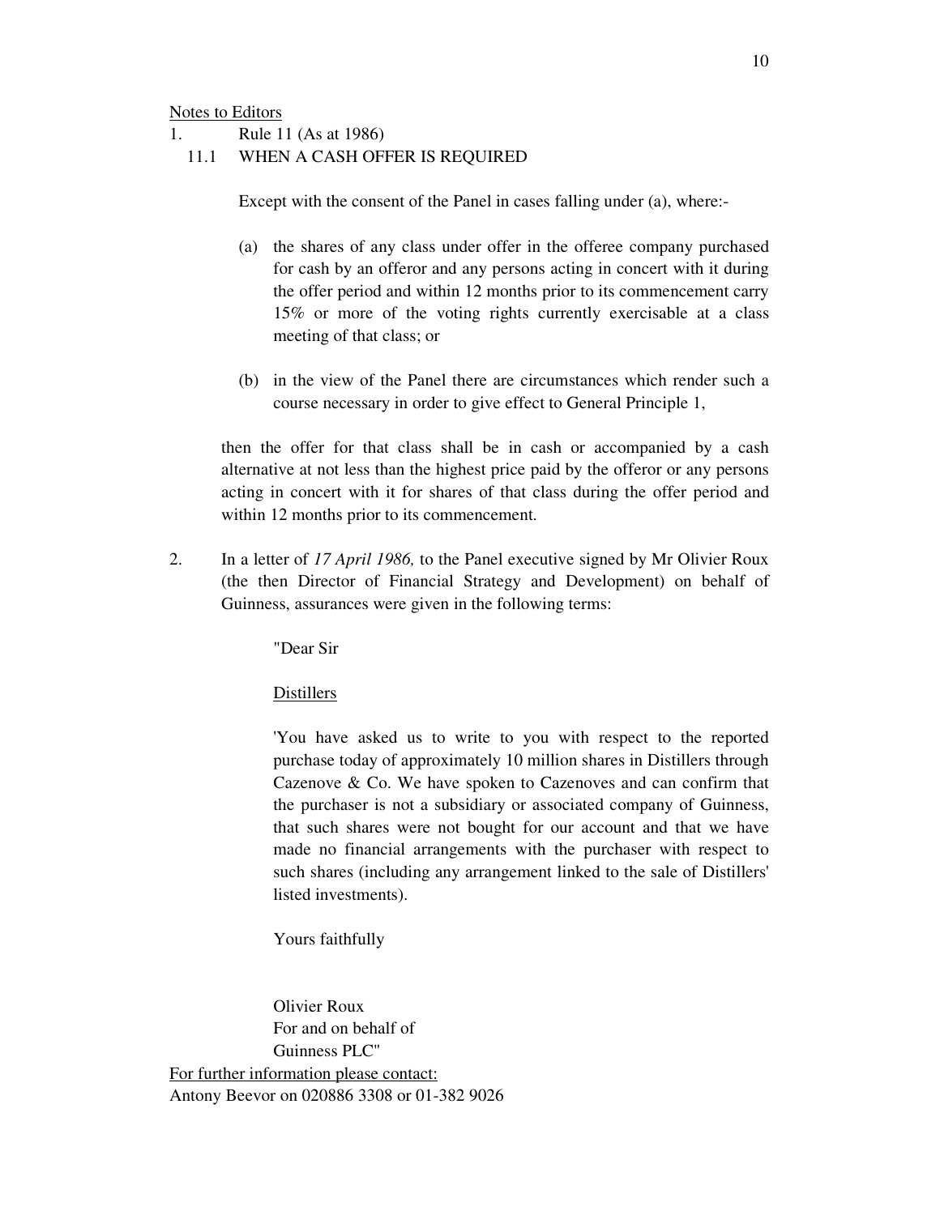<u>Notes to Editors</u>

1. Rule 11 (As at 1986)

   11.1 WHEN A CASH OFFER IS REQUIRED

   Except with the consent of the Panel in cases falling under (a), where:-

   (a) the shares of any class under offer in the offeree company purchased for cash by an offeror and any persons acting in concert with it during the offer period and within 12 months prior to its commencement carry 15% or more of the voting rights currently exercisable at a class meeting of that class; or

   (b) in the view of the Panel there are circumstances which render such a course necessary in order to give effect to General Principle 1,

   then the offer for that class shall be in cash or accompanied by a cash alternative at not less than the highest price paid by the offeror or any persons acting in concert with it for shares of that class during the offer period and within 12 months prior to its commencement.

2. In a letter of *17 April 1986,* to the Panel executive signed by Mr Olivier Roux (the then Director of Financial Strategy and Development) on behalf of Guinness, assurances were given in the following terms:

   "Dear Sir

   <u>Distillers</u>

   'You have asked us to write to you with respect to the reported purchase today of approximately 10 million shares in Distillers through Cazenove & Co. We have spoken to Cazenoves and can confirm that the purchaser is not a subsidiary or associated company of Guinness, that such shares were not bought for our account and that we have made no financial arrangements with the purchaser with respect to such shares (including any arrangement linked to the sale of Distillers' listed investments).

   Yours faithfully

   Olivier Roux
   For and on behalf of
   Guinness PLC"

<u>For further information please contact:</u>
Antony Beevor on 020886 3308 or 01-382 9026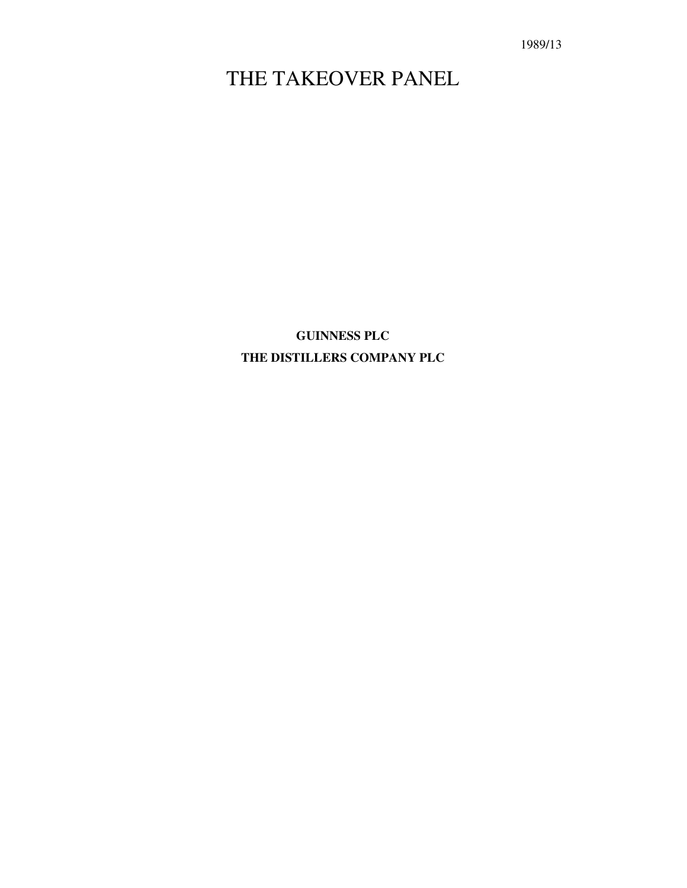1989/13

# THE TAKEOVER PANEL

**GUINNESS PLC**

**THE DISTILLERS COMPANY PLC**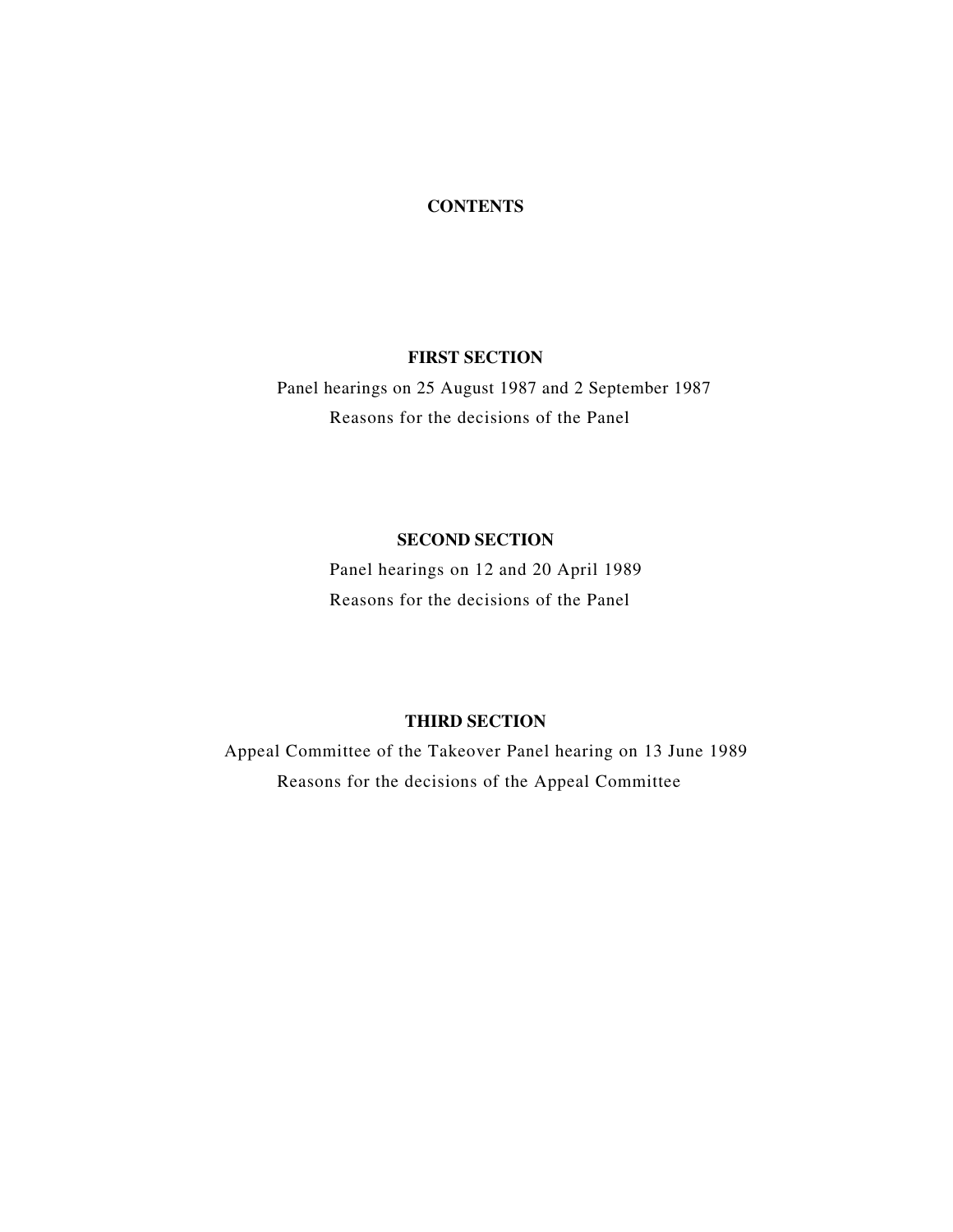**CONTENTS**

**FIRST SECTION**

Panel hearings on 25 August 1987 and 2 September 1987

Reasons for the decisions of the Panel

**SECOND SECTION**

Panel hearings on 12 and 20 April 1989

Reasons for the decisions of the Panel

**THIRD SECTION**

Appeal Committee of the Takeover Panel hearing on 13 June 1989

Reasons for the decisions of the Appeal Committee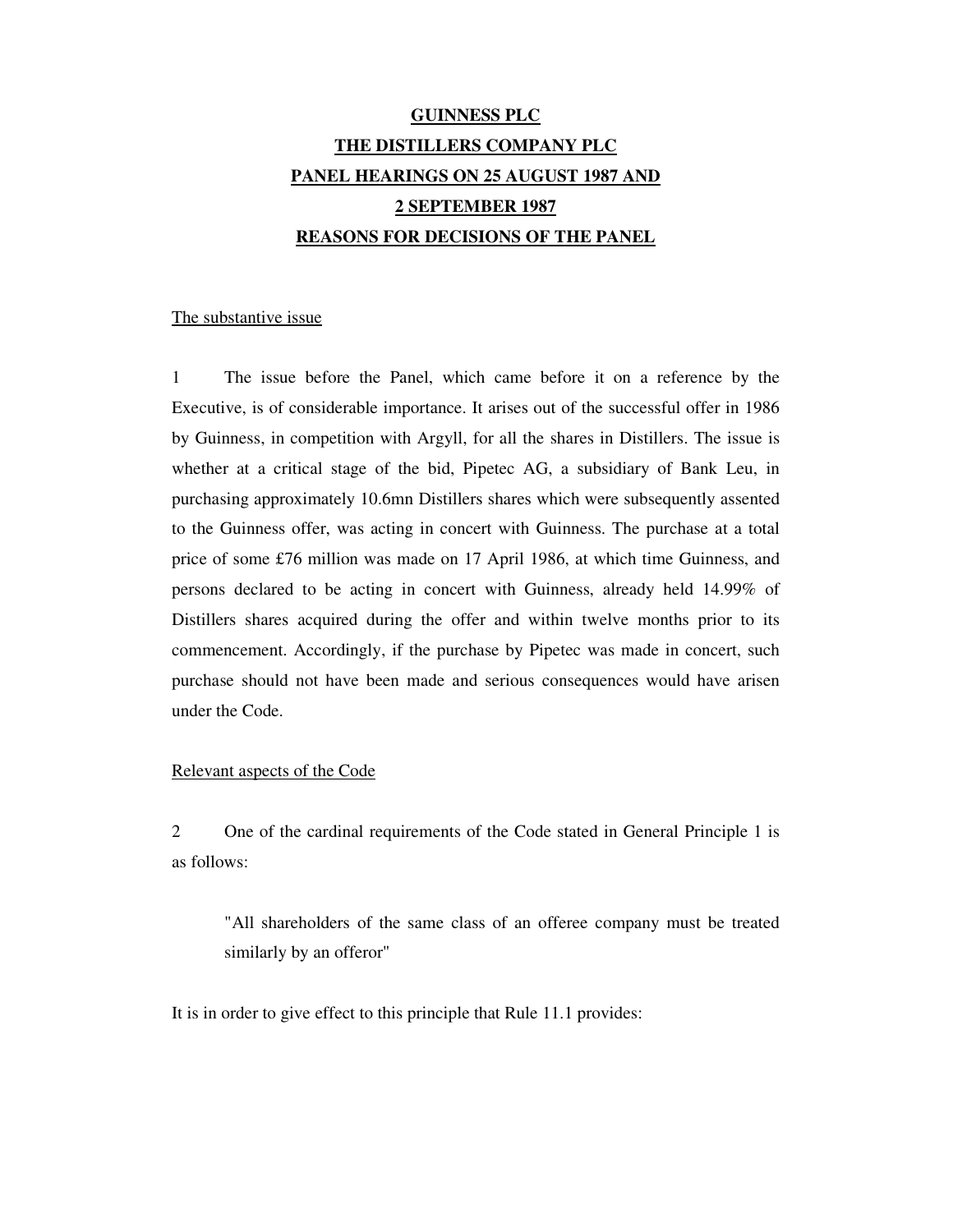**GUINNESS PLC**

**THE DISTILLERS COMPANY PLC**

**PANEL HEARINGS ON 25 AUGUST 1987 AND 2 SEPTEMBER 1987**

**REASONS FOR DECISIONS OF THE PANEL**

The substantive issue

1 The issue before the Panel, which came before it on a reference by the Executive, is of considerable importance. It arises out of the successful offer in 1986 by Guinness, in competition with Argyll, for all the shares in Distillers. The issue is whether at a critical stage of the bid, Pipetec AG, a subsidiary of Bank Leu, in purchasing approximately 10.6mn Distillers shares which were subsequently assented to the Guinness offer, was acting in concert with Guinness. The purchase at a total price of some £76 million was made on 17 April 1986, at which time Guinness, and persons declared to be acting in concert with Guinness, already held 14.99% of Distillers shares acquired during the offer and within twelve months prior to its commencement. Accordingly, if the purchase by Pipetec was made in concert, such purchase should not have been made and serious consequences would have arisen under the Code.

Relevant aspects of the Code

2 One of the cardinal requirements of the Code stated in General Principle 1 is as follows:

> "All shareholders of the same class of an offeree company must be treated similarly by an offeror"

It is in order to give effect to this principle that Rule 11.1 provides: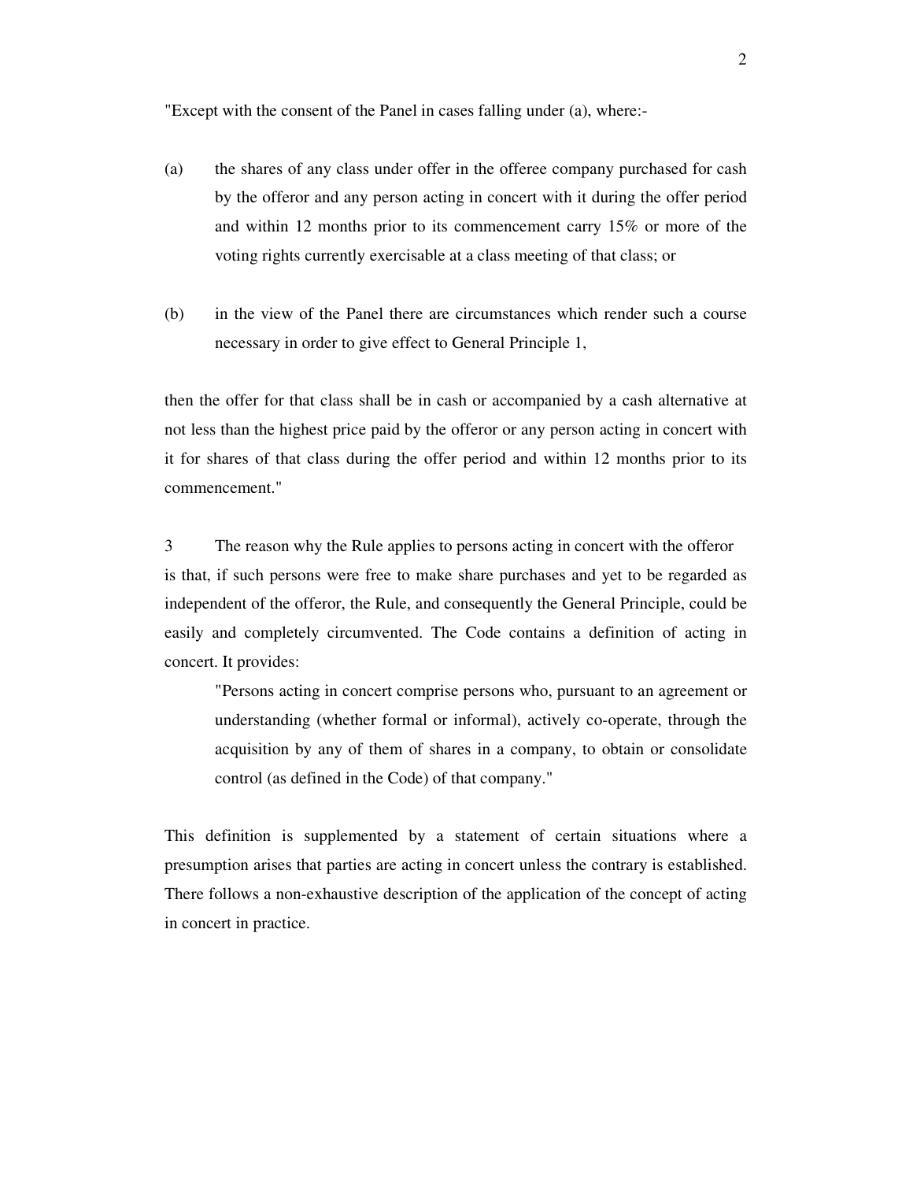"Except with the consent of the Panel in cases falling under (a), where:-

(a) the shares of any class under offer in the offeree company purchased for cash by the offeror and any person acting in concert with it during the offer period and within 12 months prior to its commencement carry 15% or more of the voting rights currently exercisable at a class meeting of that class; or

(b) in the view of the Panel there are circumstances which render such a course necessary in order to give effect to General Principle 1,

then the offer for that class shall be in cash or accompanied by a cash alternative at not less than the highest price paid by the offeror or any person acting in concert with it for shares of that class during the offer period and within 12 months prior to its commencement."

3 The reason why the Rule applies to persons acting in concert with the offeror is that, if such persons were free to make share purchases and yet to be regarded as independent of the offeror, the Rule, and consequently the General Principle, could be easily and completely circumvented. The Code contains a definition of acting in concert. It provides:

> "Persons acting in concert comprise persons who, pursuant to an agreement or understanding (whether formal or informal), actively co-operate, through the acquisition by any of them of shares in a company, to obtain or consolidate control (as defined in the Code) of that company."

This definition is supplemented by a statement of certain situations where a presumption arises that parties are acting in concert unless the contrary is established. There follows a non-exhaustive description of the application of the concept of acting in concert in practice.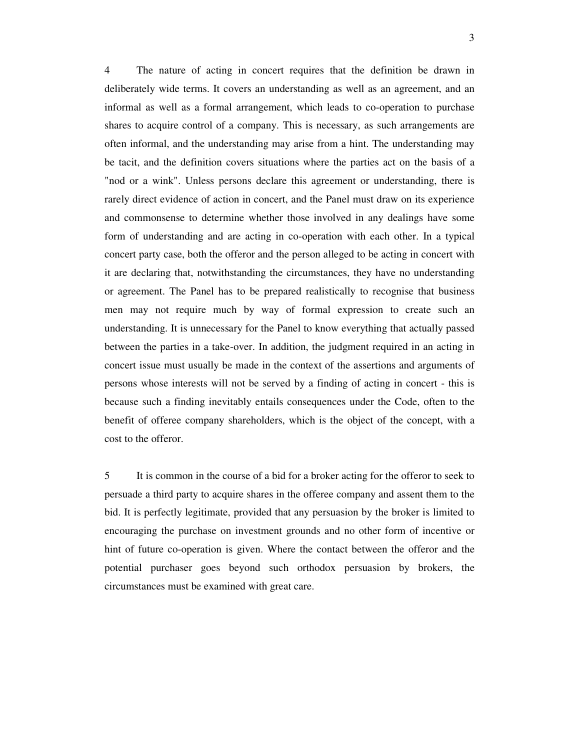4 The nature of acting in concert requires that the definition be drawn in deliberately wide terms. It covers an understanding as well as an agreement, and an informal as well as a formal arrangement, which leads to co-operation to purchase shares to acquire control of a company. This is necessary, as such arrangements are often informal, and the understanding may arise from a hint. The understanding may be tacit, and the definition covers situations where the parties act on the basis of a "nod or a wink". Unless persons declare this agreement or understanding, there is rarely direct evidence of action in concert, and the Panel must draw on its experience and commonsense to determine whether those involved in any dealings have some form of understanding and are acting in co-operation with each other. In a typical concert party case, both the offeror and the person alleged to be acting in concert with it are declaring that, notwithstanding the circumstances, they have no understanding or agreement. The Panel has to be prepared realistically to recognise that business men may not require much by way of formal expression to create such an understanding. It is unnecessary for the Panel to know everything that actually passed between the parties in a take-over. In addition, the judgment required in an acting in concert issue must usually be made in the context of the assertions and arguments of persons whose interests will not be served by a finding of acting in concert - this is because such a finding inevitably entails consequences under the Code, often to the benefit of offeree company shareholders, which is the object of the concept, with a cost to the offeror.

5 It is common in the course of a bid for a broker acting for the offeror to seek to persuade a third party to acquire shares in the offeree company and assent them to the bid. It is perfectly legitimate, provided that any persuasion by the broker is limited to encouraging the purchase on investment grounds and no other form of incentive or hint of future co-operation is given. Where the contact between the offeror and the potential purchaser goes beyond such orthodox persuasion by brokers, the circumstances must be examined with great care.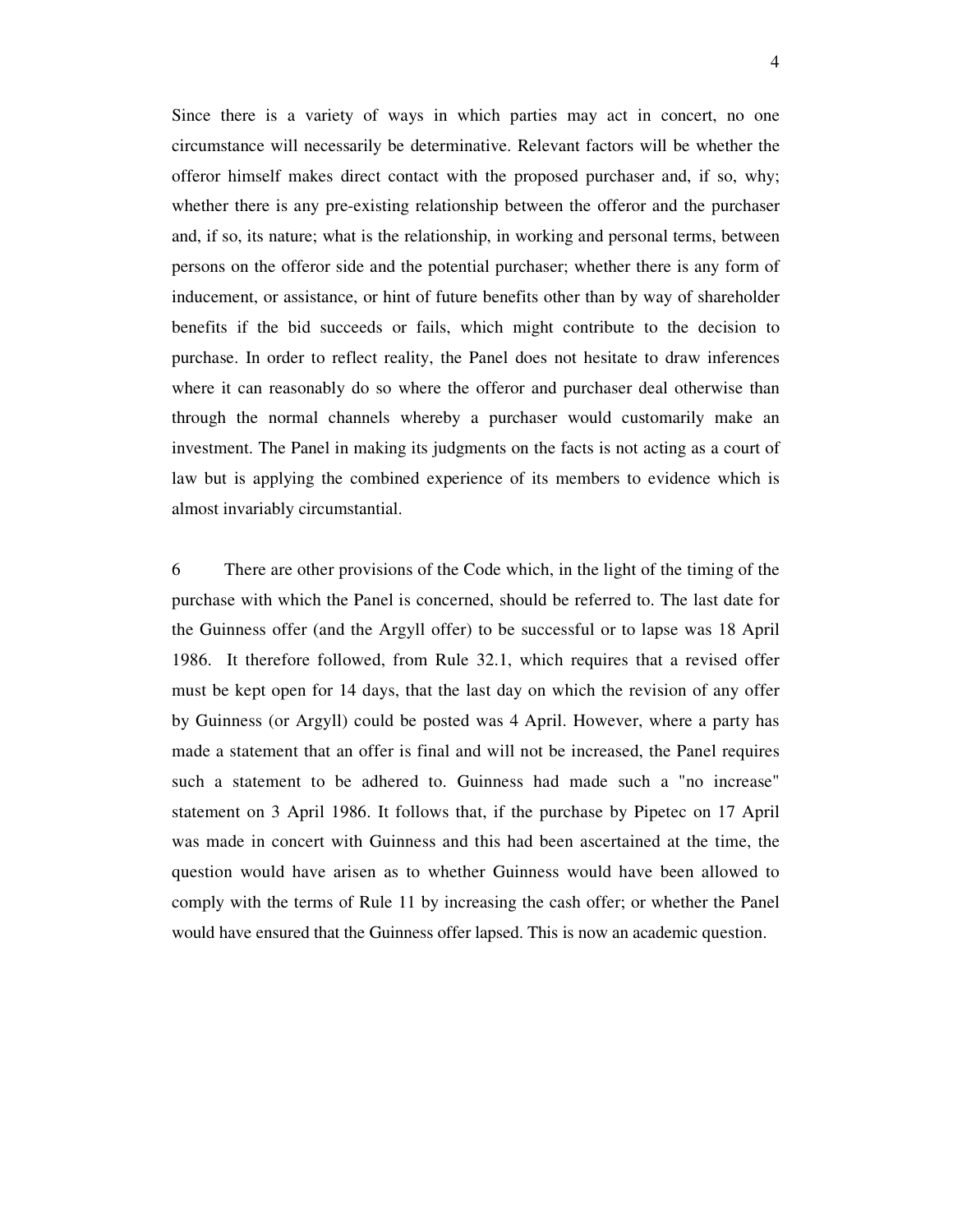Since there is a variety of ways in which parties may act in concert, no one circumstance will necessarily be determinative. Relevant factors will be whether the offeror himself makes direct contact with the proposed purchaser and, if so, why; whether there is any pre-existing relationship between the offeror and the purchaser and, if so, its nature; what is the relationship, in working and personal terms, between persons on the offeror side and the potential purchaser; whether there is any form of inducement, or assistance, or hint of future benefits other than by way of shareholder benefits if the bid succeeds or fails, which might contribute to the decision to purchase. In order to reflect reality, the Panel does not hesitate to draw inferences where it can reasonably do so where the offeror and purchaser deal otherwise than through the normal channels whereby a purchaser would customarily make an investment. The Panel in making its judgments on the facts is not acting as a court of law but is applying the combined experience of its members to evidence which is almost invariably circumstantial.

6 There are other provisions of the Code which, in the light of the timing of the purchase with which the Panel is concerned, should be referred to. The last date for the Guinness offer (and the Argyll offer) to be successful or to lapse was 18 April 1986. It therefore followed, from Rule 32.1, which requires that a revised offer must be kept open for 14 days, that the last day on which the revision of any offer by Guinness (or Argyll) could be posted was 4 April. However, where a party has made a statement that an offer is final and will not be increased, the Panel requires such a statement to be adhered to. Guinness had made such a "no increase" statement on 3 April 1986. It follows that, if the purchase by Pipetec on 17 April was made in concert with Guinness and this had been ascertained at the time, the question would have arisen as to whether Guinness would have been allowed to comply with the terms of Rule 11 by increasing the cash offer; or whether the Panel would have ensured that the Guinness offer lapsed. This is now an academic question.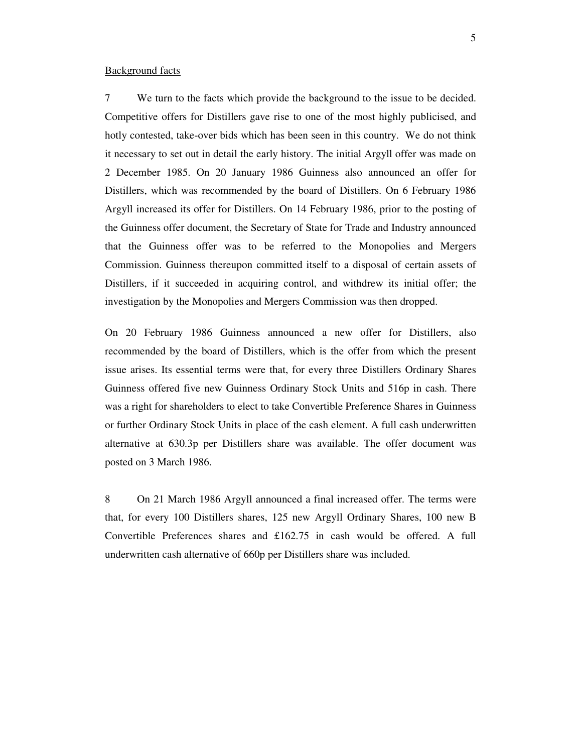Background facts

7 We turn to the facts which provide the background to the issue to be decided. Competitive offers for Distillers gave rise to one of the most highly publicised, and hotly contested, take-over bids which has been seen in this country. We do not think it necessary to set out in detail the early history. The initial Argyll offer was made on 2 December 1985. On 20 January 1986 Guinness also announced an offer for Distillers, which was recommended by the board of Distillers. On 6 February 1986 Argyll increased its offer for Distillers. On 14 February 1986, prior to the posting of the Guinness offer document, the Secretary of State for Trade and Industry announced that the Guinness offer was to be referred to the Monopolies and Mergers Commission. Guinness thereupon committed itself to a disposal of certain assets of Distillers, if it succeeded in acquiring control, and withdrew its initial offer; the investigation by the Monopolies and Mergers Commission was then dropped.

On 20 February 1986 Guinness announced a new offer for Distillers, also recommended by the board of Distillers, which is the offer from which the present issue arises. Its essential terms were that, for every three Distillers Ordinary Shares Guinness offered five new Guinness Ordinary Stock Units and 516p in cash. There was a right for shareholders to elect to take Convertible Preference Shares in Guinness or further Ordinary Stock Units in place of the cash element. A full cash underwritten alternative at 630.3p per Distillers share was available. The offer document was posted on 3 March 1986.

8 On 21 March 1986 Argyll announced a final increased offer. The terms were that, for every 100 Distillers shares, 125 new Argyll Ordinary Shares, 100 new B Convertible Preferences shares and £162.75 in cash would be offered. A full underwritten cash alternative of 660p per Distillers share was included.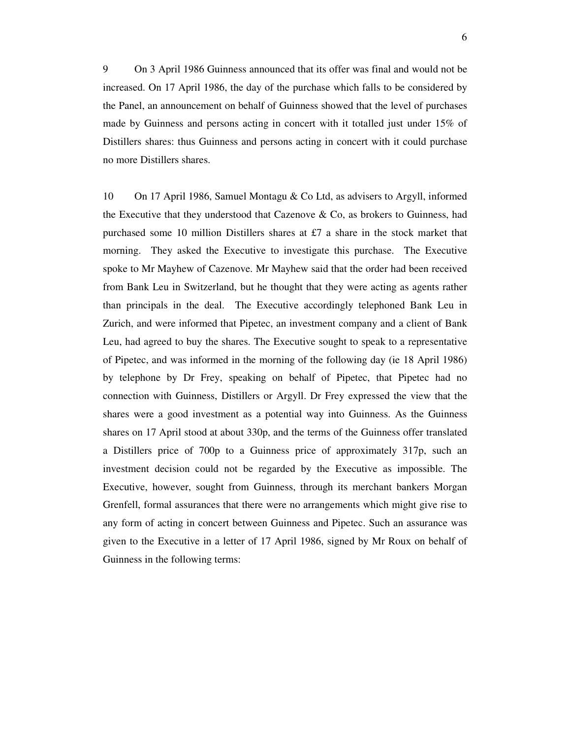9 On 3 April 1986 Guinness announced that its offer was final and would not be increased. On 17 April 1986, the day of the purchase which falls to be considered by the Panel, an announcement on behalf of Guinness showed that the level of purchases made by Guinness and persons acting in concert with it totalled just under 15% of Distillers shares: thus Guinness and persons acting in concert with it could purchase no more Distillers shares.

10 On 17 April 1986, Samuel Montagu & Co Ltd, as advisers to Argyll, informed the Executive that they understood that Cazenove & Co, as brokers to Guinness, had purchased some 10 million Distillers shares at £7 a share in the stock market that morning. They asked the Executive to investigate this purchase. The Executive spoke to Mr Mayhew of Cazenove. Mr Mayhew said that the order had been received from Bank Leu in Switzerland, but he thought that they were acting as agents rather than principals in the deal. The Executive accordingly telephoned Bank Leu in Zurich, and were informed that Pipetec, an investment company and a client of Bank Leu, had agreed to buy the shares. The Executive sought to speak to a representative of Pipetec, and was informed in the morning of the following day (ie 18 April 1986) by telephone by Dr Frey, speaking on behalf of Pipetec, that Pipetec had no connection with Guinness, Distillers or Argyll. Dr Frey expressed the view that the shares were a good investment as a potential way into Guinness. As the Guinness shares on 17 April stood at about 330p, and the terms of the Guinness offer translated a Distillers price of 700p to a Guinness price of approximately 317p, such an investment decision could not be regarded by the Executive as impossible. The Executive, however, sought from Guinness, through its merchant bankers Morgan Grenfell, formal assurances that there were no arrangements which might give rise to any form of acting in concert between Guinness and Pipetec. Such an assurance was given to the Executive in a letter of 17 April 1986, signed by Mr Roux on behalf of Guinness in the following terms: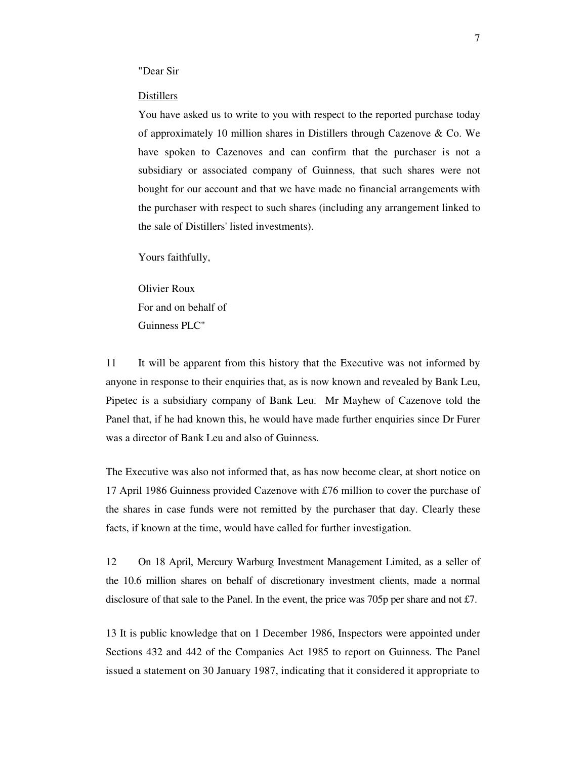"Dear Sir

Distillers

You have asked us to write to you with respect to the reported purchase today of approximately 10 million shares in Distillers through Cazenove & Co. We have spoken to Cazenoves and can confirm that the purchaser is not a subsidiary or associated company of Guinness, that such shares were not bought for our account and that we have made no financial arrangements with the purchaser with respect to such shares (including any arrangement linked to the sale of Distillers' listed investments).

Yours faithfully,

Olivier Roux
For and on behalf of
Guinness PLC"

11 It will be apparent from this history that the Executive was not informed by anyone in response to their enquiries that, as is now known and revealed by Bank Leu, Pipetec is a subsidiary company of Bank Leu. Mr Mayhew of Cazenove told the Panel that, if he had known this, he would have made further enquiries since Dr Furer was a director of Bank Leu and also of Guinness.

The Executive was also not informed that, as has now become clear, at short notice on 17 April 1986 Guinness provided Cazenove with £76 million to cover the purchase of the shares in case funds were not remitted by the purchaser that day. Clearly these facts, if known at the time, would have called for further investigation.

12 On 18 April, Mercury Warburg Investment Management Limited, as a seller of the 10.6 million shares on behalf of discretionary investment clients, made a normal disclosure of that sale to the Panel. In the event, the price was 705p per share and not £7.

13 It is public knowledge that on 1 December 1986, Inspectors were appointed under Sections 432 and 442 of the Companies Act 1985 to report on Guinness. The Panel issued a statement on 30 January 1987, indicating that it considered it appropriate to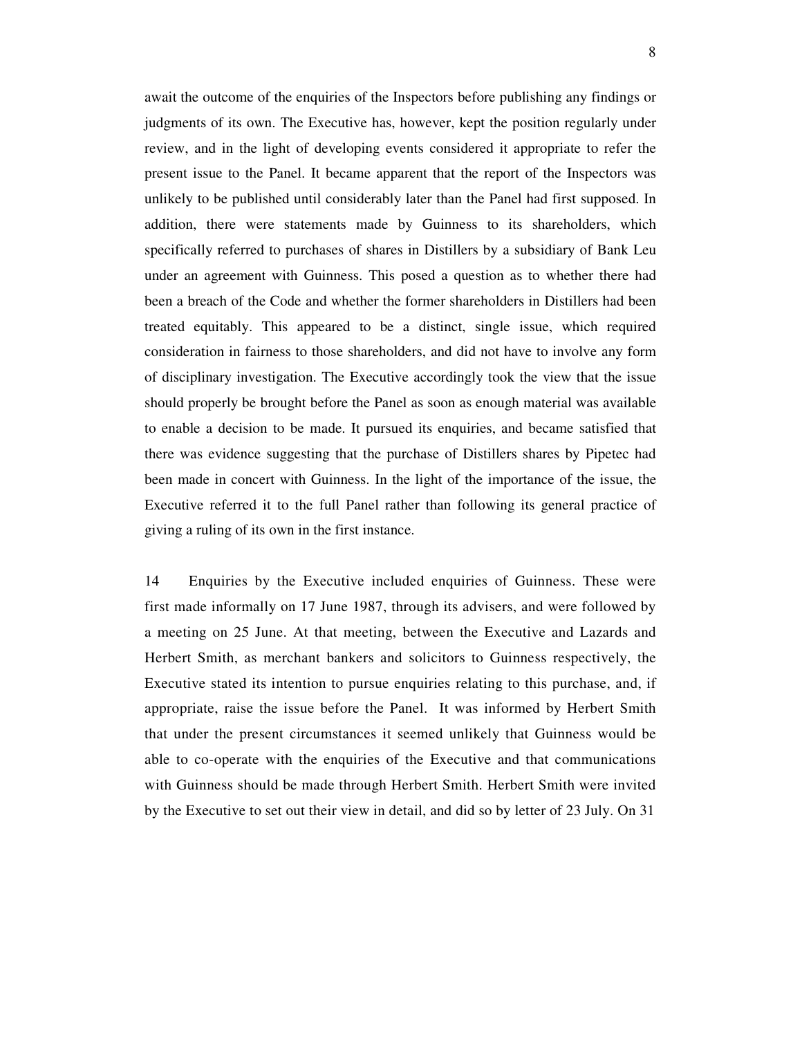await the outcome of the enquiries of the Inspectors before publishing any findings or judgments of its own. The Executive has, however, kept the position regularly under review, and in the light of developing events considered it appropriate to refer the present issue to the Panel. It became apparent that the report of the Inspectors was unlikely to be published until considerably later than the Panel had first supposed. In addition, there were statements made by Guinness to its shareholders, which specifically referred to purchases of shares in Distillers by a subsidiary of Bank Leu under an agreement with Guinness. This posed a question as to whether there had been a breach of the Code and whether the former shareholders in Distillers had been treated equitably. This appeared to be a distinct, single issue, which required consideration in fairness to those shareholders, and did not have to involve any form of disciplinary investigation. The Executive accordingly took the view that the issue should properly be brought before the Panel as soon as enough material was available to enable a decision to be made. It pursued its enquiries, and became satisfied that there was evidence suggesting that the purchase of Distillers shares by Pipetec had been made in concert with Guinness. In the light of the importance of the issue, the Executive referred it to the full Panel rather than following its general practice of giving a ruling of its own in the first instance.

14 Enquiries by the Executive included enquiries of Guinness. These were first made informally on 17 June 1987, through its advisers, and were followed by a meeting on 25 June. At that meeting, between the Executive and Lazards and Herbert Smith, as merchant bankers and solicitors to Guinness respectively, the Executive stated its intention to pursue enquiries relating to this purchase, and, if appropriate, raise the issue before the Panel. It was informed by Herbert Smith that under the present circumstances it seemed unlikely that Guinness would be able to co-operate with the enquiries of the Executive and that communications with Guinness should be made through Herbert Smith. Herbert Smith were invited by the Executive to set out their view in detail, and did so by letter of 23 July. On 31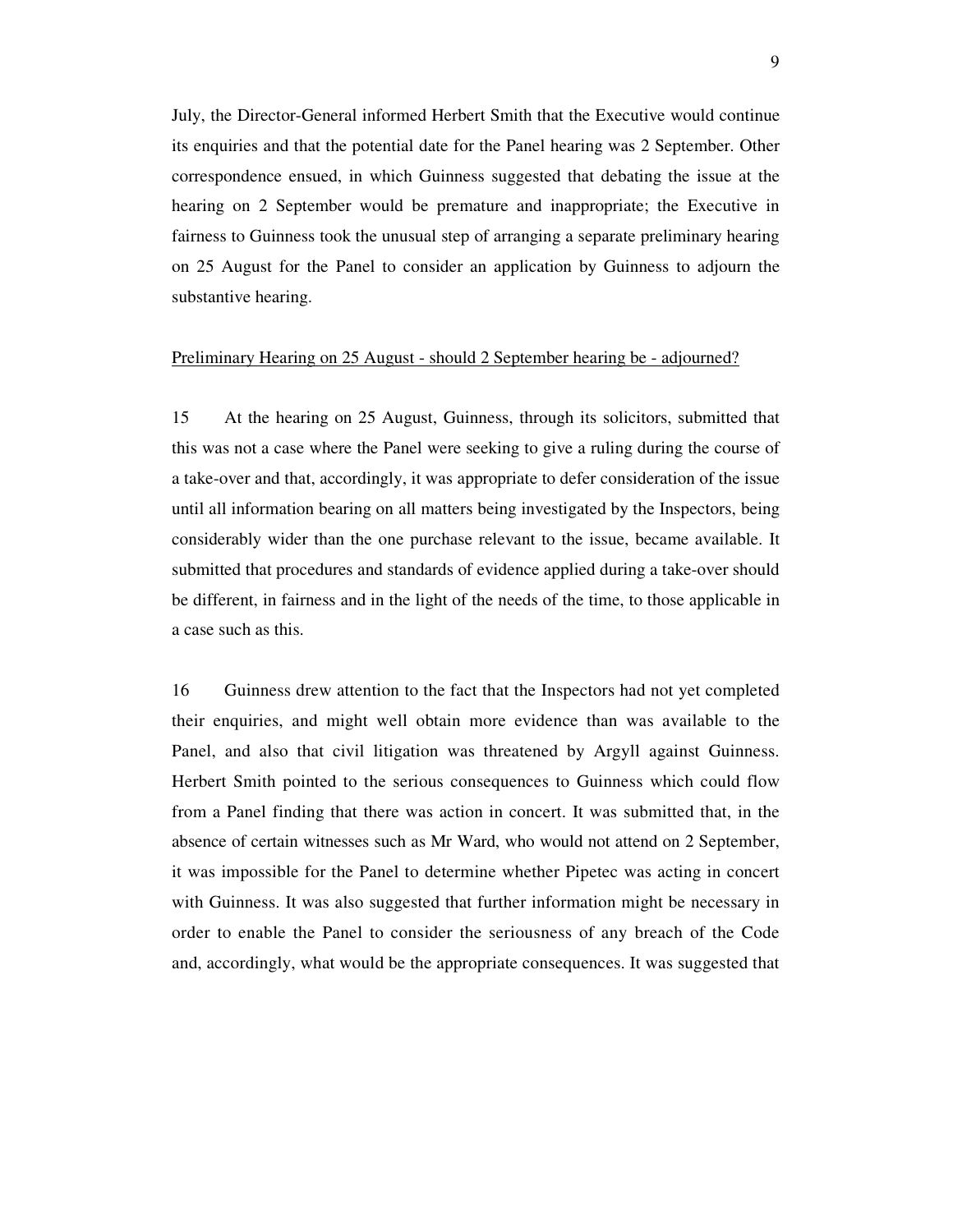July, the Director-General informed Herbert Smith that the Executive would continue its enquiries and that the potential date for the Panel hearing was 2 September. Other correspondence ensued, in which Guinness suggested that debating the issue at the hearing on 2 September would be premature and inappropriate; the Executive in fairness to Guinness took the unusual step of arranging a separate preliminary hearing on 25 August for the Panel to consider an application by Guinness to adjourn the substantive hearing.

<u>Preliminary Hearing on 25 August - should 2 September hearing be - adjourned?</u>

15 At the hearing on 25 August, Guinness, through its solicitors, submitted that this was not a case where the Panel were seeking to give a ruling during the course of a take-over and that, accordingly, it was appropriate to defer consideration of the issue until all information bearing on all matters being investigated by the Inspectors, being considerably wider than the one purchase relevant to the issue, became available. It submitted that procedures and standards of evidence applied during a take-over should be different, in fairness and in the light of the needs of the time, to those applicable in a case such as this.

16 Guinness drew attention to the fact that the Inspectors had not yet completed their enquiries, and might well obtain more evidence than was available to the Panel, and also that civil litigation was threatened by Argyll against Guinness. Herbert Smith pointed to the serious consequences to Guinness which could flow from a Panel finding that there was action in concert. It was submitted that, in the absence of certain witnesses such as Mr Ward, who would not attend on 2 September, it was impossible for the Panel to determine whether Pipetec was acting in concert with Guinness. It was also suggested that further information might be necessary in order to enable the Panel to consider the seriousness of any breach of the Code and, accordingly, what would be the appropriate consequences. It was suggested that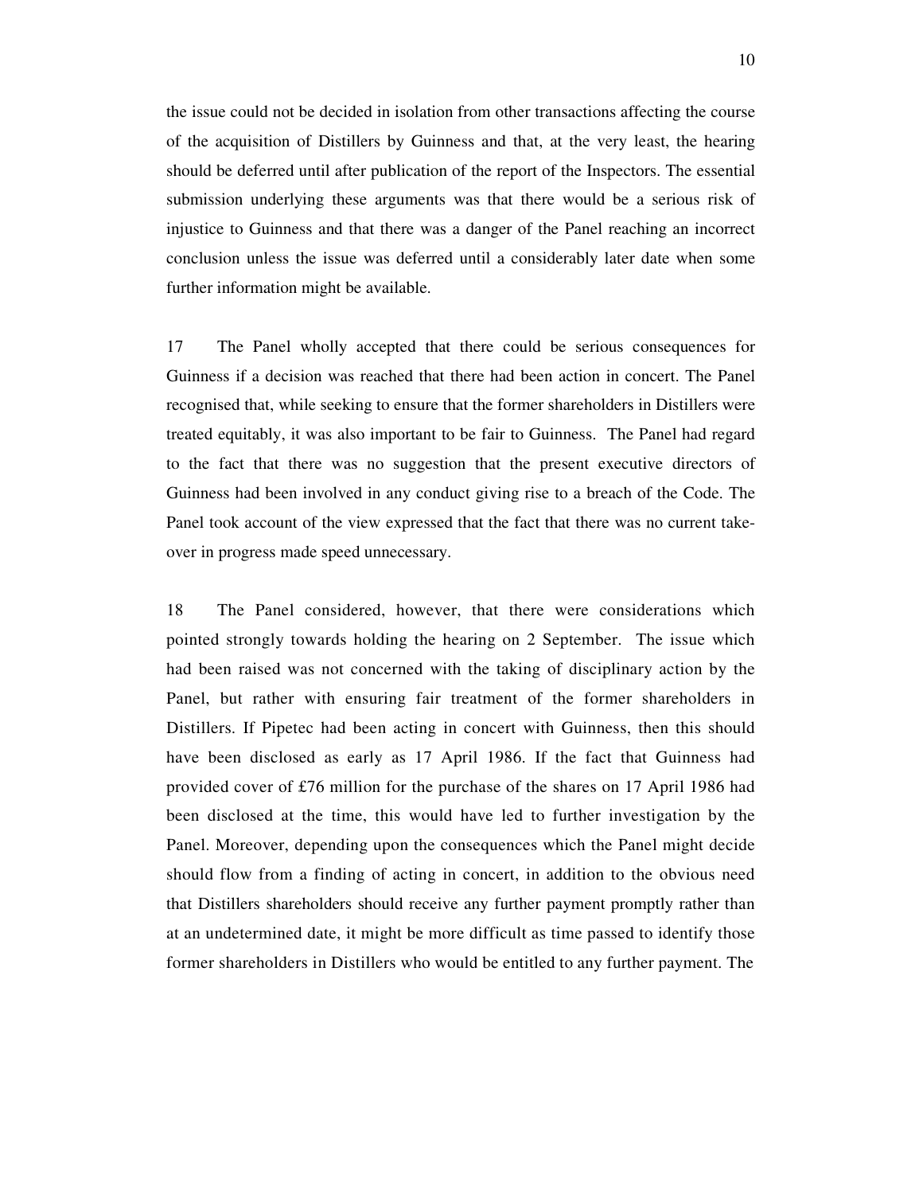the issue could not be decided in isolation from other transactions affecting the course of the acquisition of Distillers by Guinness and that, at the very least, the hearing should be deferred until after publication of the report of the Inspectors. The essential submission underlying these arguments was that there would be a serious risk of injustice to Guinness and that there was a danger of the Panel reaching an incorrect conclusion unless the issue was deferred until a considerably later date when some further information might be available.

17 The Panel wholly accepted that there could be serious consequences for Guinness if a decision was reached that there had been action in concert. The Panel recognised that, while seeking to ensure that the former shareholders in Distillers were treated equitably, it was also important to be fair to Guinness. The Panel had regard to the fact that there was no suggestion that the present executive directors of Guinness had been involved in any conduct giving rise to a breach of the Code. The Panel took account of the view expressed that the fact that there was no current take-over in progress made speed unnecessary.

18 The Panel considered, however, that there were considerations which pointed strongly towards holding the hearing on 2 September. The issue which had been raised was not concerned with the taking of disciplinary action by the Panel, but rather with ensuring fair treatment of the former shareholders in Distillers. If Pipetec had been acting in concert with Guinness, then this should have been disclosed as early as 17 April 1986. If the fact that Guinness had provided cover of £76 million for the purchase of the shares on 17 April 1986 had been disclosed at the time, this would have led to further investigation by the Panel. Moreover, depending upon the consequences which the Panel might decide should flow from a finding of acting in concert, in addition to the obvious need that Distillers shareholders should receive any further payment promptly rather than at an undetermined date, it might be more difficult as time passed to identify those former shareholders in Distillers who would be entitled to any further payment. The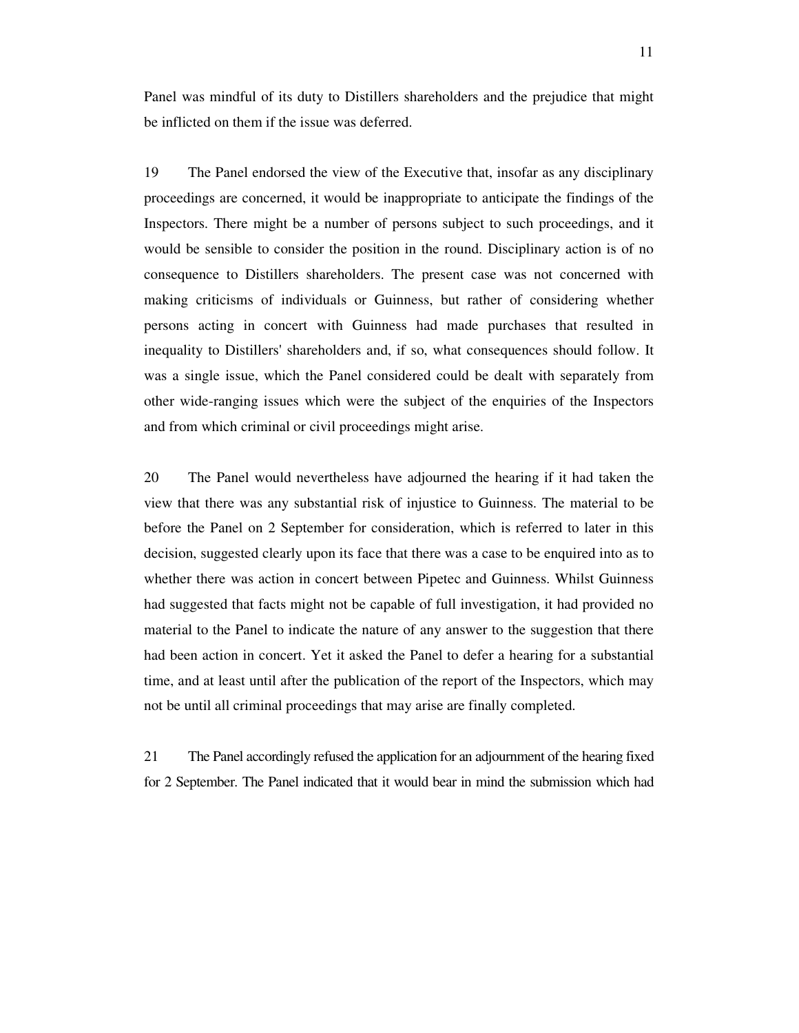Panel was mindful of its duty to Distillers shareholders and the prejudice that might be inflicted on them if the issue was deferred.

19 The Panel endorsed the view of the Executive that, insofar as any disciplinary proceedings are concerned, it would be inappropriate to anticipate the findings of the Inspectors. There might be a number of persons subject to such proceedings, and it would be sensible to consider the position in the round. Disciplinary action is of no consequence to Distillers shareholders. The present case was not concerned with making criticisms of individuals or Guinness, but rather of considering whether persons acting in concert with Guinness had made purchases that resulted in inequality to Distillers' shareholders and, if so, what consequences should follow. It was a single issue, which the Panel considered could be dealt with separately from other wide-ranging issues which were the subject of the enquiries of the Inspectors and from which criminal or civil proceedings might arise.

20 The Panel would nevertheless have adjourned the hearing if it had taken the view that there was any substantial risk of injustice to Guinness. The material to be before the Panel on 2 September for consideration, which is referred to later in this decision, suggested clearly upon its face that there was a case to be enquired into as to whether there was action in concert between Pipetec and Guinness. Whilst Guinness had suggested that facts might not be capable of full investigation, it had provided no material to the Panel to indicate the nature of any answer to the suggestion that there had been action in concert. Yet it asked the Panel to defer a hearing for a substantial time, and at least until after the publication of the report of the Inspectors, which may not be until all criminal proceedings that may arise are finally completed.

21 The Panel accordingly refused the application for an adjournment of the hearing fixed for 2 September. The Panel indicated that it would bear in mind the submission which had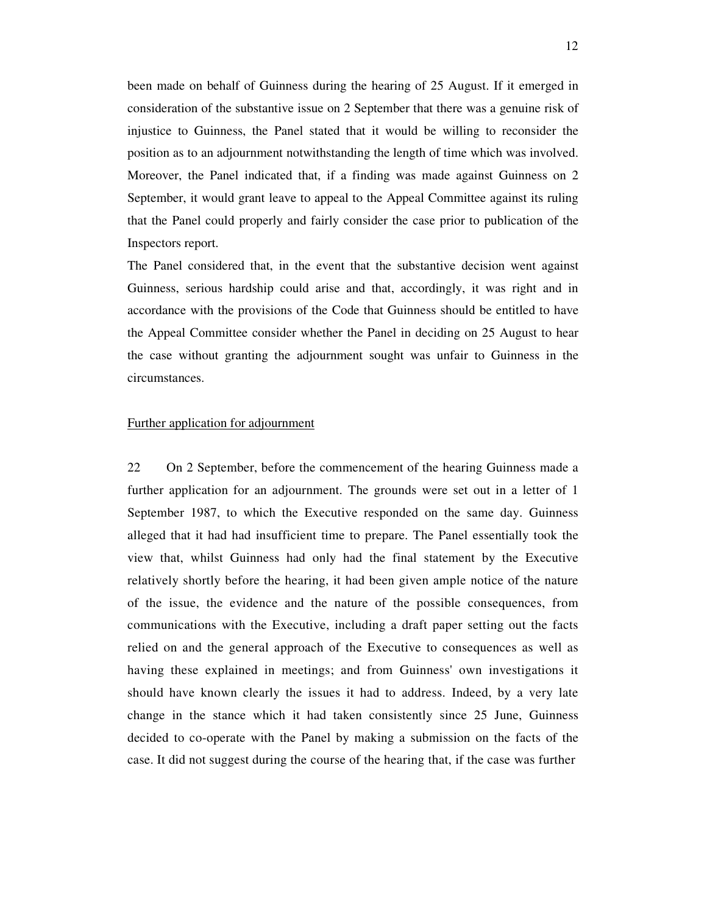been made on behalf of Guinness during the hearing of 25 August. If it emerged in consideration of the substantive issue on 2 September that there was a genuine risk of injustice to Guinness, the Panel stated that it would be willing to reconsider the position as to an adjournment notwithstanding the length of time which was involved. Moreover, the Panel indicated that, if a finding was made against Guinness on 2 September, it would grant leave to appeal to the Appeal Committee against its ruling that the Panel could properly and fairly consider the case prior to publication of the Inspectors report.

The Panel considered that, in the event that the substantive decision went against Guinness, serious hardship could arise and that, accordingly, it was right and in accordance with the provisions of the Code that Guinness should be entitled to have the Appeal Committee consider whether the Panel in deciding on 25 August to hear the case without granting the adjournment sought was unfair to Guinness in the circumstances.

<u>Further application for adjournment</u>

22 On 2 September, before the commencement of the hearing Guinness made a further application for an adjournment. The grounds were set out in a letter of 1 September 1987, to which the Executive responded on the same day. Guinness alleged that it had had insufficient time to prepare. The Panel essentially took the view that, whilst Guinness had only had the final statement by the Executive relatively shortly before the hearing, it had been given ample notice of the nature of the issue, the evidence and the nature of the possible consequences, from communications with the Executive, including a draft paper setting out the facts relied on and the general approach of the Executive to consequences as well as having these explained in meetings; and from Guinness' own investigations it should have known clearly the issues it had to address. Indeed, by a very late change in the stance which it had taken consistently since 25 June, Guinness decided to co-operate with the Panel by making a submission on the facts of the case. It did not suggest during the course of the hearing that, if the case was further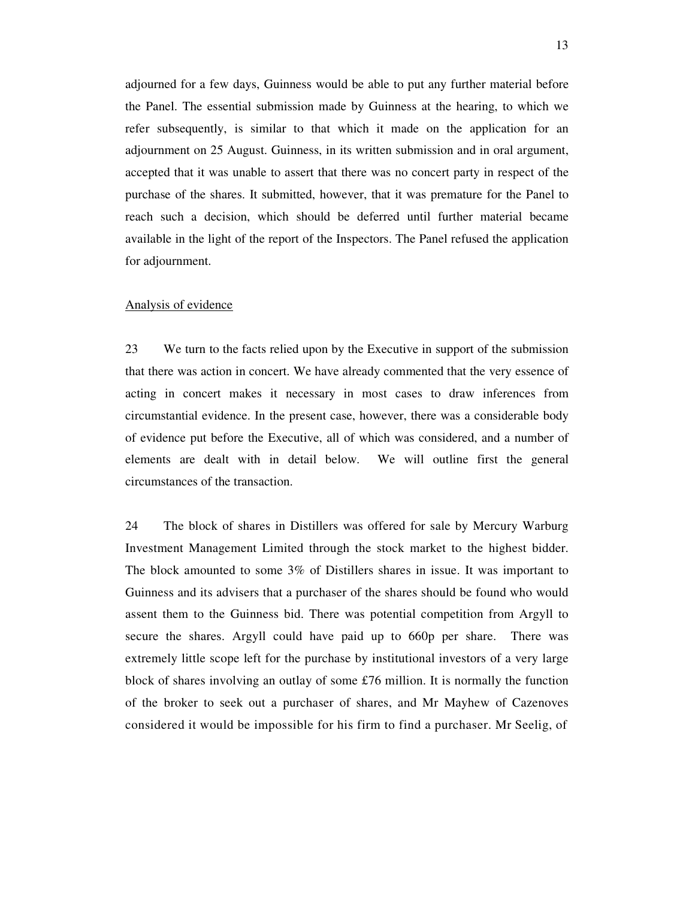adjourned for a few days, Guinness would be able to put any further material before the Panel. The essential submission made by Guinness at the hearing, to which we refer subsequently, is similar to that which it made on the application for an adjournment on 25 August. Guinness, in its written submission and in oral argument, accepted that it was unable to assert that there was no concert party in respect of the purchase of the shares. It submitted, however, that it was premature for the Panel to reach such a decision, which should be deferred until further material became available in the light of the report of the Inspectors. The Panel refused the application for adjournment.

Analysis of evidence

23 We turn to the facts relied upon by the Executive in support of the submission that there was action in concert. We have already commented that the very essence of acting in concert makes it necessary in most cases to draw inferences from circumstantial evidence. In the present case, however, there was a considerable body of evidence put before the Executive, all of which was considered, and a number of elements are dealt with in detail below. We will outline first the general circumstances of the transaction.

24 The block of shares in Distillers was offered for sale by Mercury Warburg Investment Management Limited through the stock market to the highest bidder. The block amounted to some 3% of Distillers shares in issue. It was important to Guinness and its advisers that a purchaser of the shares should be found who would assent them to the Guinness bid. There was potential competition from Argyll to secure the shares. Argyll could have paid up to 660p per share. There was extremely little scope left for the purchase by institutional investors of a very large block of shares involving an outlay of some £76 million. It is normally the function of the broker to seek out a purchaser of shares, and Mr Mayhew of Cazenoves considered it would be impossible for his firm to find a purchaser. Mr Seelig, of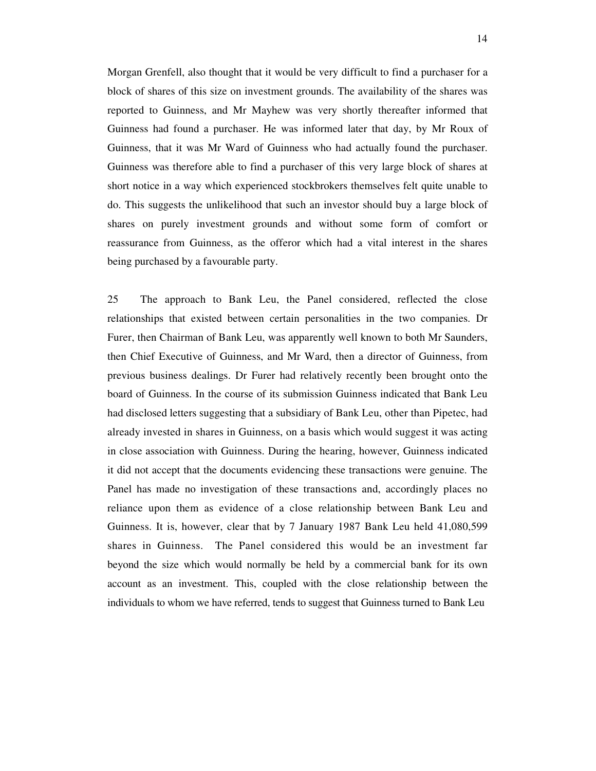Morgan Grenfell, also thought that it would be very difficult to find a purchaser for a block of shares of this size on investment grounds. The availability of the shares was reported to Guinness, and Mr Mayhew was very shortly thereafter informed that Guinness had found a purchaser. He was informed later that day, by Mr Roux of Guinness, that it was Mr Ward of Guinness who had actually found the purchaser. Guinness was therefore able to find a purchaser of this very large block of shares at short notice in a way which experienced stockbrokers themselves felt quite unable to do. This suggests the unlikelihood that such an investor should buy a large block of shares on purely investment grounds and without some form of comfort or reassurance from Guinness, as the offeror which had a vital interest in the shares being purchased by a favourable party.

25 The approach to Bank Leu, the Panel considered, reflected the close relationships that existed between certain personalities in the two companies. Dr Furer, then Chairman of Bank Leu, was apparently well known to both Mr Saunders, then Chief Executive of Guinness, and Mr Ward, then a director of Guinness, from previous business dealings. Dr Furer had relatively recently been brought onto the board of Guinness. In the course of its submission Guinness indicated that Bank Leu had disclosed letters suggesting that a subsidiary of Bank Leu, other than Pipetec, had already invested in shares in Guinness, on a basis which would suggest it was acting in close association with Guinness. During the hearing, however, Guinness indicated it did not accept that the documents evidencing these transactions were genuine. The Panel has made no investigation of these transactions and, accordingly places no reliance upon them as evidence of a close relationship between Bank Leu and Guinness. It is, however, clear that by 7 January 1987 Bank Leu held 41,080,599 shares in Guinness. The Panel considered this would be an investment far beyond the size which would normally be held by a commercial bank for its own account as an investment. This, coupled with the close relationship between the individuals to whom we have referred, tends to suggest that Guinness turned to Bank Leu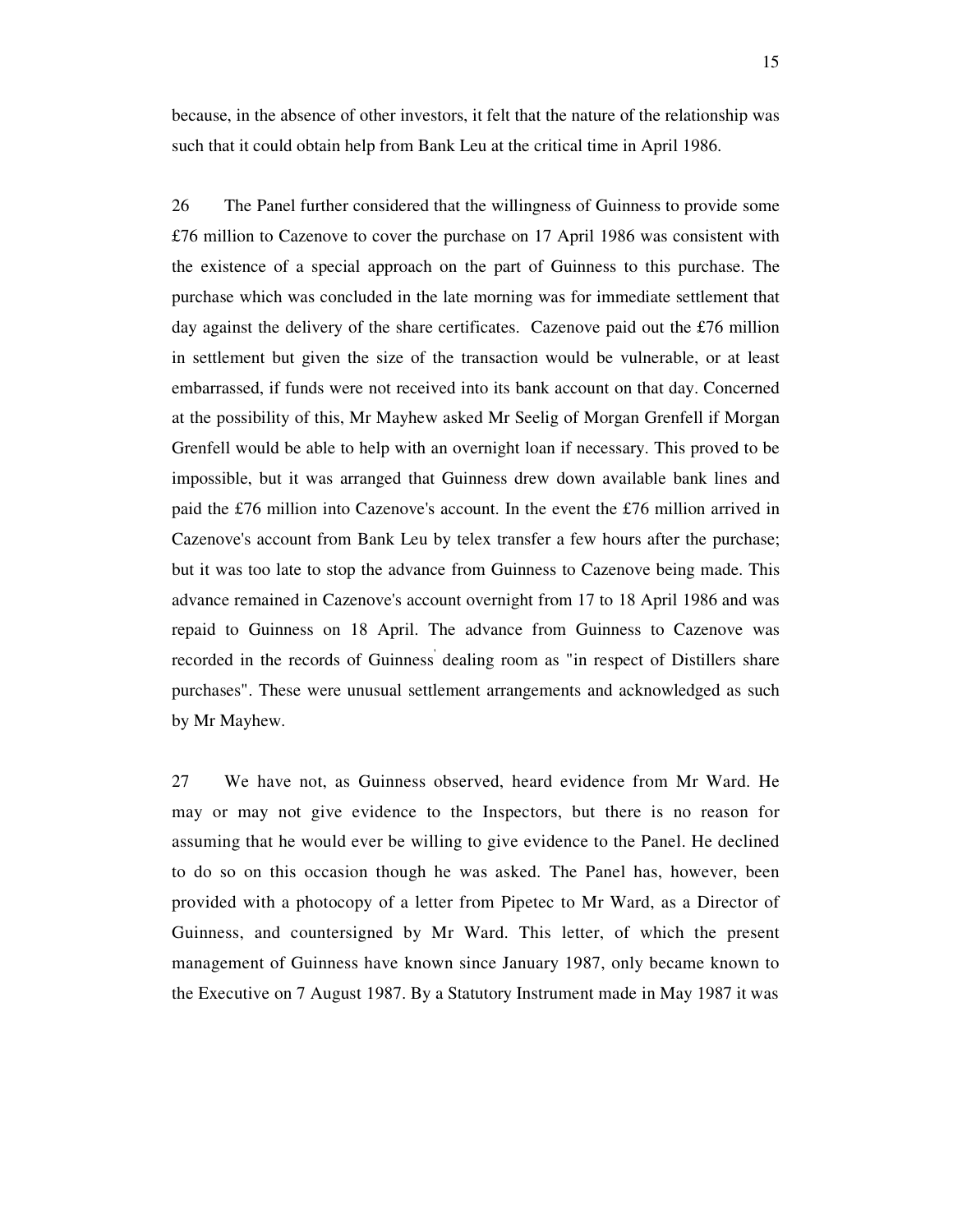because, in the absence of other investors, it felt that the nature of the relationship was such that it could obtain help from Bank Leu at the critical time in April 1986.

26 The Panel further considered that the willingness of Guinness to provide some £76 million to Cazenove to cover the purchase on 17 April 1986 was consistent with the existence of a special approach on the part of Guinness to this purchase. The purchase which was concluded in the late morning was for immediate settlement that day against the delivery of the share certificates. Cazenove paid out the £76 million in settlement but given the size of the transaction would be vulnerable, or at least embarrassed, if funds were not received into its bank account on that day. Concerned at the possibility of this, Mr Mayhew asked Mr Seelig of Morgan Grenfell if Morgan Grenfell would be able to help with an overnight loan if necessary. This proved to be impossible, but it was arranged that Guinness drew down available bank lines and paid the £76 million into Cazenove's account. In the event the £76 million arrived in Cazenove's account from Bank Leu by telex transfer a few hours after the purchase; but it was too late to stop the advance from Guinness to Cazenove being made. This advance remained in Cazenove's account overnight from 17 to 18 April 1986 and was repaid to Guinness on 18 April. The advance from Guinness to Cazenove was recorded in the records of Guinness' dealing room as "in respect of Distillers share purchases". These were unusual settlement arrangements and acknowledged as such by Mr Mayhew.

27 We have not, as Guinness observed, heard evidence from Mr Ward. He may or may not give evidence to the Inspectors, but there is no reason for assuming that he would ever be willing to give evidence to the Panel. He declined to do so on this occasion though he was asked. The Panel has, however, been provided with a photocopy of a letter from Pipetec to Mr Ward, as a Director of Guinness, and countersigned by Mr Ward. This letter, of which the present management of Guinness have known since January 1987, only became known to the Executive on 7 August 1987. By a Statutory Instrument made in May 1987 it was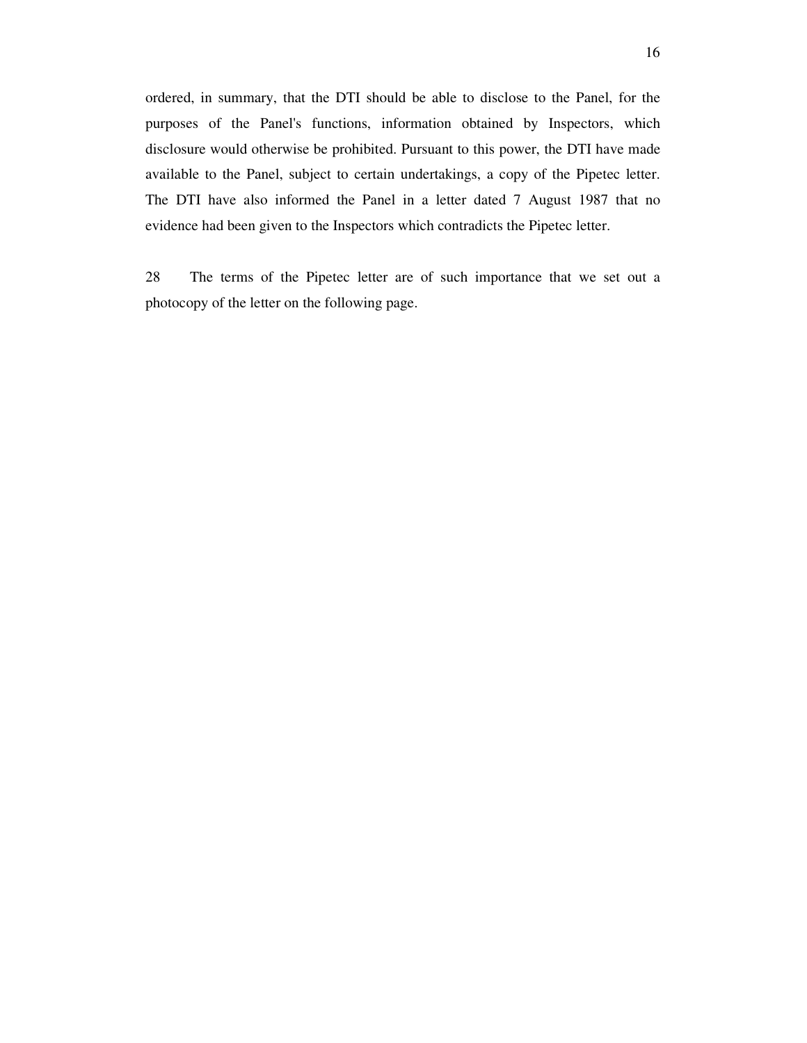ordered, in summary, that the DTI should be able to disclose to the Panel, for the purposes of the Panel's functions, information obtained by Inspectors, which disclosure would otherwise be prohibited. Pursuant to this power, the DTI have made available to the Panel, subject to certain undertakings, a copy of the Pipetec letter. The DTI have also informed the Panel in a letter dated 7 August 1987 that no evidence had been given to the Inspectors which contradicts the Pipetec letter.

28 The terms of the Pipetec letter are of such importance that we set out a photocopy of the letter on the following page.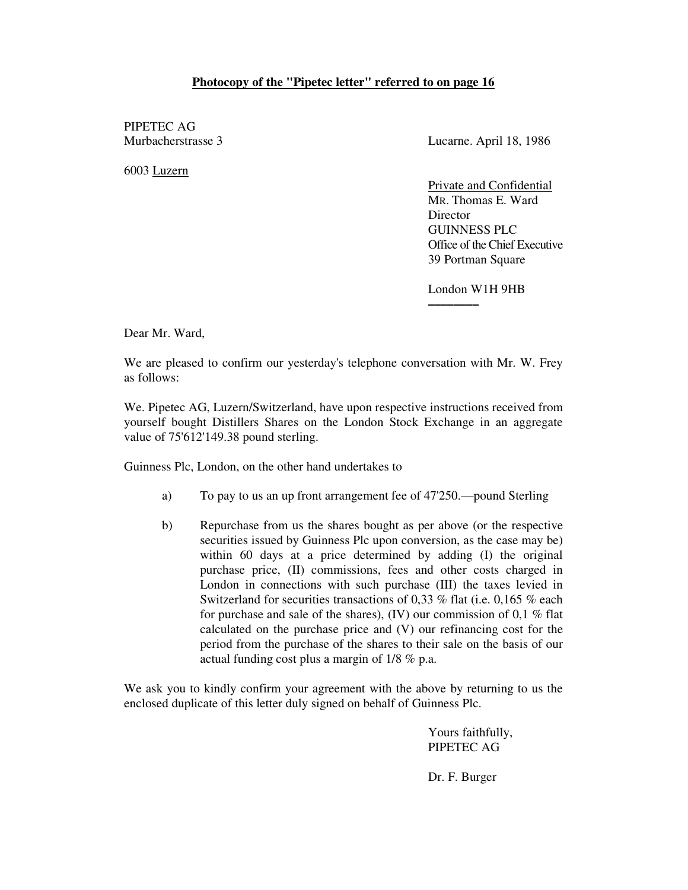**Photocopy of the "Pipetec letter" referred to on page 16**

PIPETEC AG
Murbacherstrasse 3

6003 Luzern

Lucarne. April 18, 1986

Private and Confidential
MR. Thomas E. Ward
Director
GUINNESS PLC
Office of the Chief Executive
39 Portman Square

London W1H 9HB

Dear Mr. Ward,

We are pleased to confirm our yesterday's telephone conversation with Mr. W. Frey as follows:

We. Pipetec AG, Luzern/Switzerland, have upon respective instructions received from yourself bought Distillers Shares on the London Stock Exchange in an aggregate value of 75'612'149.38 pound sterling.

Guinness Plc, London, on the other hand undertakes to

a) To pay to us an up front arrangement fee of 47'250.—pound Sterling

b) Repurchase from us the shares bought as per above (or the respective securities issued by Guinness Plc upon conversion, as the case may be) within 60 days at a price determined by adding (I) the original purchase price, (II) commissions, fees and other costs charged in London in connections with such purchase (III) the taxes levied in Switzerland for securities transactions of 0,33 % flat (i.e. 0,165 % each for purchase and sale of the shares), (IV) our commission of 0,1 % flat calculated on the purchase price and (V) our refinancing cost for the period from the purchase of the shares to their sale on the basis of our actual funding cost plus a margin of 1/8 % p.a.

We ask you to kindly confirm your agreement with the above by returning to us the enclosed duplicate of this letter duly signed on behalf of Guinness Plc.

Yours faithfully,
PIPETEC AG

Dr. F. Burger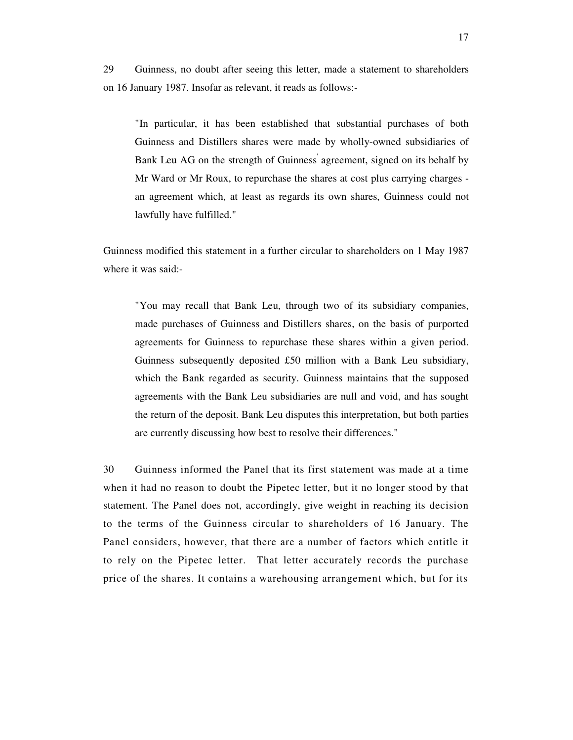29 Guinness, no doubt after seeing this letter, made a statement to shareholders on 16 January 1987. Insofar as relevant, it reads as follows:-

> "In particular, it has been established that substantial purchases of both Guinness and Distillers shares were made by wholly-owned subsidiaries of Bank Leu AG on the strength of Guinness' agreement, signed on its behalf by Mr Ward or Mr Roux, to repurchase the shares at cost plus carrying charges - an agreement which, at least as regards its own shares, Guinness could not lawfully have fulfilled."

Guinness modified this statement in a further circular to shareholders on 1 May 1987 where it was said:-

> "You may recall that Bank Leu, through two of its subsidiary companies, made purchases of Guinness and Distillers shares, on the basis of purported agreements for Guinness to repurchase these shares within a given period. Guinness subsequently deposited £50 million with a Bank Leu subsidiary, which the Bank regarded as security. Guinness maintains that the supposed agreements with the Bank Leu subsidiaries are null and void, and has sought the return of the deposit. Bank Leu disputes this interpretation, but both parties are currently discussing how best to resolve their differences."

30 Guinness informed the Panel that its first statement was made at a time when it had no reason to doubt the Pipetec letter, but it no longer stood by that statement. The Panel does not, accordingly, give weight in reaching its decision to the terms of the Guinness circular to shareholders of 16 January. The Panel considers, however, that there are a number of factors which entitle it to rely on the Pipetec letter. That letter accurately records the purchase price of the shares. It contains a warehousing arrangement which, but for its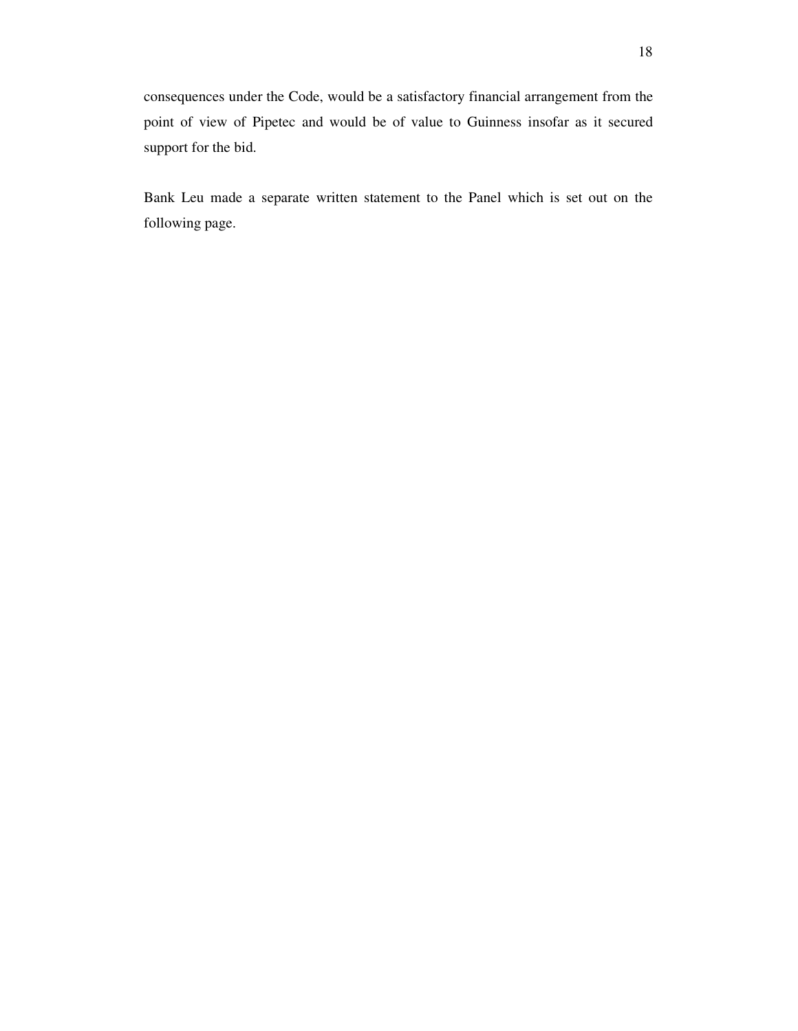consequences under the Code, would be a satisfactory financial arrangement from the point of view of Pipetec and would be of value to Guinness insofar as it secured support for the bid.

Bank Leu made a separate written statement to the Panel which is set out on the following page.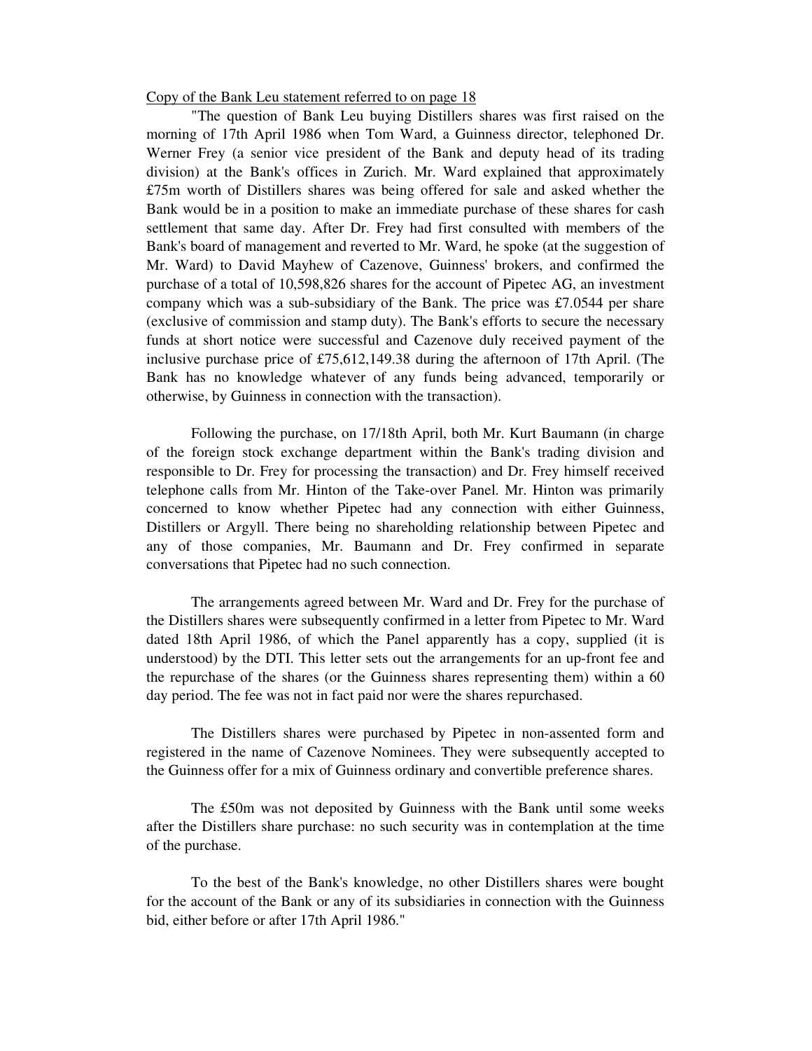Copy of the Bank Leu statement referred to on page 18

"The question of Bank Leu buying Distillers shares was first raised on the morning of 17th April 1986 when Tom Ward, a Guinness director, telephoned Dr. Werner Frey (a senior vice president of the Bank and deputy head of its trading division) at the Bank's offices in Zurich. Mr. Ward explained that approximately £75m worth of Distillers shares was being offered for sale and asked whether the Bank would be in a position to make an immediate purchase of these shares for cash settlement that same day. After Dr. Frey had first consulted with members of the Bank's board of management and reverted to Mr. Ward, he spoke (at the suggestion of Mr. Ward) to David Mayhew of Cazenove, Guinness' brokers, and confirmed the purchase of a total of 10,598,826 shares for the account of Pipetec AG, an investment company which was a sub-subsidiary of the Bank. The price was £7.0544 per share (exclusive of commission and stamp duty). The Bank's efforts to secure the necessary funds at short notice were successful and Cazenove duly received payment of the inclusive purchase price of £75,612,149.38 during the afternoon of 17th April. (The Bank has no knowledge whatever of any funds being advanced, temporarily or otherwise, by Guinness in connection with the transaction).

Following the purchase, on 17/18th April, both Mr. Kurt Baumann (in charge of the foreign stock exchange department within the Bank's trading division and responsible to Dr. Frey for processing the transaction) and Dr. Frey himself received telephone calls from Mr. Hinton of the Take-over Panel. Mr. Hinton was primarily concerned to know whether Pipetec had any connection with either Guinness, Distillers or Argyll. There being no shareholding relationship between Pipetec and any of those companies, Mr. Baumann and Dr. Frey confirmed in separate conversations that Pipetec had no such connection.

The arrangements agreed between Mr. Ward and Dr. Frey for the purchase of the Distillers shares were subsequently confirmed in a letter from Pipetec to Mr. Ward dated 18th April 1986, of which the Panel apparently has a copy, supplied (it is understood) by the DTI. This letter sets out the arrangements for an up-front fee and the repurchase of the shares (or the Guinness shares representing them) within a 60 day period. The fee was not in fact paid nor were the shares repurchased.

The Distillers shares were purchased by Pipetec in non-assented form and registered in the name of Cazenove Nominees. They were subsequently accepted to the Guinness offer for a mix of Guinness ordinary and convertible preference shares.

The £50m was not deposited by Guinness with the Bank until some weeks after the Distillers share purchase: no such security was in contemplation at the time of the purchase.

To the best of the Bank's knowledge, no other Distillers shares were bought for the account of the Bank or any of its subsidiaries in connection with the Guinness bid, either before or after 17th April 1986."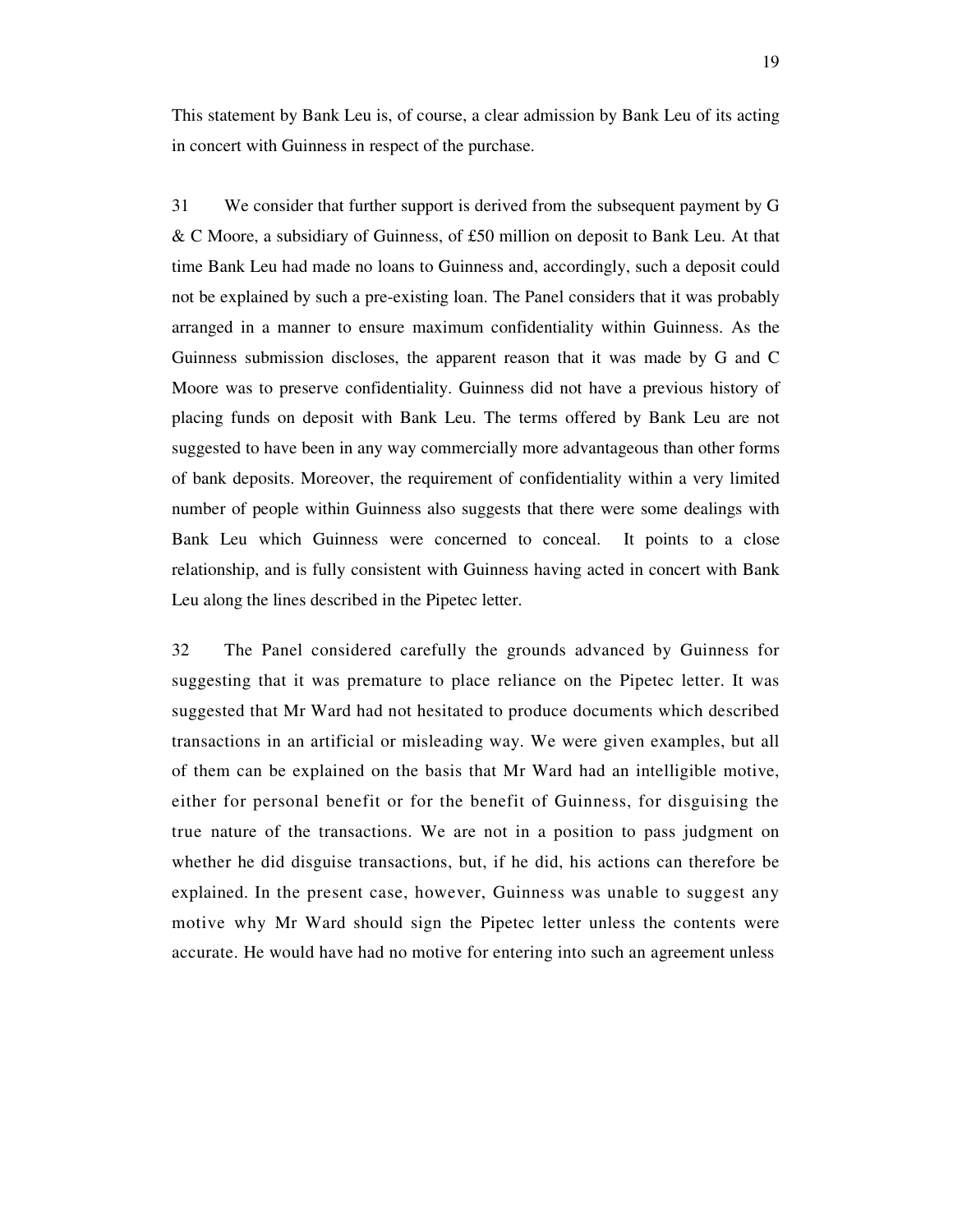This statement by Bank Leu is, of course, a clear admission by Bank Leu of its acting in concert with Guinness in respect of the purchase.

31 We consider that further support is derived from the subsequent payment by G & C Moore, a subsidiary of Guinness, of £50 million on deposit to Bank Leu. At that time Bank Leu had made no loans to Guinness and, accordingly, such a deposit could not be explained by such a pre-existing loan. The Panel considers that it was probably arranged in a manner to ensure maximum confidentiality within Guinness. As the Guinness submission discloses, the apparent reason that it was made by G and C Moore was to preserve confidentiality. Guinness did not have a previous history of placing funds on deposit with Bank Leu. The terms offered by Bank Leu are not suggested to have been in any way commercially more advantageous than other forms of bank deposits. Moreover, the requirement of confidentiality within a very limited number of people within Guinness also suggests that there were some dealings with Bank Leu which Guinness were concerned to conceal. It points to a close relationship, and is fully consistent with Guinness having acted in concert with Bank Leu along the lines described in the Pipetec letter.

32 The Panel considered carefully the grounds advanced by Guinness for suggesting that it was premature to place reliance on the Pipetec letter. It was suggested that Mr Ward had not hesitated to produce documents which described transactions in an artificial or misleading way. We were given examples, but all of them can be explained on the basis that Mr Ward had an intelligible motive, either for personal benefit or for the benefit of Guinness, for disguising the true nature of the transactions. We are not in a position to pass judgment on whether he did disguise transactions, but, if he did, his actions can therefore be explained. In the present case, however, Guinness was unable to suggest any motive why Mr Ward should sign the Pipetec letter unless the contents were accurate. He would have had no motive for entering into such an agreement unless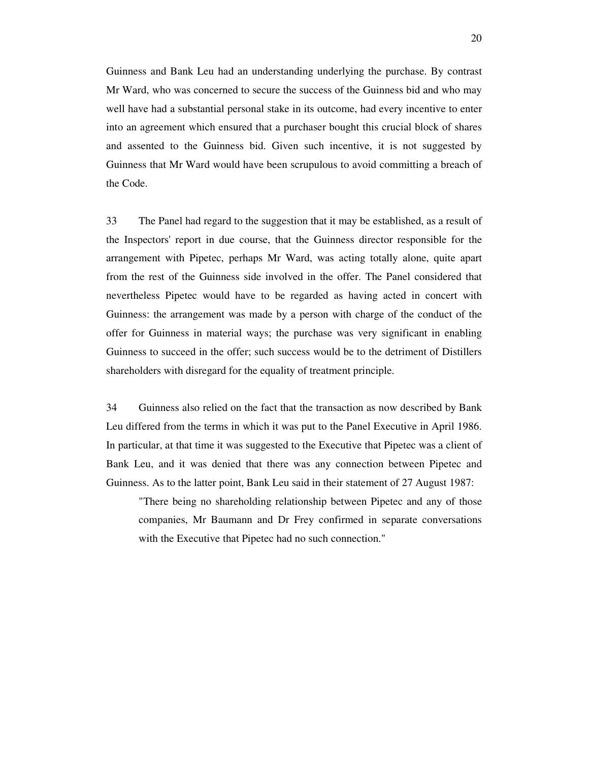Guinness and Bank Leu had an understanding underlying the purchase. By contrast Mr Ward, who was concerned to secure the success of the Guinness bid and who may well have had a substantial personal stake in its outcome, had every incentive to enter into an agreement which ensured that a purchaser bought this crucial block of shares and assented to the Guinness bid. Given such incentive, it is not suggested by Guinness that Mr Ward would have been scrupulous to avoid committing a breach of the Code.

33 The Panel had regard to the suggestion that it may be established, as a result of the Inspectors' report in due course, that the Guinness director responsible for the arrangement with Pipetec, perhaps Mr Ward, was acting totally alone, quite apart from the rest of the Guinness side involved in the offer. The Panel considered that nevertheless Pipetec would have to be regarded as having acted in concert with Guinness: the arrangement was made by a person with charge of the conduct of the offer for Guinness in material ways; the purchase was very significant in enabling Guinness to succeed in the offer; such success would be to the detriment of Distillers shareholders with disregard for the equality of treatment principle.

34 Guinness also relied on the fact that the transaction as now described by Bank Leu differed from the terms in which it was put to the Panel Executive in April 1986. In particular, at that time it was suggested to the Executive that Pipetec was a client of Bank Leu, and it was denied that there was any connection between Pipetec and Guinness. As to the latter point, Bank Leu said in their statement of 27 August 1987:

> "There being no shareholding relationship between Pipetec and any of those companies, Mr Baumann and Dr Frey confirmed in separate conversations with the Executive that Pipetec had no such connection."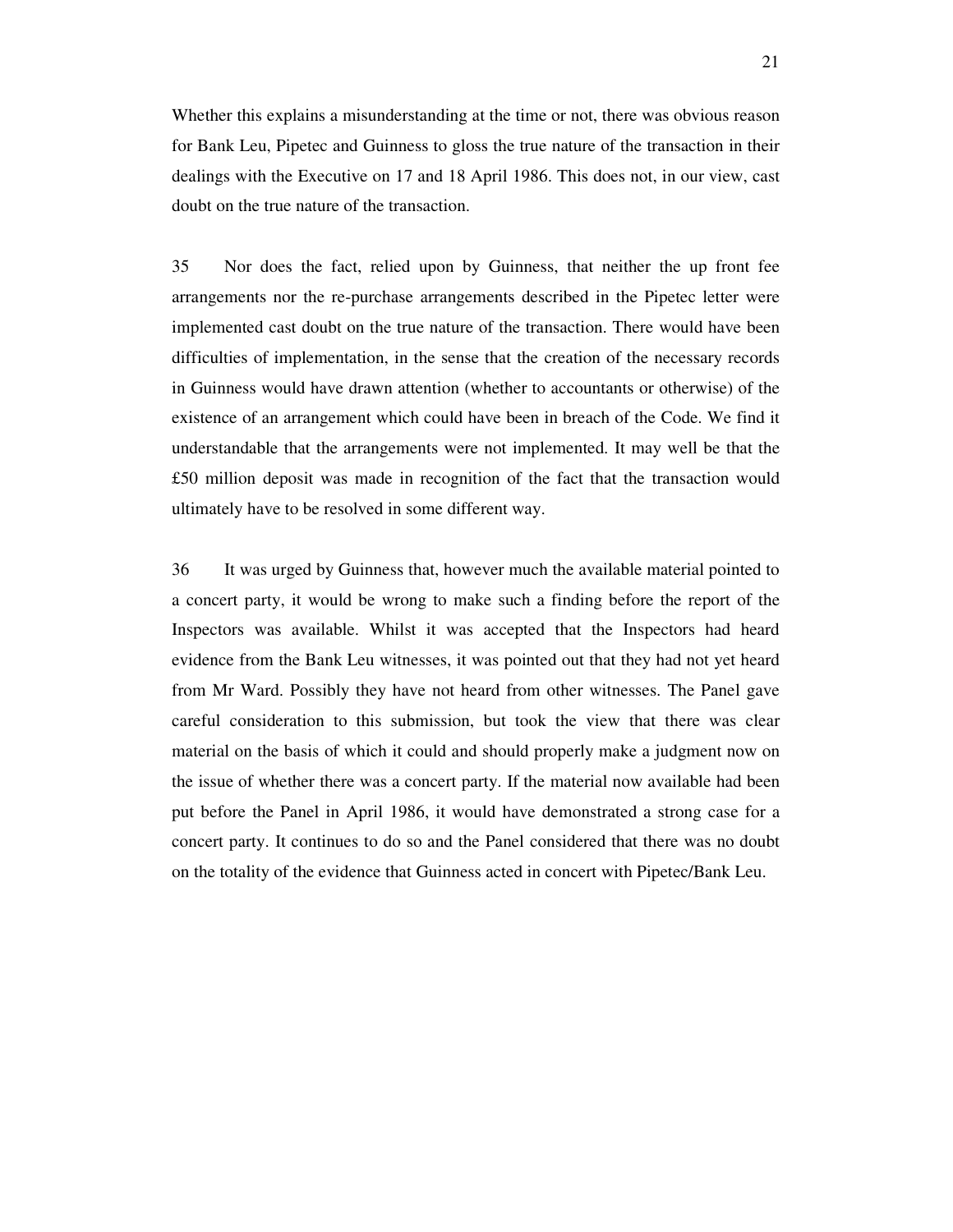Whether this explains a misunderstanding at the time or not, there was obvious reason for Bank Leu, Pipetec and Guinness to gloss the true nature of the transaction in their dealings with the Executive on 17 and 18 April 1986. This does not, in our view, cast doubt on the true nature of the transaction.

35 Nor does the fact, relied upon by Guinness, that neither the up front fee arrangements nor the re-purchase arrangements described in the Pipetec letter were implemented cast doubt on the true nature of the transaction. There would have been difficulties of implementation, in the sense that the creation of the necessary records in Guinness would have drawn attention (whether to accountants or otherwise) of the existence of an arrangement which could have been in breach of the Code. We find it understandable that the arrangements were not implemented. It may well be that the £50 million deposit was made in recognition of the fact that the transaction would ultimately have to be resolved in some different way.

36 It was urged by Guinness that, however much the available material pointed to a concert party, it would be wrong to make such a finding before the report of the Inspectors was available. Whilst it was accepted that the Inspectors had heard evidence from the Bank Leu witnesses, it was pointed out that they had not yet heard from Mr Ward. Possibly they have not heard from other witnesses. The Panel gave careful consideration to this submission, but took the view that there was clear material on the basis of which it could and should properly make a judgment now on the issue of whether there was a concert party. If the material now available had been put before the Panel in April 1986, it would have demonstrated a strong case for a concert party. It continues to do so and the Panel considered that there was no doubt on the totality of the evidence that Guinness acted in concert with Pipetec/Bank Leu.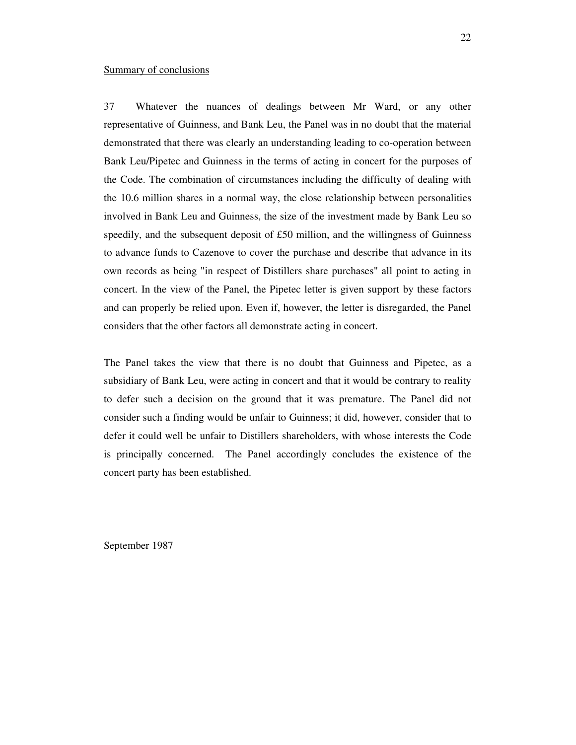Summary of conclusions

37 Whatever the nuances of dealings between Mr Ward, or any other representative of Guinness, and Bank Leu, the Panel was in no doubt that the material demonstrated that there was clearly an understanding leading to co-operation between Bank Leu/Pipetec and Guinness in the terms of acting in concert for the purposes of the Code. The combination of circumstances including the difficulty of dealing with the 10.6 million shares in a normal way, the close relationship between personalities involved in Bank Leu and Guinness, the size of the investment made by Bank Leu so speedily, and the subsequent deposit of £50 million, and the willingness of Guinness to advance funds to Cazenove to cover the purchase and describe that advance in its own records as being "in respect of Distillers share purchases" all point to acting in concert. In the view of the Panel, the Pipetec letter is given support by these factors and can properly be relied upon. Even if, however, the letter is disregarded, the Panel considers that the other factors all demonstrate acting in concert.

The Panel takes the view that there is no doubt that Guinness and Pipetec, as a subsidiary of Bank Leu, were acting in concert and that it would be contrary to reality to defer such a decision on the ground that it was premature. The Panel did not consider such a finding would be unfair to Guinness; it did, however, consider that to defer it could well be unfair to Distillers shareholders, with whose interests the Code is principally concerned. The Panel accordingly concludes the existence of the concert party has been established.

September 1987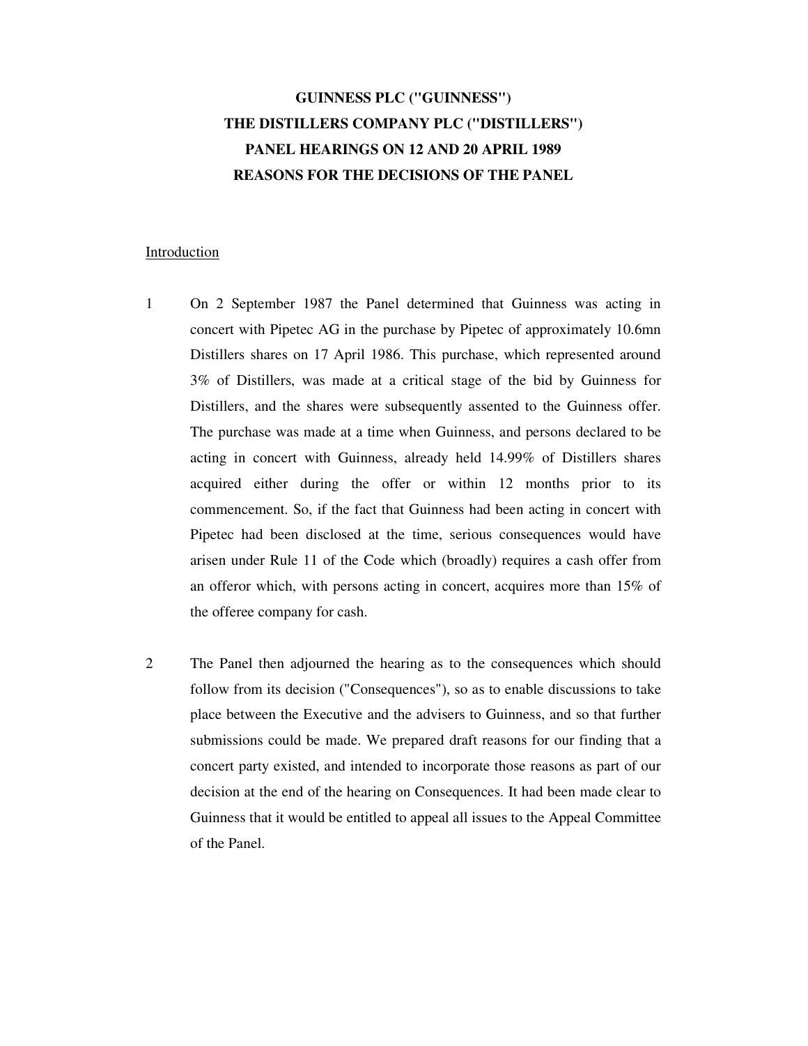**GUINNESS PLC ("GUINNESS")**
**THE DISTILLERS COMPANY PLC ("DISTILLERS")**
**PANEL HEARINGS ON 12 AND 20 APRIL 1989**
**REASONS FOR THE DECISIONS OF THE PANEL**

Introduction

1 On 2 September 1987 the Panel determined that Guinness was acting in concert with Pipetec AG in the purchase by Pipetec of approximately 10.6mn Distillers shares on 17 April 1986. This purchase, which represented around 3% of Distillers, was made at a critical stage of the bid by Guinness for Distillers, and the shares were subsequently assented to the Guinness offer. The purchase was made at a time when Guinness, and persons declared to be acting in concert with Guinness, already held 14.99% of Distillers shares acquired either during the offer or within 12 months prior to its commencement. So, if the fact that Guinness had been acting in concert with Pipetec had been disclosed at the time, serious consequences would have arisen under Rule 11 of the Code which (broadly) requires a cash offer from an offeror which, with persons acting in concert, acquires more than 15% of the offeree company for cash.

2 The Panel then adjourned the hearing as to the consequences which should follow from its decision ("Consequences"), so as to enable discussions to take place between the Executive and the advisers to Guinness, and so that further submissions could be made. We prepared draft reasons for our finding that a concert party existed, and intended to incorporate those reasons as part of our decision at the end of the hearing on Consequences. It had been made clear to Guinness that it would be entitled to appeal all issues to the Appeal Committee of the Panel.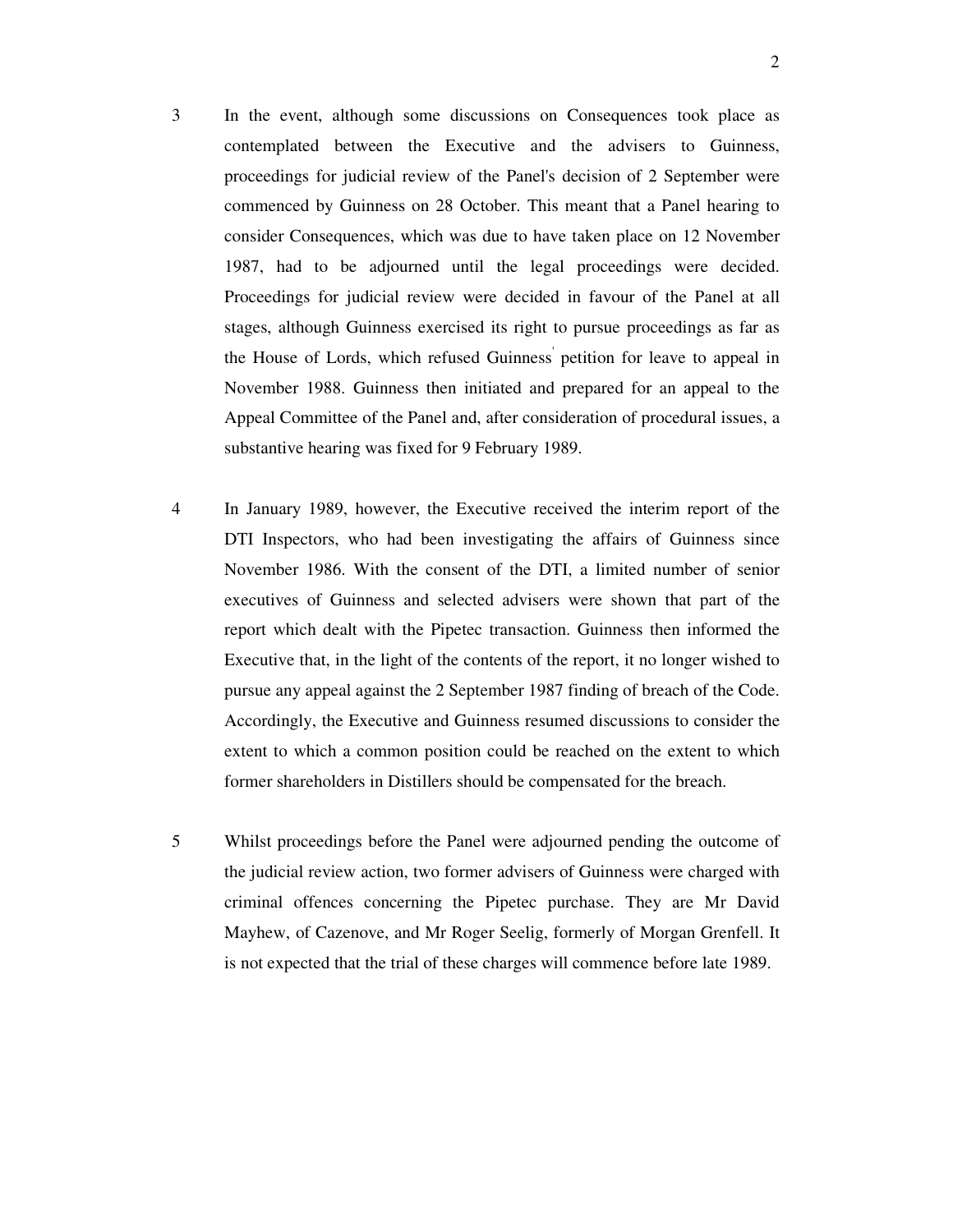3 In the event, although some discussions on Consequences took place as contemplated between the Executive and the advisers to Guinness, proceedings for judicial review of the Panel's decision of 2 September were commenced by Guinness on 28 October. This meant that a Panel hearing to consider Consequences, which was due to have taken place on 12 November 1987, had to be adjourned until the legal proceedings were decided. Proceedings for judicial review were decided in favour of the Panel at all stages, although Guinness exercised its right to pursue proceedings as far as the House of Lords, which refused Guinness' petition for leave to appeal in November 1988. Guinness then initiated and prepared for an appeal to the Appeal Committee of the Panel and, after consideration of procedural issues, a substantive hearing was fixed for 9 February 1989.

4 In January 1989, however, the Executive received the interim report of the DTI Inspectors, who had been investigating the affairs of Guinness since November 1986. With the consent of the DTI, a limited number of senior executives of Guinness and selected advisers were shown that part of the report which dealt with the Pipetec transaction. Guinness then informed the Executive that, in the light of the contents of the report, it no longer wished to pursue any appeal against the 2 September 1987 finding of breach of the Code. Accordingly, the Executive and Guinness resumed discussions to consider the extent to which a common position could be reached on the extent to which former shareholders in Distillers should be compensated for the breach.

5 Whilst proceedings before the Panel were adjourned pending the outcome of the judicial review action, two former advisers of Guinness were charged with criminal offences concerning the Pipetec purchase. They are Mr David Mayhew, of Cazenove, and Mr Roger Seelig, formerly of Morgan Grenfell. It is not expected that the trial of these charges will commence before late 1989.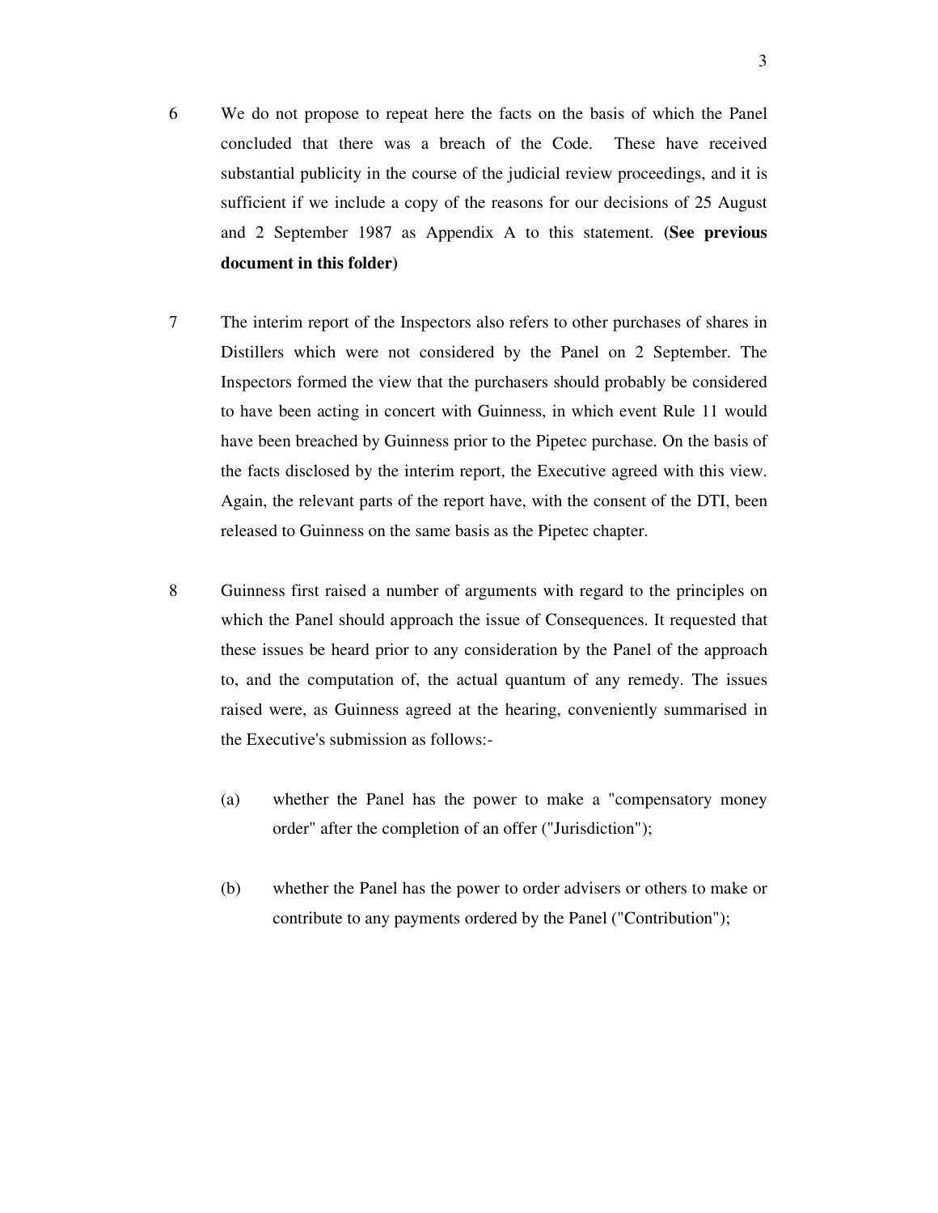6 We do not propose to repeat here the facts on the basis of which the Panel concluded that there was a breach of the Code. These have received substantial publicity in the course of the judicial review proceedings, and it is sufficient if we include a copy of the reasons for our decisions of 25 August and 2 September 1987 as Appendix A to this statement. **(See previous document in this folder)**

7 The interim report of the Inspectors also refers to other purchases of shares in Distillers which were not considered by the Panel on 2 September. The Inspectors formed the view that the purchasers should probably be considered to have been acting in concert with Guinness, in which event Rule 11 would have been breached by Guinness prior to the Pipetec purchase. On the basis of the facts disclosed by the interim report, the Executive agreed with this view. Again, the relevant parts of the report have, with the consent of the DTI, been released to Guinness on the same basis as the Pipetec chapter.

8 Guinness first raised a number of arguments with regard to the principles on which the Panel should approach the issue of Consequences. It requested that these issues be heard prior to any consideration by the Panel of the approach to, and the computation of, the actual quantum of any remedy. The issues raised were, as Guinness agreed at the hearing, conveniently summarised in the Executive's submission as follows:-

(a) whether the Panel has the power to make a "compensatory money order" after the completion of an offer ("Jurisdiction");

(b) whether the Panel has the power to order advisers or others to make or contribute to any payments ordered by the Panel ("Contribution");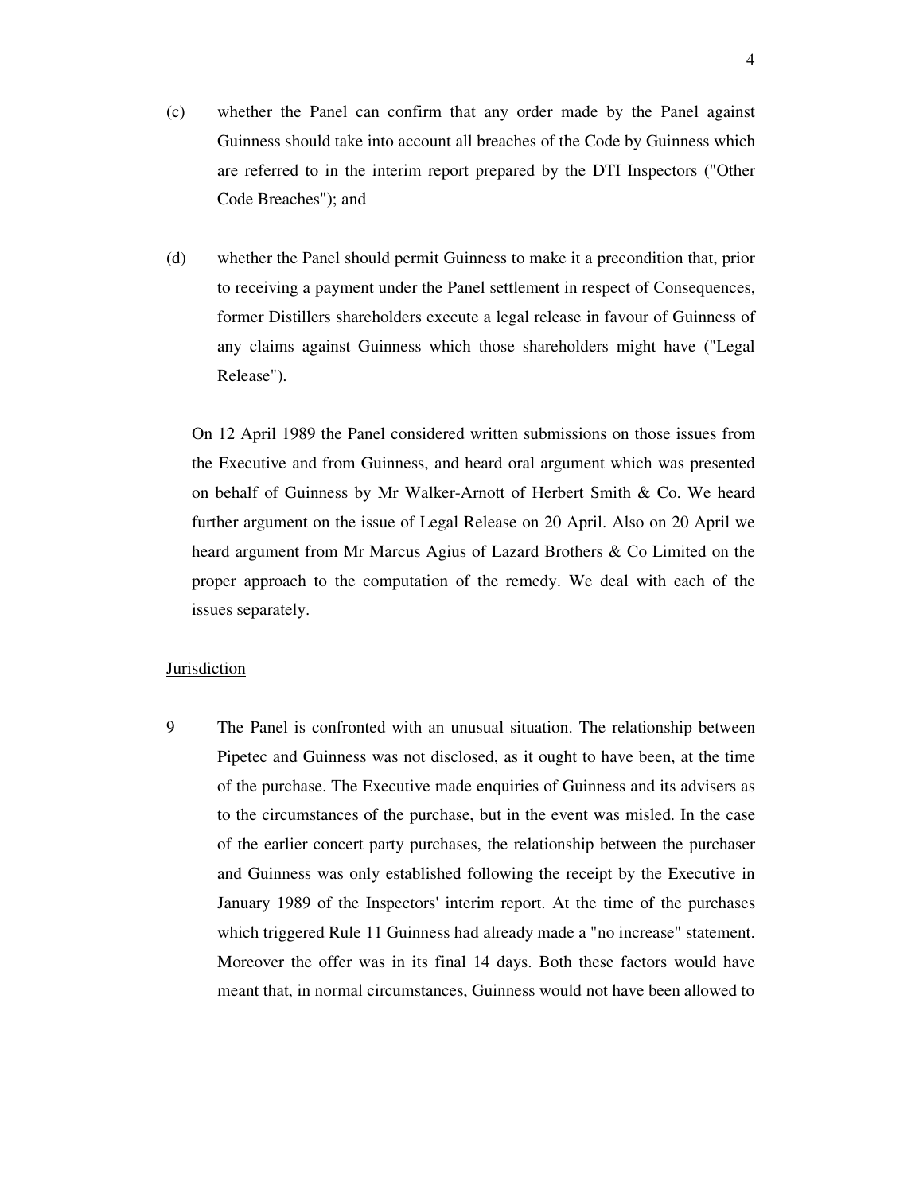(c) whether the Panel can confirm that any order made by the Panel against Guinness should take into account all breaches of the Code by Guinness which are referred to in the interim report prepared by the DTI Inspectors ("Other Code Breaches"); and

(d) whether the Panel should permit Guinness to make it a precondition that, prior to receiving a payment under the Panel settlement in respect of Consequences, former Distillers shareholders execute a legal release in favour of Guinness of any claims against Guinness which those shareholders might have ("Legal Release").

On 12 April 1989 the Panel considered written submissions on those issues from the Executive and from Guinness, and heard oral argument which was presented on behalf of Guinness by Mr Walker-Arnott of Herbert Smith & Co. We heard further argument on the issue of Legal Release on 20 April. Also on 20 April we heard argument from Mr Marcus Agius of Lazard Brothers & Co Limited on the proper approach to the computation of the remedy. We deal with each of the issues separately.

<u>Jurisdiction</u>

9 The Panel is confronted with an unusual situation. The relationship between Pipetec and Guinness was not disclosed, as it ought to have been, at the time of the purchase. The Executive made enquiries of Guinness and its advisers as to the circumstances of the purchase, but in the event was misled. In the case of the earlier concert party purchases, the relationship between the purchaser and Guinness was only established following the receipt by the Executive in January 1989 of the Inspectors' interim report. At the time of the purchases which triggered Rule 11 Guinness had already made a "no increase" statement. Moreover the offer was in its final 14 days. Both these factors would have meant that, in normal circumstances, Guinness would not have been allowed to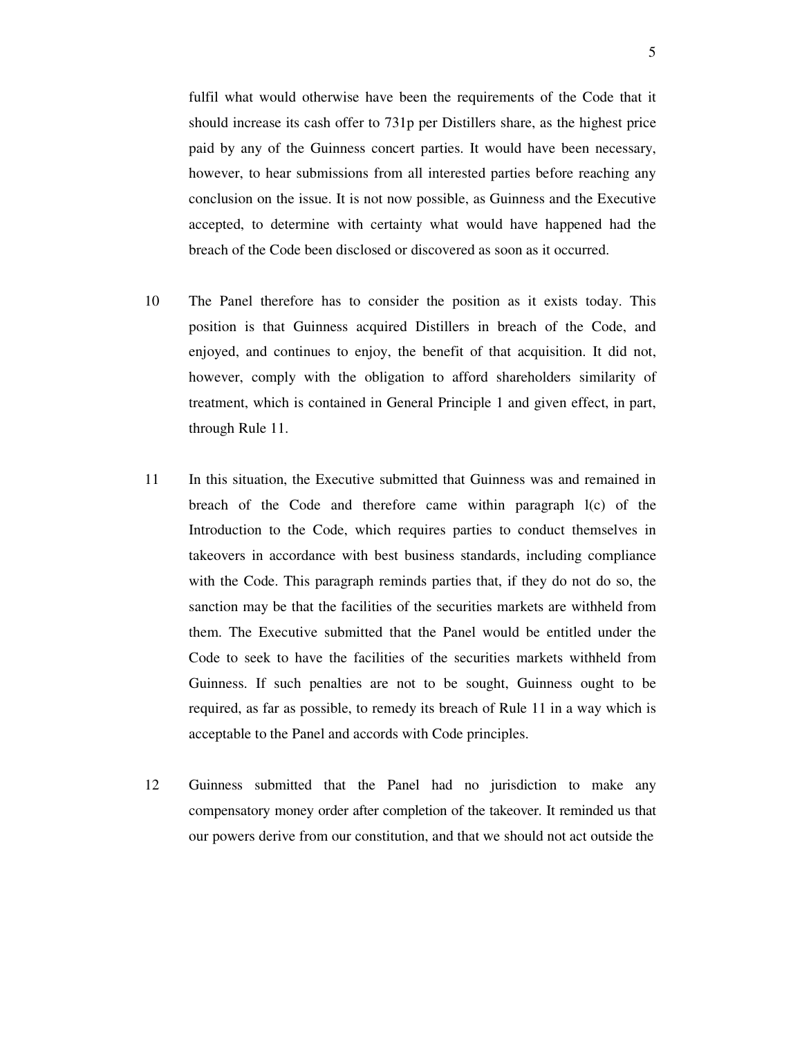fulfil what would otherwise have been the requirements of the Code that it should increase its cash offer to 731p per Distillers share, as the highest price paid by any of the Guinness concert parties. It would have been necessary, however, to hear submissions from all interested parties before reaching any conclusion on the issue. It is not now possible, as Guinness and the Executive accepted, to determine with certainty what would have happened had the breach of the Code been disclosed or discovered as soon as it occurred.

10 The Panel therefore has to consider the position as it exists today. This position is that Guinness acquired Distillers in breach of the Code, and enjoyed, and continues to enjoy, the benefit of that acquisition. It did not, however, comply with the obligation to afford shareholders similarity of treatment, which is contained in General Principle 1 and given effect, in part, through Rule 11.

11 In this situation, the Executive submitted that Guinness was and remained in breach of the Code and therefore came within paragraph l(c) of the Introduction to the Code, which requires parties to conduct themselves in takeovers in accordance with best business standards, including compliance with the Code. This paragraph reminds parties that, if they do not do so, the sanction may be that the facilities of the securities markets are withheld from them. The Executive submitted that the Panel would be entitled under the Code to seek to have the facilities of the securities markets withheld from Guinness. If such penalties are not to be sought, Guinness ought to be required, as far as possible, to remedy its breach of Rule 11 in a way which is acceptable to the Panel and accords with Code principles.

12 Guinness submitted that the Panel had no jurisdiction to make any compensatory money order after completion of the takeover. It reminded us that our powers derive from our constitution, and that we should not act outside the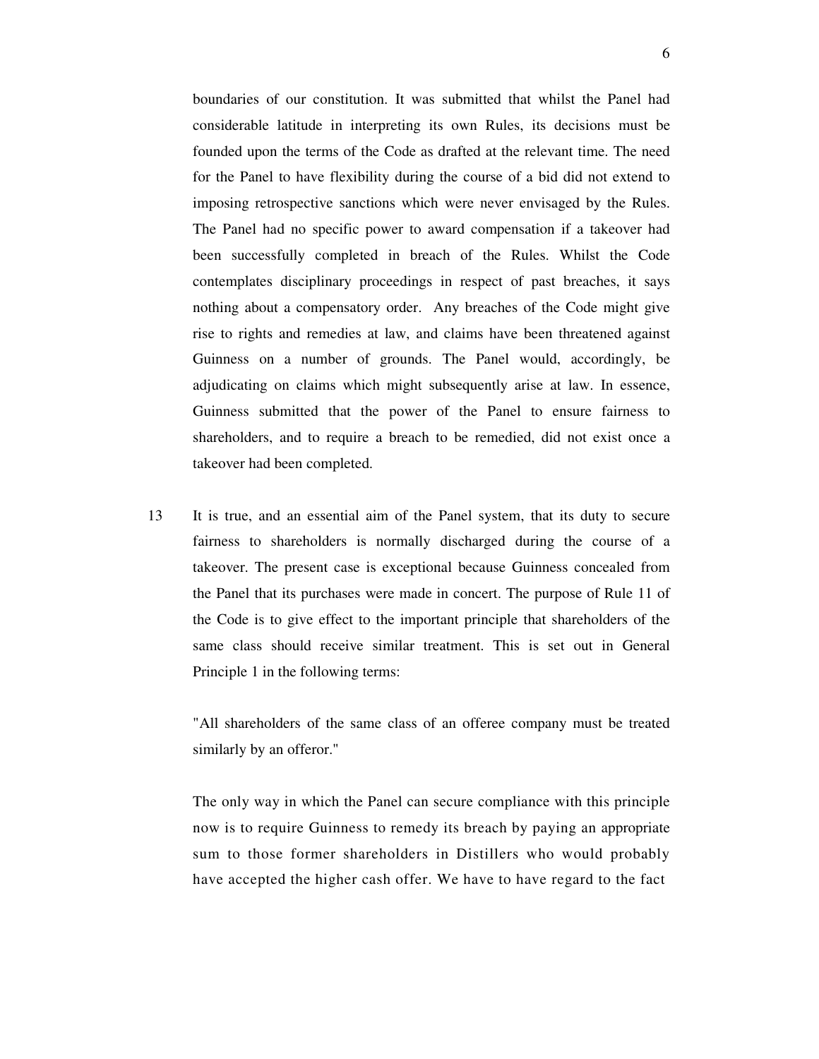boundaries of our constitution. It was submitted that whilst the Panel had considerable latitude in interpreting its own Rules, its decisions must be founded upon the terms of the Code as drafted at the relevant time. The need for the Panel to have flexibility during the course of a bid did not extend to imposing retrospective sanctions which were never envisaged by the Rules. The Panel had no specific power to award compensation if a takeover had been successfully completed in breach of the Rules. Whilst the Code contemplates disciplinary proceedings in respect of past breaches, it says nothing about a compensatory order. Any breaches of the Code might give rise to rights and remedies at law, and claims have been threatened against Guinness on a number of grounds. The Panel would, accordingly, be adjudicating on claims which might subsequently arise at law. In essence, Guinness submitted that the power of the Panel to ensure fairness to shareholders, and to require a breach to be remedied, did not exist once a takeover had been completed.

13 It is true, and an essential aim of the Panel system, that its duty to secure fairness to shareholders is normally discharged during the course of a takeover. The present case is exceptional because Guinness concealed from the Panel that its purchases were made in concert. The purpose of Rule 11 of the Code is to give effect to the important principle that shareholders of the same class should receive similar treatment. This is set out in General Principle 1 in the following terms:

"All shareholders of the same class of an offeree company must be treated similarly by an offeror."

The only way in which the Panel can secure compliance with this principle now is to require Guinness to remedy its breach by paying an appropriate sum to those former shareholders in Distillers who would probably have accepted the higher cash offer. We have to have regard to the fact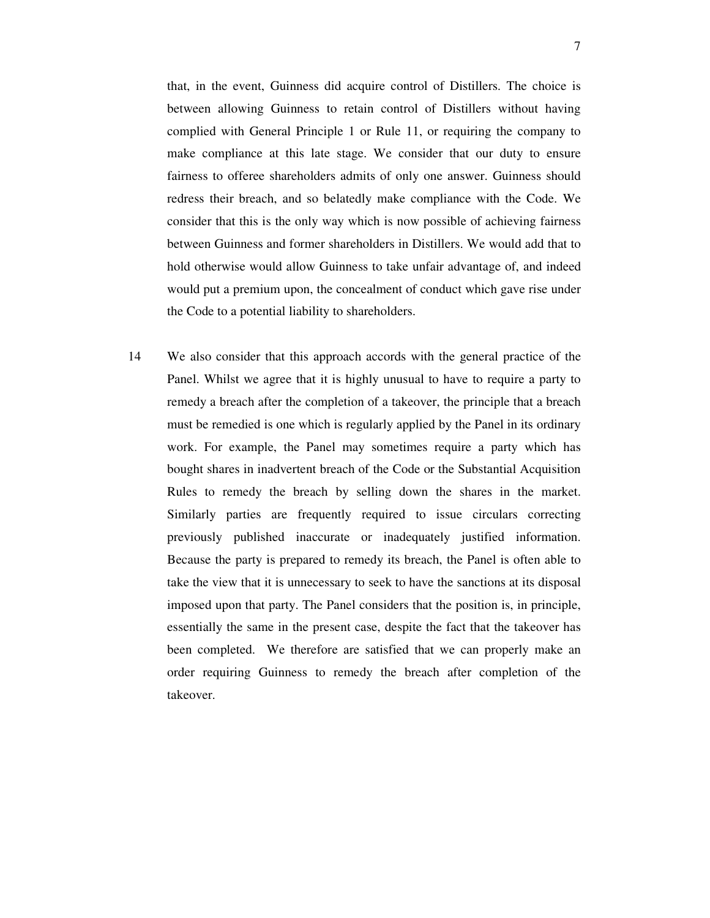that, in the event, Guinness did acquire control of Distillers. The choice is between allowing Guinness to retain control of Distillers without having complied with General Principle 1 or Rule 11, or requiring the company to make compliance at this late stage. We consider that our duty to ensure fairness to offeree shareholders admits of only one answer. Guinness should redress their breach, and so belatedly make compliance with the Code. We consider that this is the only way which is now possible of achieving fairness between Guinness and former shareholders in Distillers. We would add that to hold otherwise would allow Guinness to take unfair advantage of, and indeed would put a premium upon, the concealment of conduct which gave rise under the Code to a potential liability to shareholders.

14 We also consider that this approach accords with the general practice of the Panel. Whilst we agree that it is highly unusual to have to require a party to remedy a breach after the completion of a takeover, the principle that a breach must be remedied is one which is regularly applied by the Panel in its ordinary work. For example, the Panel may sometimes require a party which has bought shares in inadvertent breach of the Code or the Substantial Acquisition Rules to remedy the breach by selling down the shares in the market. Similarly parties are frequently required to issue circulars correcting previously published inaccurate or inadequately justified information. Because the party is prepared to remedy its breach, the Panel is often able to take the view that it is unnecessary to seek to have the sanctions at its disposal imposed upon that party. The Panel considers that the position is, in principle, essentially the same in the present case, despite the fact that the takeover has been completed. We therefore are satisfied that we can properly make an order requiring Guinness to remedy the breach after completion of the takeover.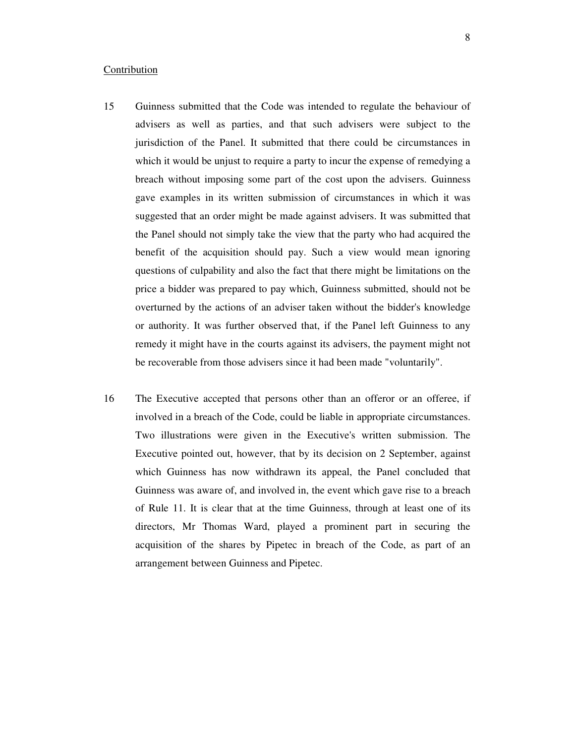Contribution

15 Guinness submitted that the Code was intended to regulate the behaviour of advisers as well as parties, and that such advisers were subject to the jurisdiction of the Panel. It submitted that there could be circumstances in which it would be unjust to require a party to incur the expense of remedying a breach without imposing some part of the cost upon the advisers. Guinness gave examples in its written submission of circumstances in which it was suggested that an order might be made against advisers. It was submitted that the Panel should not simply take the view that the party who had acquired the benefit of the acquisition should pay. Such a view would mean ignoring questions of culpability and also the fact that there might be limitations on the price a bidder was prepared to pay which, Guinness submitted, should not be overturned by the actions of an adviser taken without the bidder's knowledge or authority. It was further observed that, if the Panel left Guinness to any remedy it might have in the courts against its advisers, the payment might not be recoverable from those advisers since it had been made "voluntarily".

16 The Executive accepted that persons other than an offeror or an offeree, if involved in a breach of the Code, could be liable in appropriate circumstances. Two illustrations were given in the Executive's written submission. The Executive pointed out, however, that by its decision on 2 September, against which Guinness has now withdrawn its appeal, the Panel concluded that Guinness was aware of, and involved in, the event which gave rise to a breach of Rule 11. It is clear that at the time Guinness, through at least one of its directors, Mr Thomas Ward, played a prominent part in securing the acquisition of the shares by Pipetec in breach of the Code, as part of an arrangement between Guinness and Pipetec.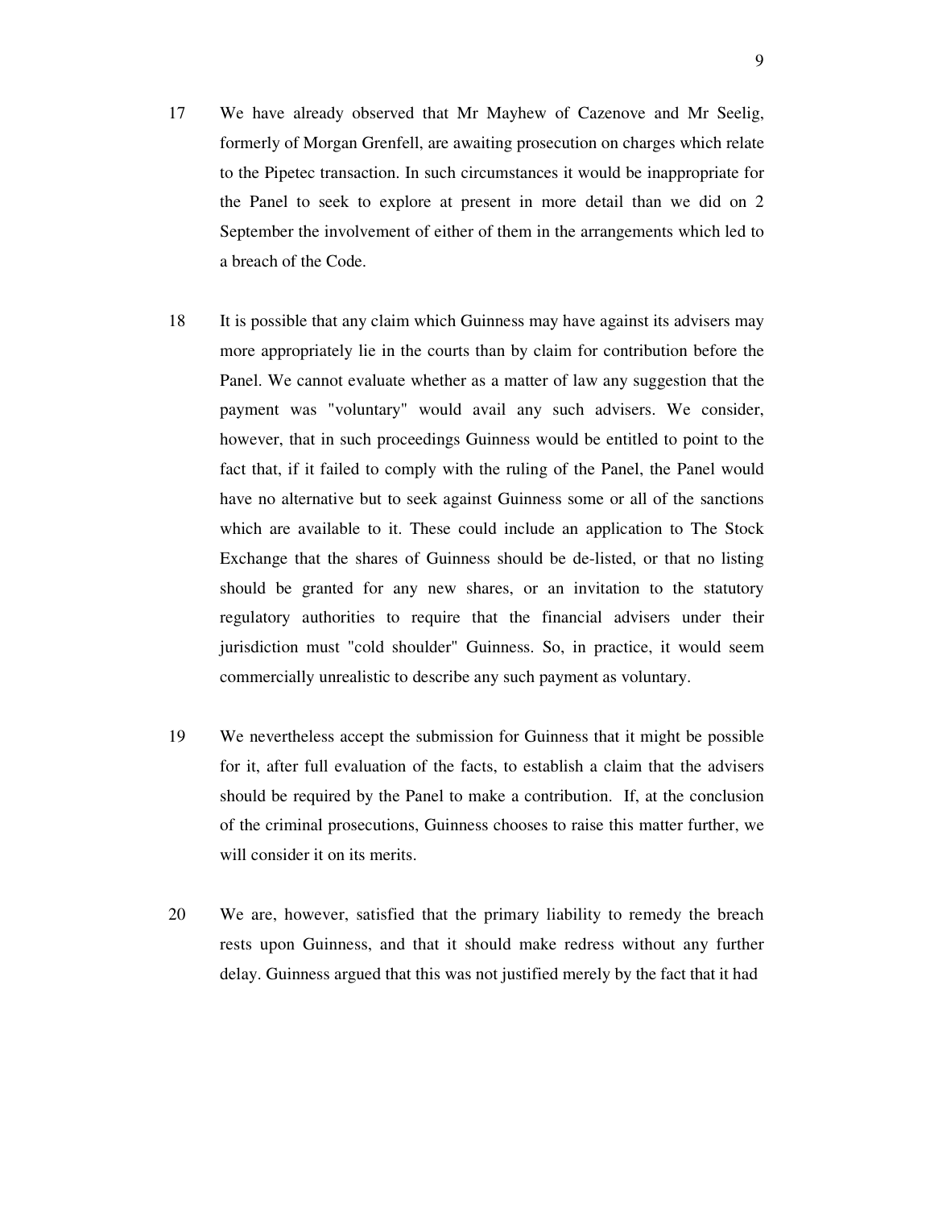17 We have already observed that Mr Mayhew of Cazenove and Mr Seelig, formerly of Morgan Grenfell, are awaiting prosecution on charges which relate to the Pipetec transaction. In such circumstances it would be inappropriate for the Panel to seek to explore at present in more detail than we did on 2 September the involvement of either of them in the arrangements which led to a breach of the Code.

18 It is possible that any claim which Guinness may have against its advisers may more appropriately lie in the courts than by claim for contribution before the Panel. We cannot evaluate whether as a matter of law any suggestion that the payment was "voluntary" would avail any such advisers. We consider, however, that in such proceedings Guinness would be entitled to point to the fact that, if it failed to comply with the ruling of the Panel, the Panel would have no alternative but to seek against Guinness some or all of the sanctions which are available to it. These could include an application to The Stock Exchange that the shares of Guinness should be de-listed, or that no listing should be granted for any new shares, or an invitation to the statutory regulatory authorities to require that the financial advisers under their jurisdiction must "cold shoulder" Guinness. So, in practice, it would seem commercially unrealistic to describe any such payment as voluntary.

19 We nevertheless accept the submission for Guinness that it might be possible for it, after full evaluation of the facts, to establish a claim that the advisers should be required by the Panel to make a contribution. If, at the conclusion of the criminal prosecutions, Guinness chooses to raise this matter further, we will consider it on its merits.

20 We are, however, satisfied that the primary liability to remedy the breach rests upon Guinness, and that it should make redress without any further delay. Guinness argued that this was not justified merely by the fact that it had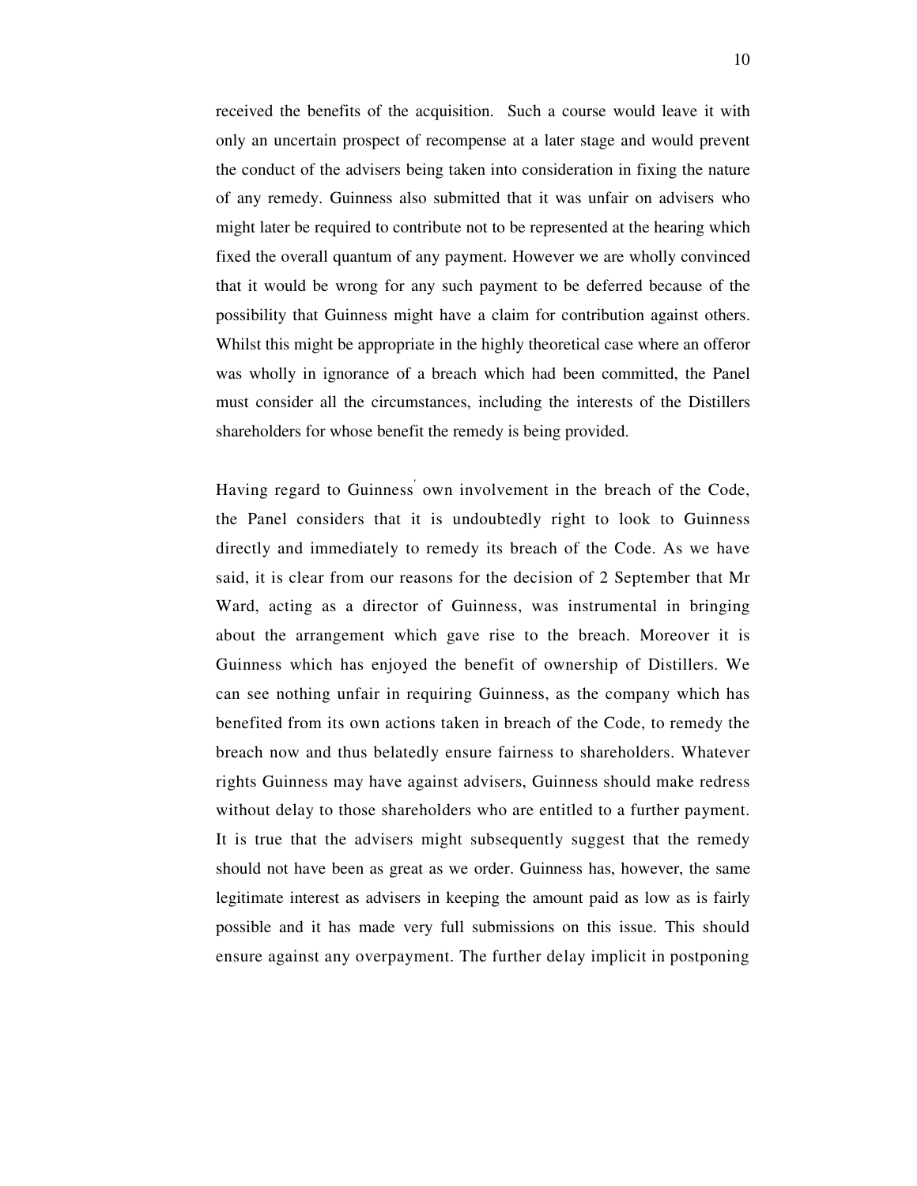received the benefits of the acquisition. Such a course would leave it with only an uncertain prospect of recompense at a later stage and would prevent the conduct of the advisers being taken into consideration in fixing the nature of any remedy. Guinness also submitted that it was unfair on advisers who might later be required to contribute not to be represented at the hearing which fixed the overall quantum of any payment. However we are wholly convinced that it would be wrong for any such payment to be deferred because of the possibility that Guinness might have a claim for contribution against others. Whilst this might be appropriate in the highly theoretical case where an offeror was wholly in ignorance of a breach which had been committed, the Panel must consider all the circumstances, including the interests of the Distillers shareholders for whose benefit the remedy is being provided.

Having regard to Guinness' own involvement in the breach of the Code, the Panel considers that it is undoubtedly right to look to Guinness directly and immediately to remedy its breach of the Code. As we have said, it is clear from our reasons for the decision of 2 September that Mr Ward, acting as a director of Guinness, was instrumental in bringing about the arrangement which gave rise to the breach. Moreover it is Guinness which has enjoyed the benefit of ownership of Distillers. We can see nothing unfair in requiring Guinness, as the company which has benefited from its own actions taken in breach of the Code, to remedy the breach now and thus belatedly ensure fairness to shareholders. Whatever rights Guinness may have against advisers, Guinness should make redress without delay to those shareholders who are entitled to a further payment. It is true that the advisers might subsequently suggest that the remedy should not have been as great as we order. Guinness has, however, the same legitimate interest as advisers in keeping the amount paid as low as is fairly possible and it has made very full submissions on this issue. This should ensure against any overpayment. The further delay implicit in postponing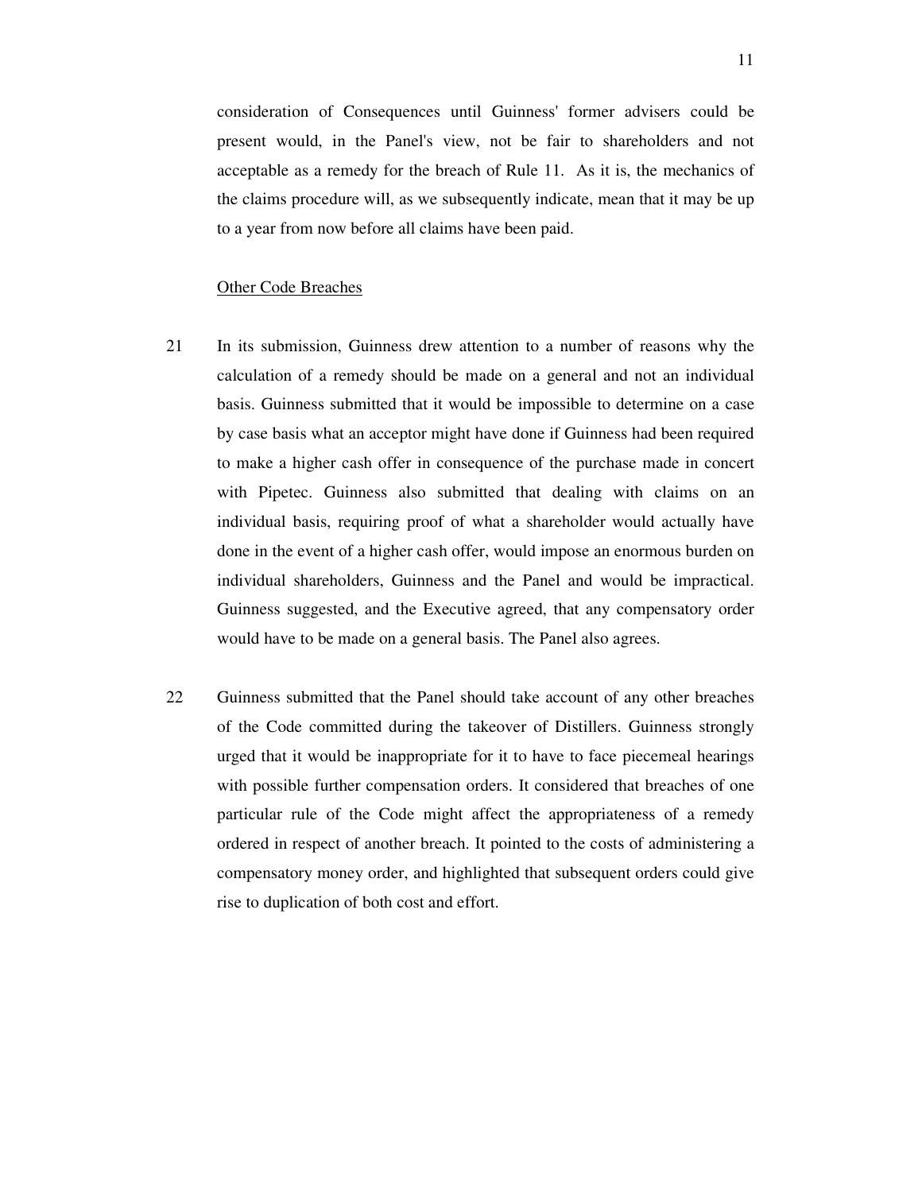consideration of Consequences until Guinness' former advisers could be present would, in the Panel's view, not be fair to shareholders and not acceptable as a remedy for the breach of Rule 11. As it is, the mechanics of the claims procedure will, as we subsequently indicate, mean that it may be up to a year from now before all claims have been paid.

<u>Other Code Breaches</u>

21 In its submission, Guinness drew attention to a number of reasons why the calculation of a remedy should be made on a general and not an individual basis. Guinness submitted that it would be impossible to determine on a case by case basis what an acceptor might have done if Guinness had been required to make a higher cash offer in consequence of the purchase made in concert with Pipetec. Guinness also submitted that dealing with claims on an individual basis, requiring proof of what a shareholder would actually have done in the event of a higher cash offer, would impose an enormous burden on individual shareholders, Guinness and the Panel and would be impractical. Guinness suggested, and the Executive agreed, that any compensatory order would have to be made on a general basis. The Panel also agrees.

22 Guinness submitted that the Panel should take account of any other breaches of the Code committed during the takeover of Distillers. Guinness strongly urged that it would be inappropriate for it to have to face piecemeal hearings with possible further compensation orders. It considered that breaches of one particular rule of the Code might affect the appropriateness of a remedy ordered in respect of another breach. It pointed to the costs of administering a compensatory money order, and highlighted that subsequent orders could give rise to duplication of both cost and effort.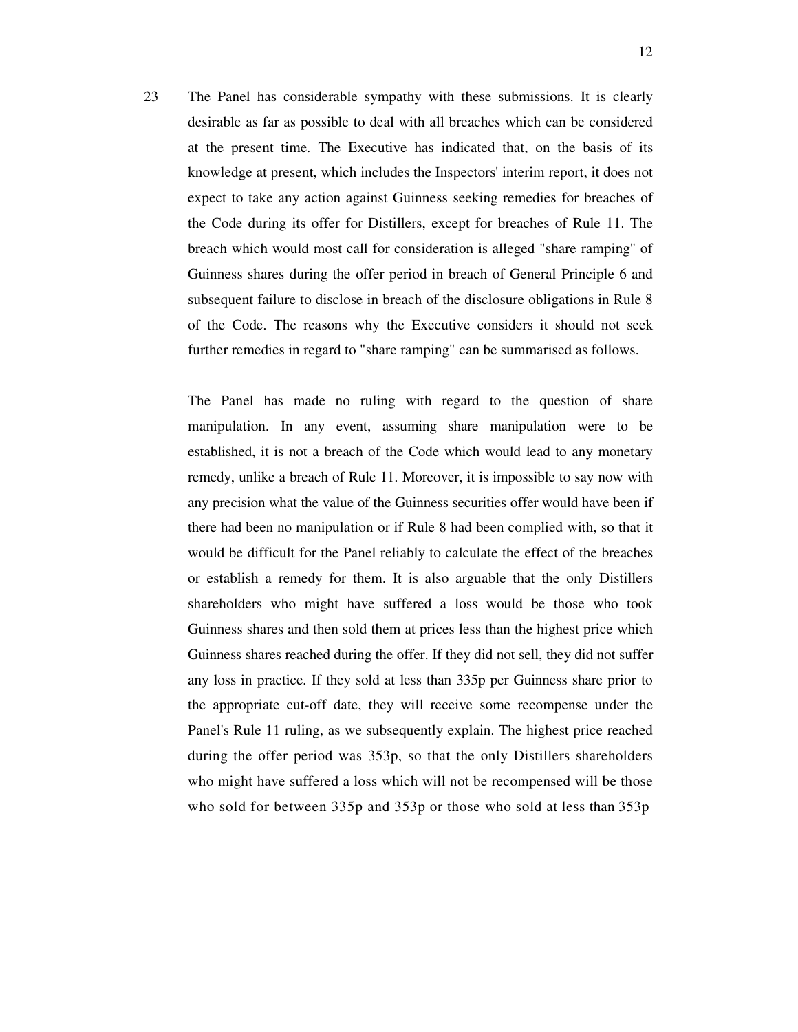23 The Panel has considerable sympathy with these submissions. It is clearly desirable as far as possible to deal with all breaches which can be considered at the present time. The Executive has indicated that, on the basis of its knowledge at present, which includes the Inspectors' interim report, it does not expect to take any action against Guinness seeking remedies for breaches of the Code during its offer for Distillers, except for breaches of Rule 11. The breach which would most call for consideration is alleged "share ramping" of Guinness shares during the offer period in breach of General Principle 6 and subsequent failure to disclose in breach of the disclosure obligations in Rule 8 of the Code. The reasons why the Executive considers it should not seek further remedies in regard to "share ramping" can be summarised as follows.

The Panel has made no ruling with regard to the question of share manipulation. In any event, assuming share manipulation were to be established, it is not a breach of the Code which would lead to any monetary remedy, unlike a breach of Rule 11. Moreover, it is impossible to say now with any precision what the value of the Guinness securities offer would have been if there had been no manipulation or if Rule 8 had been complied with, so that it would be difficult for the Panel reliably to calculate the effect of the breaches or establish a remedy for them. It is also arguable that the only Distillers shareholders who might have suffered a loss would be those who took Guinness shares and then sold them at prices less than the highest price which Guinness shares reached during the offer. If they did not sell, they did not suffer any loss in practice. If they sold at less than 335p per Guinness share prior to the appropriate cut-off date, they will receive some recompense under the Panel's Rule 11 ruling, as we subsequently explain. The highest price reached during the offer period was 353p, so that the only Distillers shareholders who might have suffered a loss which will not be recompensed will be those who sold for between 335p and 353p or those who sold at less than 353p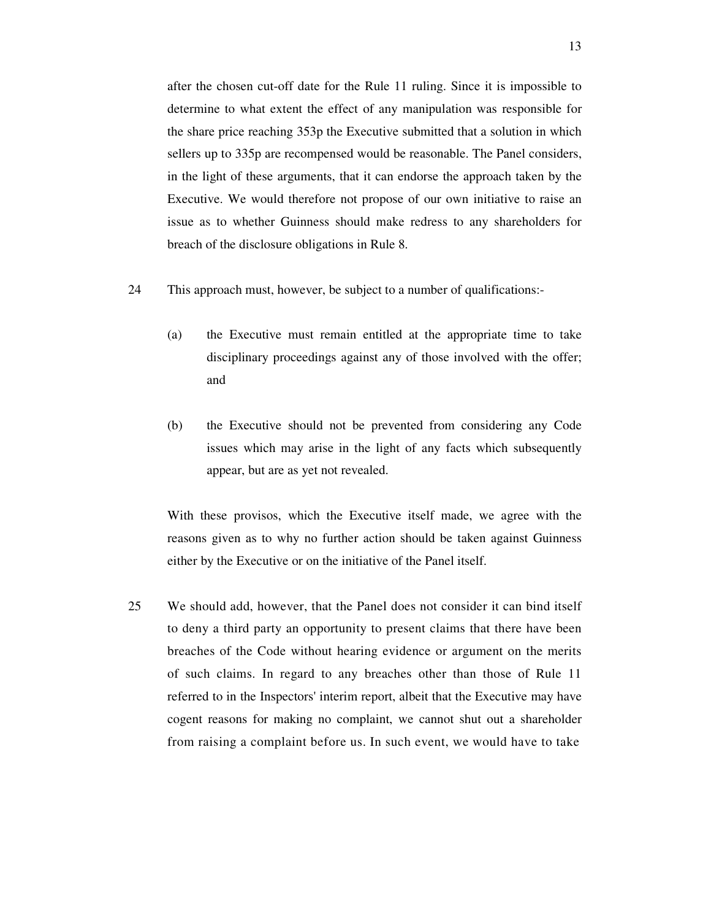after the chosen cut-off date for the Rule 11 ruling. Since it is impossible to determine to what extent the effect of any manipulation was responsible for the share price reaching 353p the Executive submitted that a solution in which sellers up to 335p are recompensed would be reasonable. The Panel considers, in the light of these arguments, that it can endorse the approach taken by the Executive. We would therefore not propose of our own initiative to raise an issue as to whether Guinness should make redress to any shareholders for breach of the disclosure obligations in Rule 8.

24 This approach must, however, be subject to a number of qualifications:-

(a) the Executive must remain entitled at the appropriate time to take disciplinary proceedings against any of those involved with the offer; and

(b) the Executive should not be prevented from considering any Code issues which may arise in the light of any facts which subsequently appear, but are as yet not revealed.

With these provisos, which the Executive itself made, we agree with the reasons given as to why no further action should be taken against Guinness either by the Executive or on the initiative of the Panel itself.

25 We should add, however, that the Panel does not consider it can bind itself to deny a third party an opportunity to present claims that there have been breaches of the Code without hearing evidence or argument on the merits of such claims. In regard to any breaches other than those of Rule 11 referred to in the Inspectors' interim report, albeit that the Executive may have cogent reasons for making no complaint, we cannot shut out a shareholder from raising a complaint before us. In such event, we would have to take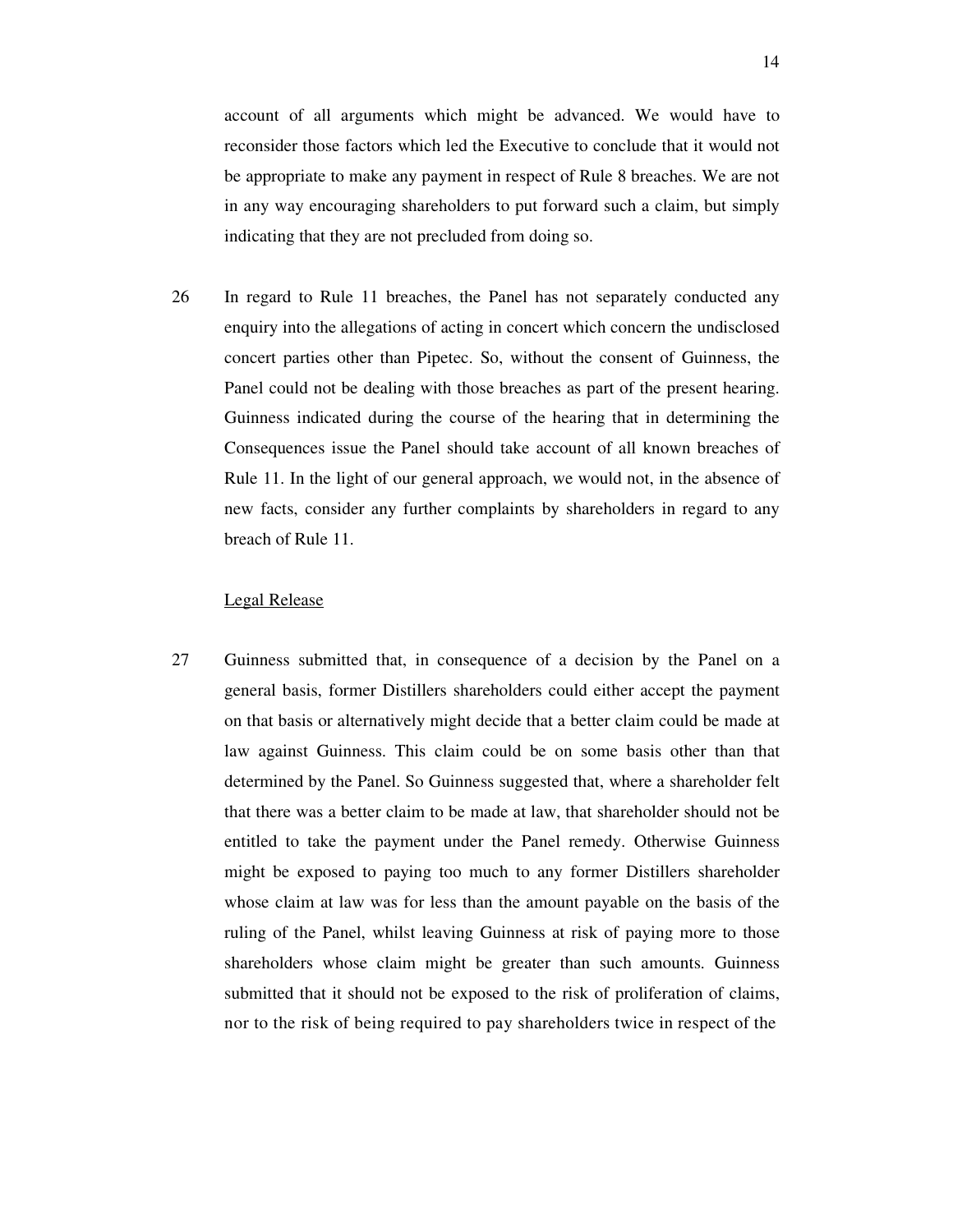account of all arguments which might be advanced. We would have to reconsider those factors which led the Executive to conclude that it would not be appropriate to make any payment in respect of Rule 8 breaches. We are not in any way encouraging shareholders to put forward such a claim, but simply indicating that they are not precluded from doing so.

26 In regard to Rule 11 breaches, the Panel has not separately conducted any enquiry into the allegations of acting in concert which concern the undisclosed concert parties other than Pipetec. So, without the consent of Guinness, the Panel could not be dealing with those breaches as part of the present hearing. Guinness indicated during the course of the hearing that in determining the Consequences issue the Panel should take account of all known breaches of Rule 11. In the light of our general approach, we would not, in the absence of new facts, consider any further complaints by shareholders in regard to any breach of Rule 11.

Legal Release

27 Guinness submitted that, in consequence of a decision by the Panel on a general basis, former Distillers shareholders could either accept the payment on that basis or alternatively might decide that a better claim could be made at law against Guinness. This claim could be on some basis other than that determined by the Panel. So Guinness suggested that, where a shareholder felt that there was a better claim to be made at law, that shareholder should not be entitled to take the payment under the Panel remedy. Otherwise Guinness might be exposed to paying too much to any former Distillers shareholder whose claim at law was for less than the amount payable on the basis of the ruling of the Panel, whilst leaving Guinness at risk of paying more to those shareholders whose claim might be greater than such amounts. Guinness submitted that it should not be exposed to the risk of proliferation of claims, nor to the risk of being required to pay shareholders twice in respect of the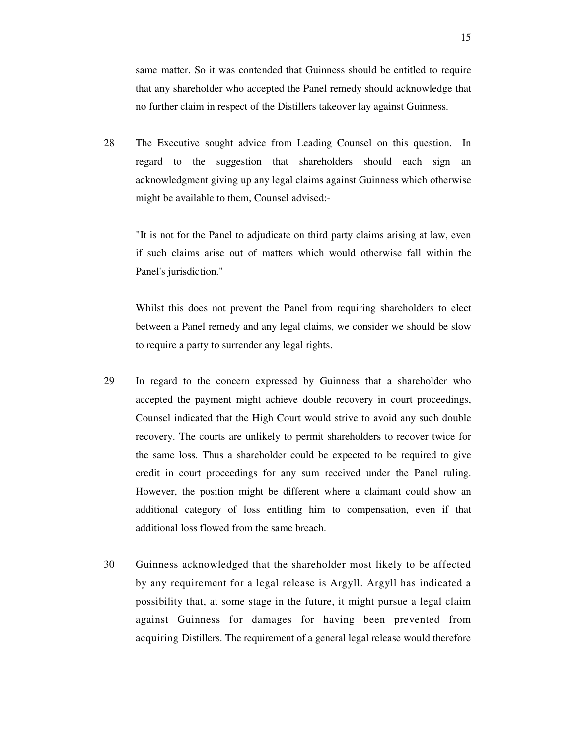same matter. So it was contended that Guinness should be entitled to require that any shareholder who accepted the Panel remedy should acknowledge that no further claim in respect of the Distillers takeover lay against Guinness.

28 The Executive sought advice from Leading Counsel on this question. In regard to the suggestion that shareholders should each sign an acknowledgment giving up any legal claims against Guinness which otherwise might be available to them, Counsel advised:-

"It is not for the Panel to adjudicate on third party claims arising at law, even if such claims arise out of matters which would otherwise fall within the Panel's jurisdiction."

Whilst this does not prevent the Panel from requiring shareholders to elect between a Panel remedy and any legal claims, we consider we should be slow to require a party to surrender any legal rights.

29 In regard to the concern expressed by Guinness that a shareholder who accepted the payment might achieve double recovery in court proceedings, Counsel indicated that the High Court would strive to avoid any such double recovery. The courts are unlikely to permit shareholders to recover twice for the same loss. Thus a shareholder could be expected to be required to give credit in court proceedings for any sum received under the Panel ruling. However, the position might be different where a claimant could show an additional category of loss entitling him to compensation, even if that additional loss flowed from the same breach.

30 Guinness acknowledged that the shareholder most likely to be affected by any requirement for a legal release is Argyll. Argyll has indicated a possibility that, at some stage in the future, it might pursue a legal claim against Guinness for damages for having been prevented from acquiring Distillers. The requirement of a general legal release would therefore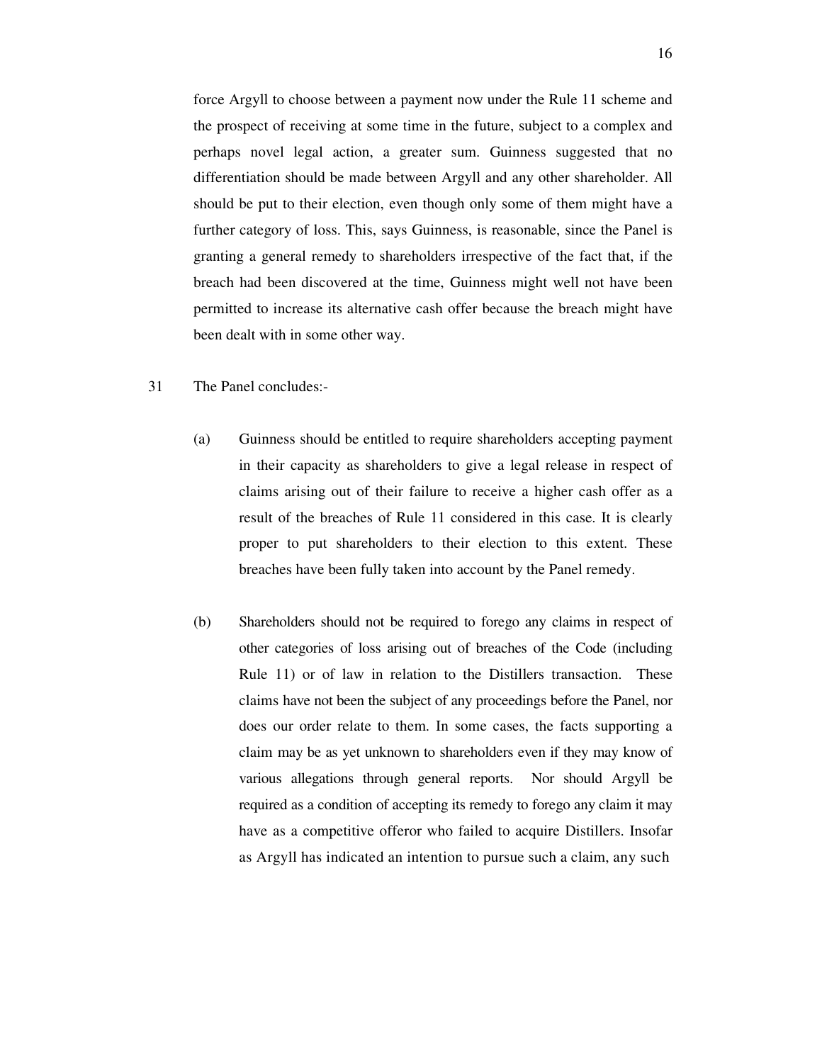force Argyll to choose between a payment now under the Rule 11 scheme and the prospect of receiving at some time in the future, subject to a complex and perhaps novel legal action, a greater sum. Guinness suggested that no differentiation should be made between Argyll and any other shareholder. All should be put to their election, even though only some of them might have a further category of loss. This, says Guinness, is reasonable, since the Panel is granting a general remedy to shareholders irrespective of the fact that, if the breach had been discovered at the time, Guinness might well not have been permitted to increase its alternative cash offer because the breach might have been dealt with in some other way.

31 The Panel concludes:-

(a) Guinness should be entitled to require shareholders accepting payment in their capacity as shareholders to give a legal release in respect of claims arising out of their failure to receive a higher cash offer as a result of the breaches of Rule 11 considered in this case. It is clearly proper to put shareholders to their election to this extent. These breaches have been fully taken into account by the Panel remedy.

(b) Shareholders should not be required to forego any claims in respect of other categories of loss arising out of breaches of the Code (including Rule 11) or of law in relation to the Distillers transaction. These claims have not been the subject of any proceedings before the Panel, nor does our order relate to them. In some cases, the facts supporting a claim may be as yet unknown to shareholders even if they may know of various allegations through general reports. Nor should Argyll be required as a condition of accepting its remedy to forego any claim it may have as a competitive offeror who failed to acquire Distillers. Insofar as Argyll has indicated an intention to pursue such a claim, any such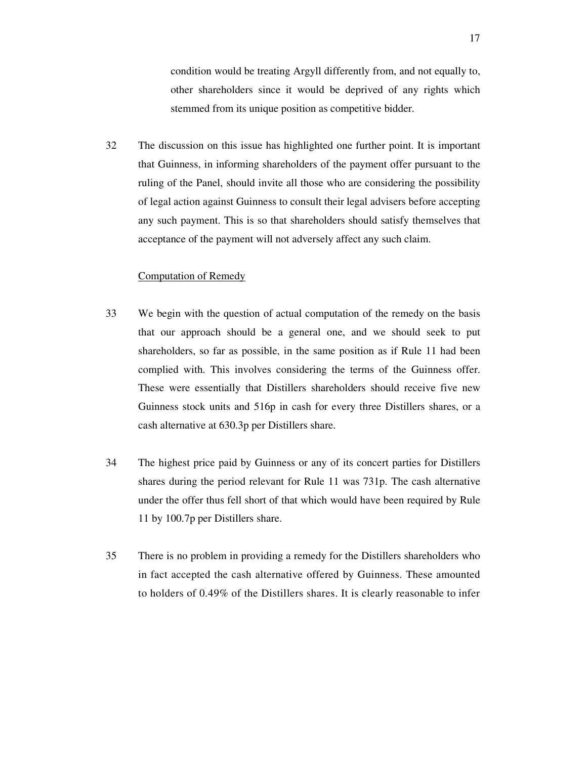condition would be treating Argyll differently from, and not equally to, other shareholders since it would be deprived of any rights which stemmed from its unique position as competitive bidder.

32 The discussion on this issue has highlighted one further point. It is important that Guinness, in informing shareholders of the payment offer pursuant to the ruling of the Panel, should invite all those who are considering the possibility of legal action against Guinness to consult their legal advisers before accepting any such payment. This is so that shareholders should satisfy themselves that acceptance of the payment will not adversely affect any such claim.

Computation of Remedy

33 We begin with the question of actual computation of the remedy on the basis that our approach should be a general one, and we should seek to put shareholders, so far as possible, in the same position as if Rule 11 had been complied with. This involves considering the terms of the Guinness offer. These were essentially that Distillers shareholders should receive five new Guinness stock units and 516p in cash for every three Distillers shares, or a cash alternative at 630.3p per Distillers share.

34 The highest price paid by Guinness or any of its concert parties for Distillers shares during the period relevant for Rule 11 was 731p. The cash alternative under the offer thus fell short of that which would have been required by Rule 11 by 100.7p per Distillers share.

35 There is no problem in providing a remedy for the Distillers shareholders who in fact accepted the cash alternative offered by Guinness. These amounted to holders of 0.49% of the Distillers shares. It is clearly reasonable to infer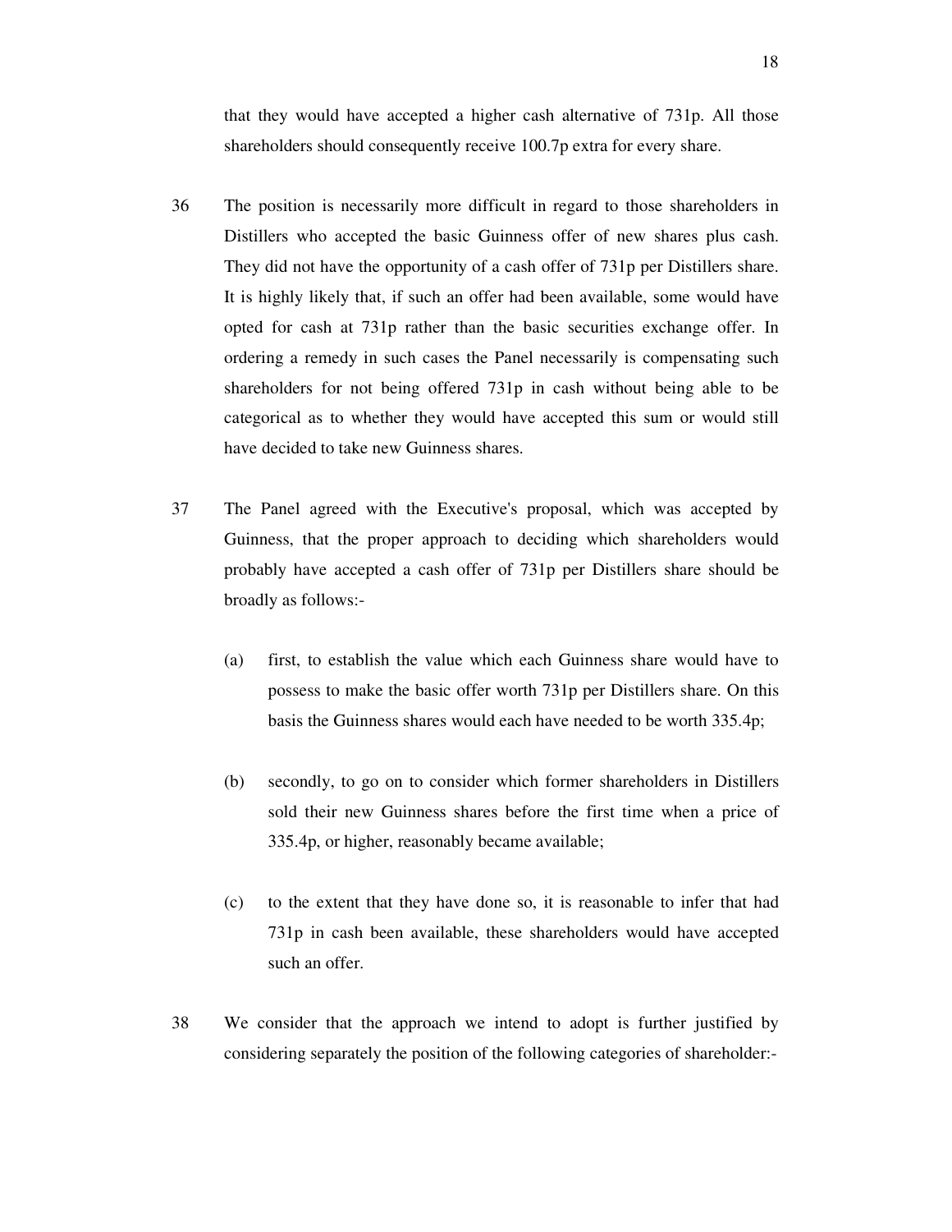that they would have accepted a higher cash alternative of 731p. All those shareholders should consequently receive 100.7p extra for every share.

36 The position is necessarily more difficult in regard to those shareholders in Distillers who accepted the basic Guinness offer of new shares plus cash. They did not have the opportunity of a cash offer of 731p per Distillers share. It is highly likely that, if such an offer had been available, some would have opted for cash at 731p rather than the basic securities exchange offer. In ordering a remedy in such cases the Panel necessarily is compensating such shareholders for not being offered 731p in cash without being able to be categorical as to whether they would have accepted this sum or would still have decided to take new Guinness shares.

37 The Panel agreed with the Executive's proposal, which was accepted by Guinness, that the proper approach to deciding which shareholders would probably have accepted a cash offer of 731p per Distillers share should be broadly as follows:-

(a) first, to establish the value which each Guinness share would have to possess to make the basic offer worth 731p per Distillers share. On this basis the Guinness shares would each have needed to be worth 335.4p;

(b) secondly, to go on to consider which former shareholders in Distillers sold their new Guinness shares before the first time when a price of 335.4p, or higher, reasonably became available;

(c) to the extent that they have done so, it is reasonable to infer that had 731p in cash been available, these shareholders would have accepted such an offer.

38 We consider that the approach we intend to adopt is further justified by considering separately the position of the following categories of shareholder:-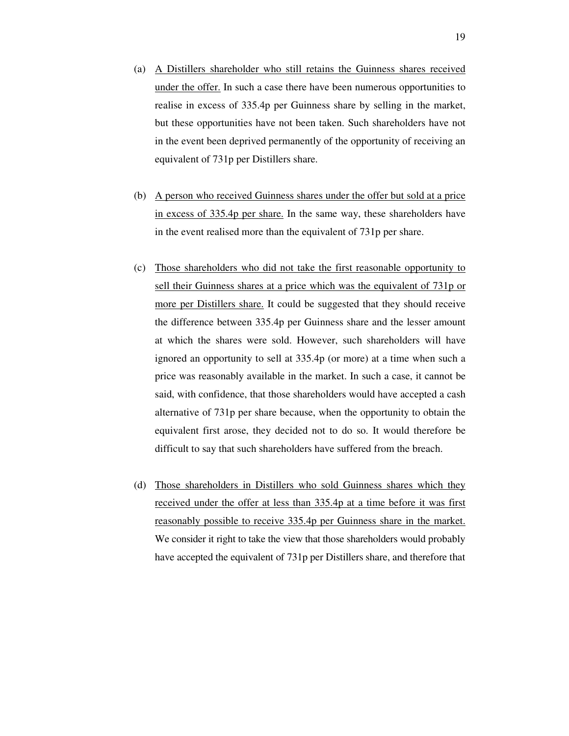(a) A Distillers shareholder who still retains the Guinness shares received under the offer. In such a case there have been numerous opportunities to realise in excess of 335.4p per Guinness share by selling in the market, but these opportunities have not been taken. Such shareholders have not in the event been deprived permanently of the opportunity of receiving an equivalent of 731p per Distillers share.

(b) A person who received Guinness shares under the offer but sold at a price in excess of 335.4p per share. In the same way, these shareholders have in the event realised more than the equivalent of 731p per share.

(c) Those shareholders who did not take the first reasonable opportunity to sell their Guinness shares at a price which was the equivalent of 731p or more per Distillers share. It could be suggested that they should receive the difference between 335.4p per Guinness share and the lesser amount at which the shares were sold. However, such shareholders will have ignored an opportunity to sell at 335.4p (or more) at a time when such a price was reasonably available in the market. In such a case, it cannot be said, with confidence, that those shareholders would have accepted a cash alternative of 731p per share because, when the opportunity to obtain the equivalent first arose, they decided not to do so. It would therefore be difficult to say that such shareholders have suffered from the breach.

(d) Those shareholders in Distillers who sold Guinness shares which they received under the offer at less than 335.4p at a time before it was first reasonably possible to receive 335.4p per Guinness share in the market. We consider it right to take the view that those shareholders would probably have accepted the equivalent of 731p per Distillers share, and therefore that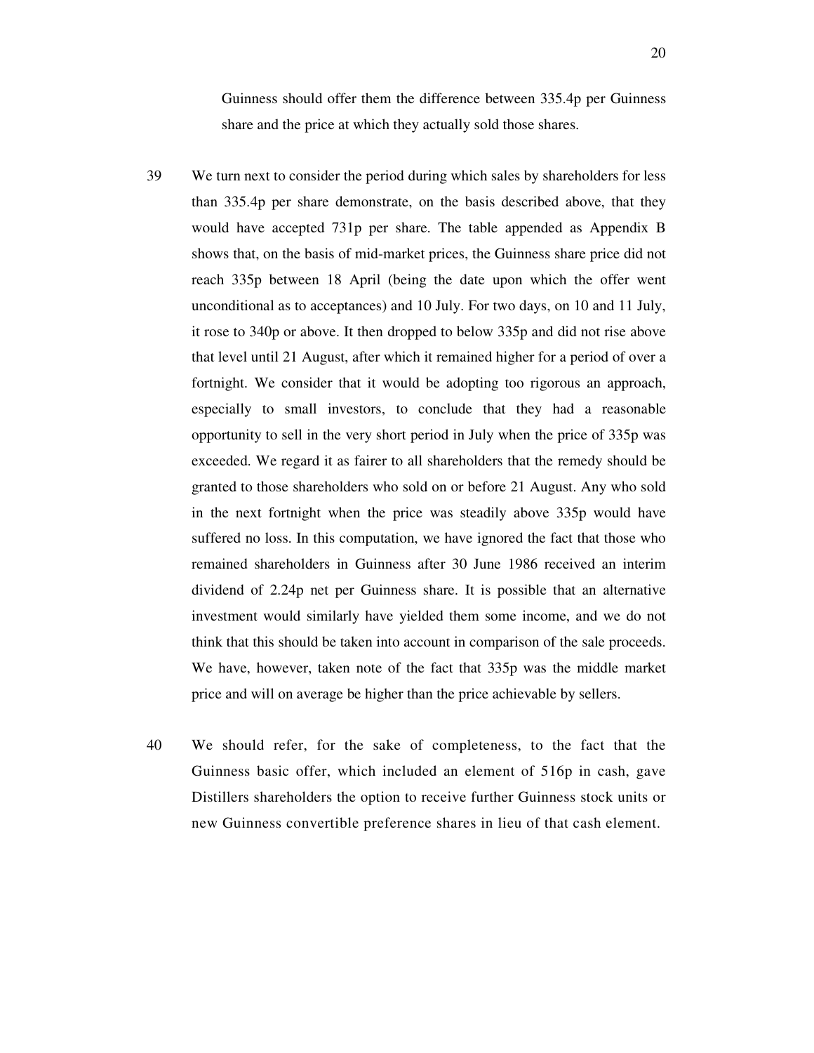Guinness should offer them the difference between 335.4p per Guinness share and the price at which they actually sold those shares.

39 We turn next to consider the period during which sales by shareholders for less than 335.4p per share demonstrate, on the basis described above, that they would have accepted 731p per share. The table appended as Appendix B shows that, on the basis of mid-market prices, the Guinness share price did not reach 335p between 18 April (being the date upon which the offer went unconditional as to acceptances) and 10 July. For two days, on 10 and 11 July, it rose to 340p or above. It then dropped to below 335p and did not rise above that level until 21 August, after which it remained higher for a period of over a fortnight. We consider that it would be adopting too rigorous an approach, especially to small investors, to conclude that they had a reasonable opportunity to sell in the very short period in July when the price of 335p was exceeded. We regard it as fairer to all shareholders that the remedy should be granted to those shareholders who sold on or before 21 August. Any who sold in the next fortnight when the price was steadily above 335p would have suffered no loss. In this computation, we have ignored the fact that those who remained shareholders in Guinness after 30 June 1986 received an interim dividend of 2.24p net per Guinness share. It is possible that an alternative investment would similarly have yielded them some income, and we do not think that this should be taken into account in comparison of the sale proceeds. We have, however, taken note of the fact that 335p was the middle market price and will on average be higher than the price achievable by sellers.

40 We should refer, for the sake of completeness, to the fact that the Guinness basic offer, which included an element of 516p in cash, gave Distillers shareholders the option to receive further Guinness stock units or new Guinness convertible preference shares in lieu of that cash element.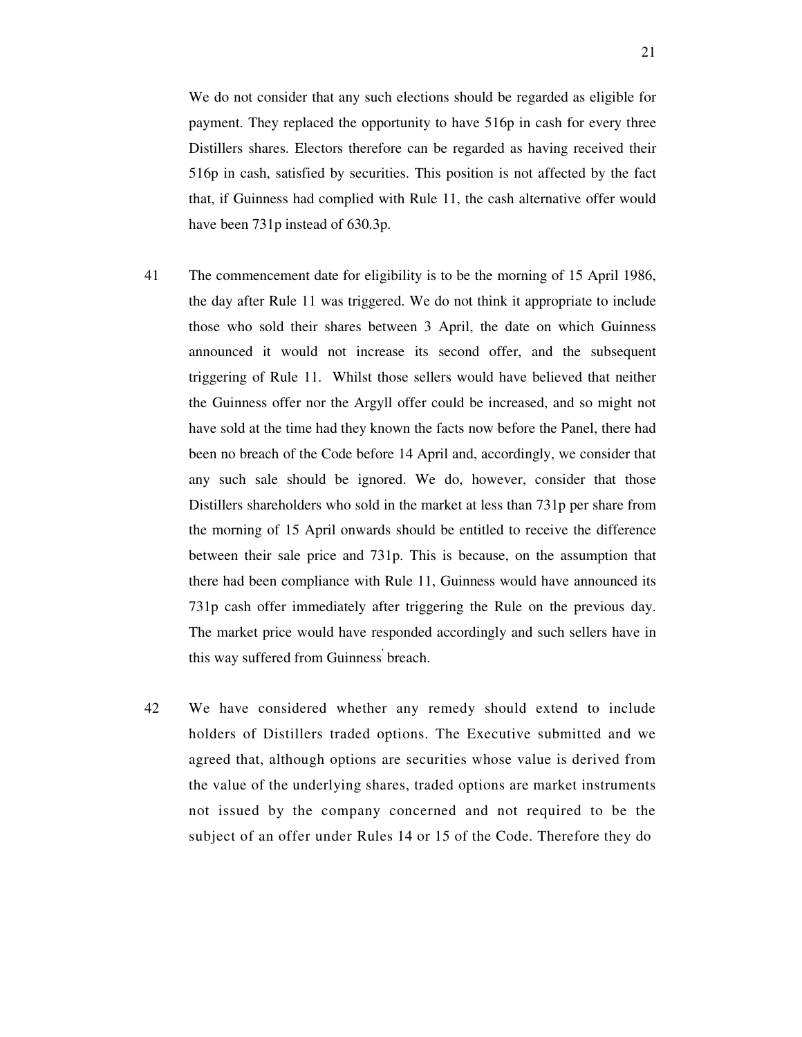We do not consider that any such elections should be regarded as eligible for payment. They replaced the opportunity to have 516p in cash for every three Distillers shares. Electors therefore can be regarded as having received their 516p in cash, satisfied by securities. This position is not affected by the fact that, if Guinness had complied with Rule 11, the cash alternative offer would have been 731p instead of 630.3p.

41 The commencement date for eligibility is to be the morning of 15 April 1986, the day after Rule 11 was triggered. We do not think it appropriate to include those who sold their shares between 3 April, the date on which Guinness announced it would not increase its second offer, and the subsequent triggering of Rule 11. Whilst those sellers would have believed that neither the Guinness offer nor the Argyll offer could be increased, and so might not have sold at the time had they known the facts now before the Panel, there had been no breach of the Code before 14 April and, accordingly, we consider that any such sale should be ignored. We do, however, consider that those Distillers shareholders who sold in the market at less than 731p per share from the morning of 15 April onwards should be entitled to receive the difference between their sale price and 731p. This is because, on the assumption that there had been compliance with Rule 11, Guinness would have announced its 731p cash offer immediately after triggering the Rule on the previous day. The market price would have responded accordingly and such sellers have in this way suffered from Guinness' breach.

42 We have considered whether any remedy should extend to include holders of Distillers traded options. The Executive submitted and we agreed that, although options are securities whose value is derived from the value of the underlying shares, traded options are market instruments not issued by the company concerned and not required to be the subject of an offer under Rules 14 or 15 of the Code. Therefore they do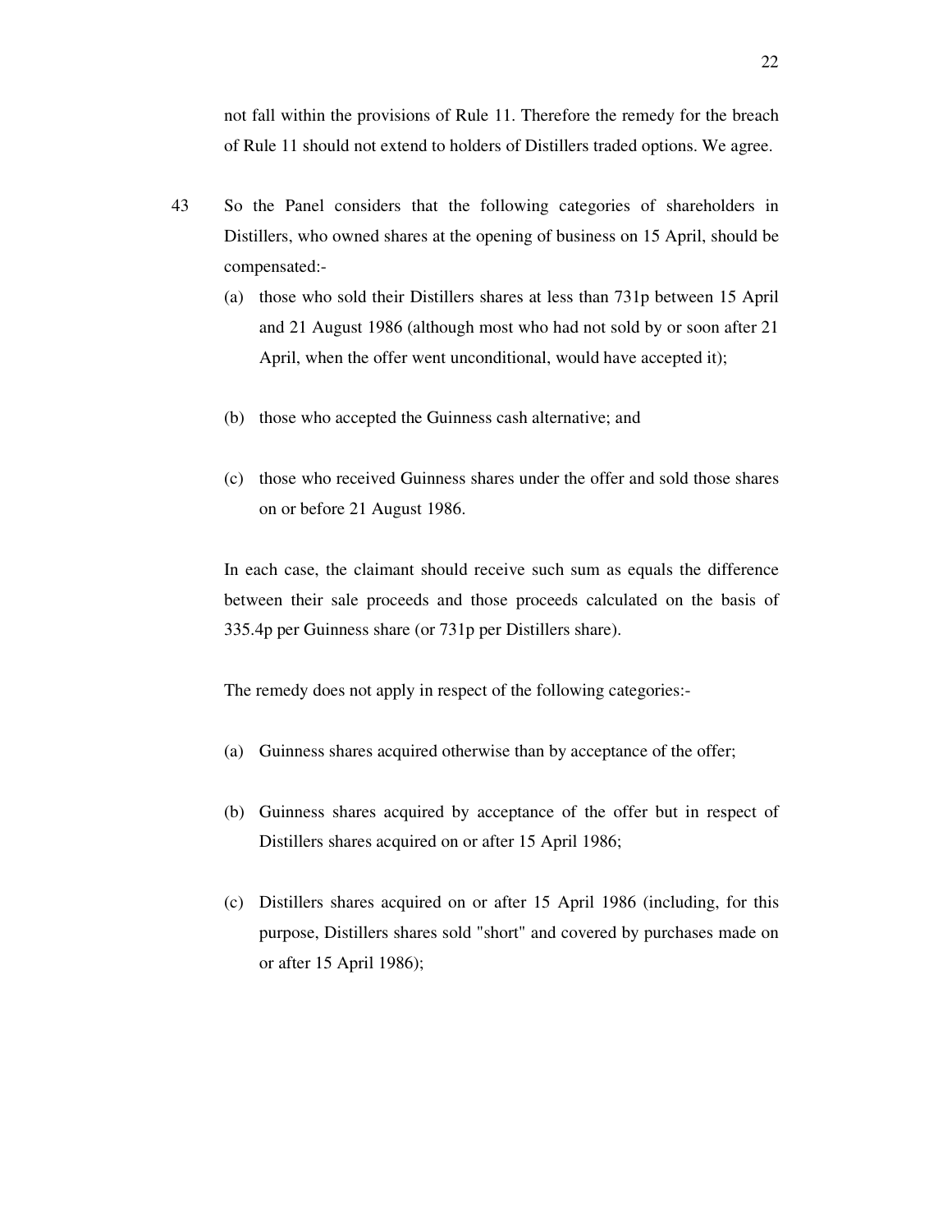not fall within the provisions of Rule 11. Therefore the remedy for the breach of Rule 11 should not extend to holders of Distillers traded options. We agree.

43 So the Panel considers that the following categories of shareholders in Distillers, who owned shares at the opening of business on 15 April, should be compensated:-

(a) those who sold their Distillers shares at less than 731p between 15 April and 21 August 1986 (although most who had not sold by or soon after 21 April, when the offer went unconditional, would have accepted it);

(b) those who accepted the Guinness cash alternative; and

(c) those who received Guinness shares under the offer and sold those shares on or before 21 August 1986.

In each case, the claimant should receive such sum as equals the difference between their sale proceeds and those proceeds calculated on the basis of 335.4p per Guinness share (or 731p per Distillers share).

The remedy does not apply in respect of the following categories:-

(a) Guinness shares acquired otherwise than by acceptance of the offer;

(b) Guinness shares acquired by acceptance of the offer but in respect of Distillers shares acquired on or after 15 April 1986;

(c) Distillers shares acquired on or after 15 April 1986 (including, for this purpose, Distillers shares sold "short" and covered by purchases made on or after 15 April 1986);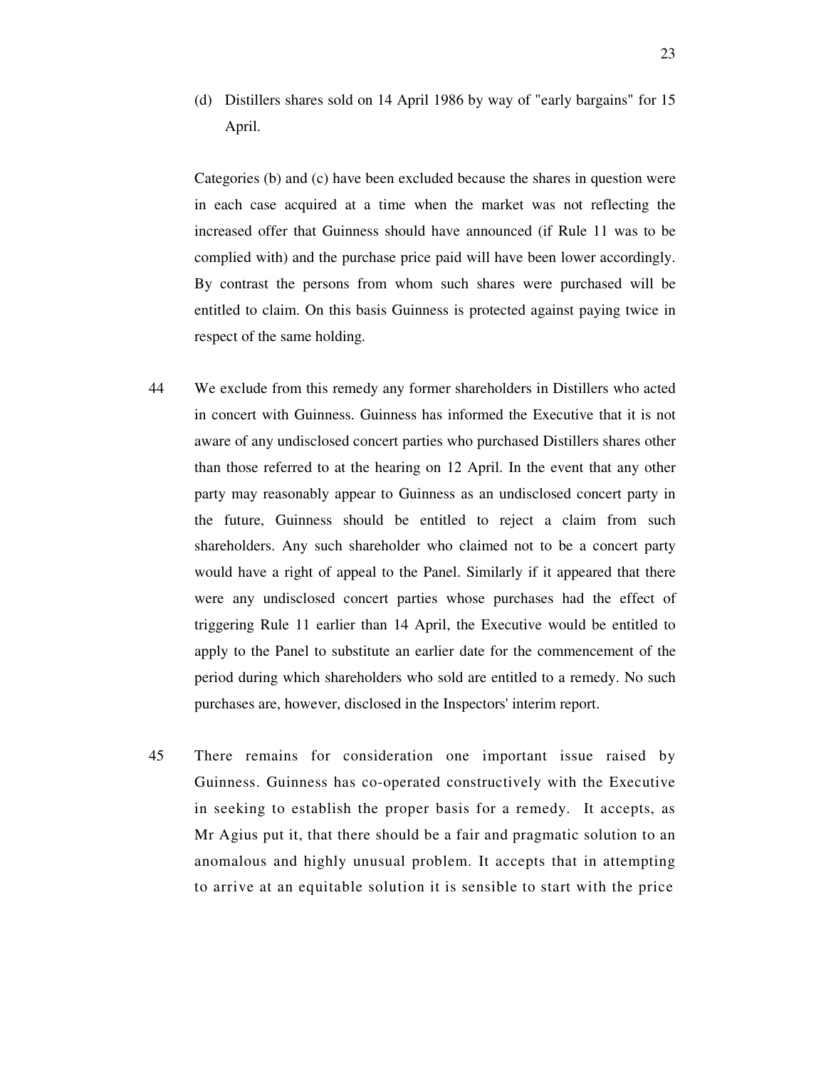(d) Distillers shares sold on 14 April 1986 by way of "early bargains" for 15 April.

Categories (b) and (c) have been excluded because the shares in question were in each case acquired at a time when the market was not reflecting the increased offer that Guinness should have announced (if Rule 11 was to be complied with) and the purchase price paid will have been lower accordingly. By contrast the persons from whom such shares were purchased will be entitled to claim. On this basis Guinness is protected against paying twice in respect of the same holding.

44 We exclude from this remedy any former shareholders in Distillers who acted in concert with Guinness. Guinness has informed the Executive that it is not aware of any undisclosed concert parties who purchased Distillers shares other than those referred to at the hearing on 12 April. In the event that any other party may reasonably appear to Guinness as an undisclosed concert party in the future, Guinness should be entitled to reject a claim from such shareholders. Any such shareholder who claimed not to be a concert party would have a right of appeal to the Panel. Similarly if it appeared that there were any undisclosed concert parties whose purchases had the effect of triggering Rule 11 earlier than 14 April, the Executive would be entitled to apply to the Panel to substitute an earlier date for the commencement of the period during which shareholders who sold are entitled to a remedy. No such purchases are, however, disclosed in the Inspectors' interim report.

45 There remains for consideration one important issue raised by Guinness. Guinness has co-operated constructively with the Executive in seeking to establish the proper basis for a remedy. It accepts, as Mr Agius put it, that there should be a fair and pragmatic solution to an anomalous and highly unusual problem. It accepts that in attempting to arrive at an equitable solution it is sensible to start with the price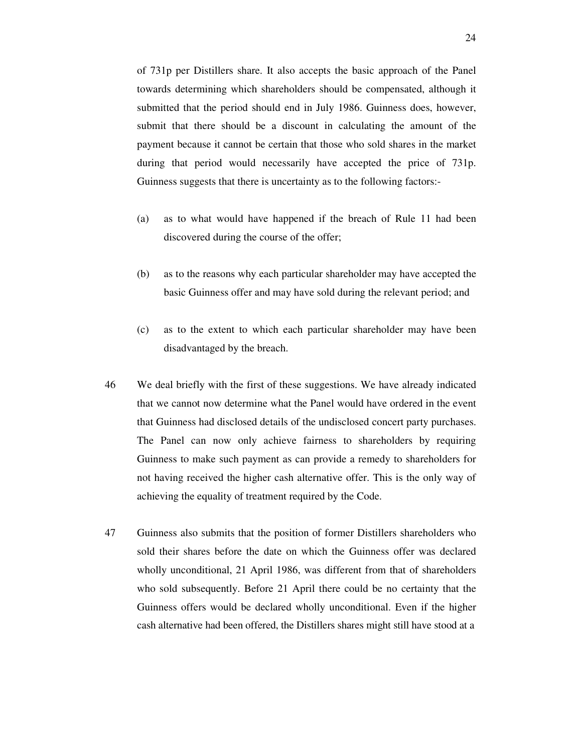of 731p per Distillers share. It also accepts the basic approach of the Panel towards determining which shareholders should be compensated, although it submitted that the period should end in July 1986. Guinness does, however, submit that there should be a discount in calculating the amount of the payment because it cannot be certain that those who sold shares in the market during that period would necessarily have accepted the price of 731p. Guinness suggests that there is uncertainty as to the following factors:-

(a) as to what would have happened if the breach of Rule 11 had been discovered during the course of the offer;

(b) as to the reasons why each particular shareholder may have accepted the basic Guinness offer and may have sold during the relevant period; and

(c) as to the extent to which each particular shareholder may have been disadvantaged by the breach.

46 We deal briefly with the first of these suggestions. We have already indicated that we cannot now determine what the Panel would have ordered in the event that Guinness had disclosed details of the undisclosed concert party purchases. The Panel can now only achieve fairness to shareholders by requiring Guinness to make such payment as can provide a remedy to shareholders for not having received the higher cash alternative offer. This is the only way of achieving the equality of treatment required by the Code.

47 Guinness also submits that the position of former Distillers shareholders who sold their shares before the date on which the Guinness offer was declared wholly unconditional, 21 April 1986, was different from that of shareholders who sold subsequently. Before 21 April there could be no certainty that the Guinness offers would be declared wholly unconditional. Even if the higher cash alternative had been offered, the Distillers shares might still have stood at a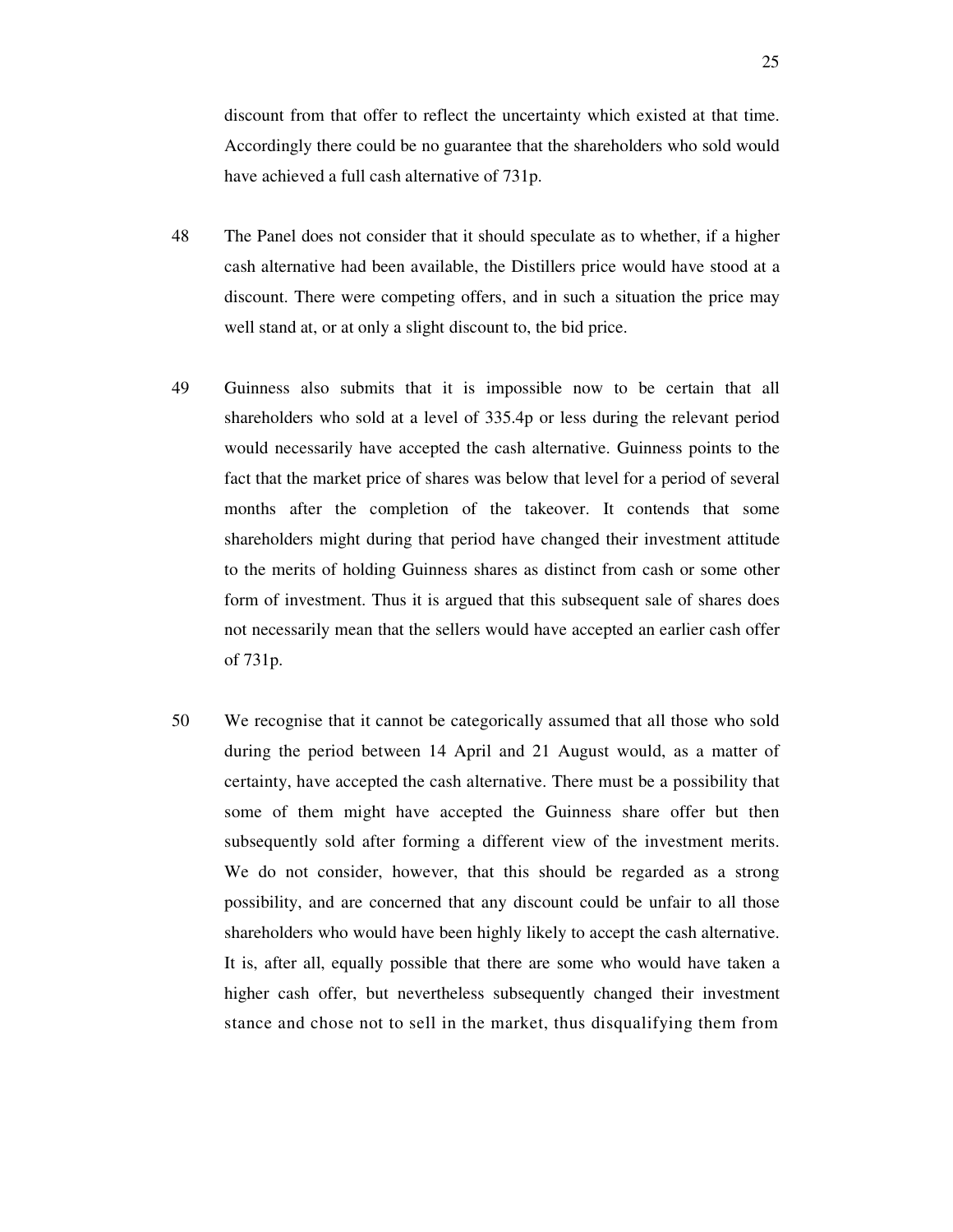discount from that offer to reflect the uncertainty which existed at that time. Accordingly there could be no guarantee that the shareholders who sold would have achieved a full cash alternative of 731p.

48 The Panel does not consider that it should speculate as to whether, if a higher cash alternative had been available, the Distillers price would have stood at a discount. There were competing offers, and in such a situation the price may well stand at, or at only a slight discount to, the bid price.

49 Guinness also submits that it is impossible now to be certain that all shareholders who sold at a level of 335.4p or less during the relevant period would necessarily have accepted the cash alternative. Guinness points to the fact that the market price of shares was below that level for a period of several months after the completion of the takeover. It contends that some shareholders might during that period have changed their investment attitude to the merits of holding Guinness shares as distinct from cash or some other form of investment. Thus it is argued that this subsequent sale of shares does not necessarily mean that the sellers would have accepted an earlier cash offer of 731p.

50 We recognise that it cannot be categorically assumed that all those who sold during the period between 14 April and 21 August would, as a matter of certainty, have accepted the cash alternative. There must be a possibility that some of them might have accepted the Guinness share offer but then subsequently sold after forming a different view of the investment merits. We do not consider, however, that this should be regarded as a strong possibility, and are concerned that any discount could be unfair to all those shareholders who would have been highly likely to accept the cash alternative. It is, after all, equally possible that there are some who would have taken a higher cash offer, but nevertheless subsequently changed their investment stance and chose not to sell in the market, thus disqualifying them from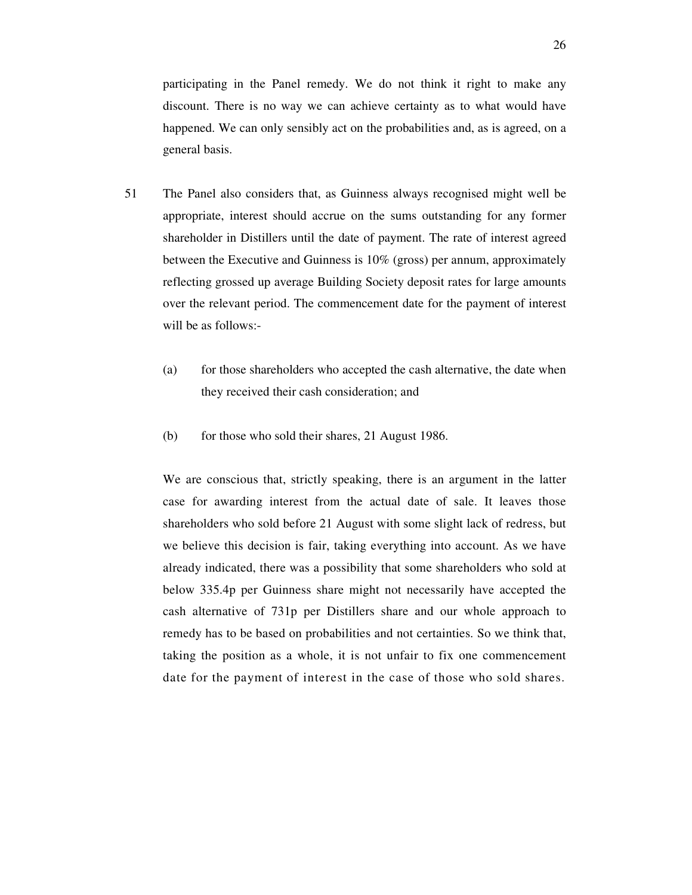participating in the Panel remedy. We do not think it right to make any discount. There is no way we can achieve certainty as to what would have happened. We can only sensibly act on the probabilities and, as is agreed, on a general basis.

51 The Panel also considers that, as Guinness always recognised might well be appropriate, interest should accrue on the sums outstanding for any former shareholder in Distillers until the date of payment. The rate of interest agreed between the Executive and Guinness is 10% (gross) per annum, approximately reflecting grossed up average Building Society deposit rates for large amounts over the relevant period. The commencement date for the payment of interest will be as follows:-

(a) for those shareholders who accepted the cash alternative, the date when they received their cash consideration; and

(b) for those who sold their shares, 21 August 1986.

We are conscious that, strictly speaking, there is an argument in the latter case for awarding interest from the actual date of sale. It leaves those shareholders who sold before 21 August with some slight lack of redress, but we believe this decision is fair, taking everything into account. As we have already indicated, there was a possibility that some shareholders who sold at below 335.4p per Guinness share might not necessarily have accepted the cash alternative of 731p per Distillers share and our whole approach to remedy has to be based on probabilities and not certainties. So we think that, taking the position as a whole, it is not unfair to fix one commencement date for the payment of interest in the case of those who sold shares.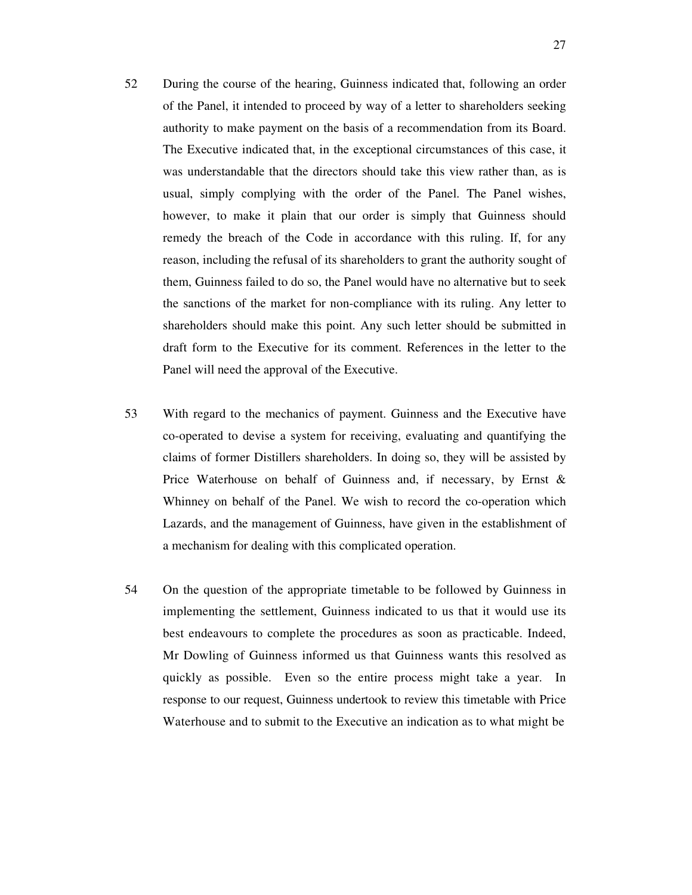52 During the course of the hearing, Guinness indicated that, following an order of the Panel, it intended to proceed by way of a letter to shareholders seeking authority to make payment on the basis of a recommendation from its Board. The Executive indicated that, in the exceptional circumstances of this case, it was understandable that the directors should take this view rather than, as is usual, simply complying with the order of the Panel. The Panel wishes, however, to make it plain that our order is simply that Guinness should remedy the breach of the Code in accordance with this ruling. If, for any reason, including the refusal of its shareholders to grant the authority sought of them, Guinness failed to do so, the Panel would have no alternative but to seek the sanctions of the market for non-compliance with its ruling. Any letter to shareholders should make this point. Any such letter should be submitted in draft form to the Executive for its comment. References in the letter to the Panel will need the approval of the Executive.

53 With regard to the mechanics of payment. Guinness and the Executive have co-operated to devise a system for receiving, evaluating and quantifying the claims of former Distillers shareholders. In doing so, they will be assisted by Price Waterhouse on behalf of Guinness and, if necessary, by Ernst & Whinney on behalf of the Panel. We wish to record the co-operation which Lazards, and the management of Guinness, have given in the establishment of a mechanism for dealing with this complicated operation.

54 On the question of the appropriate timetable to be followed by Guinness in implementing the settlement, Guinness indicated to us that it would use its best endeavours to complete the procedures as soon as practicable. Indeed, Mr Dowling of Guinness informed us that Guinness wants this resolved as quickly as possible. Even so the entire process might take a year. In response to our request, Guinness undertook to review this timetable with Price Waterhouse and to submit to the Executive an indication as to what might be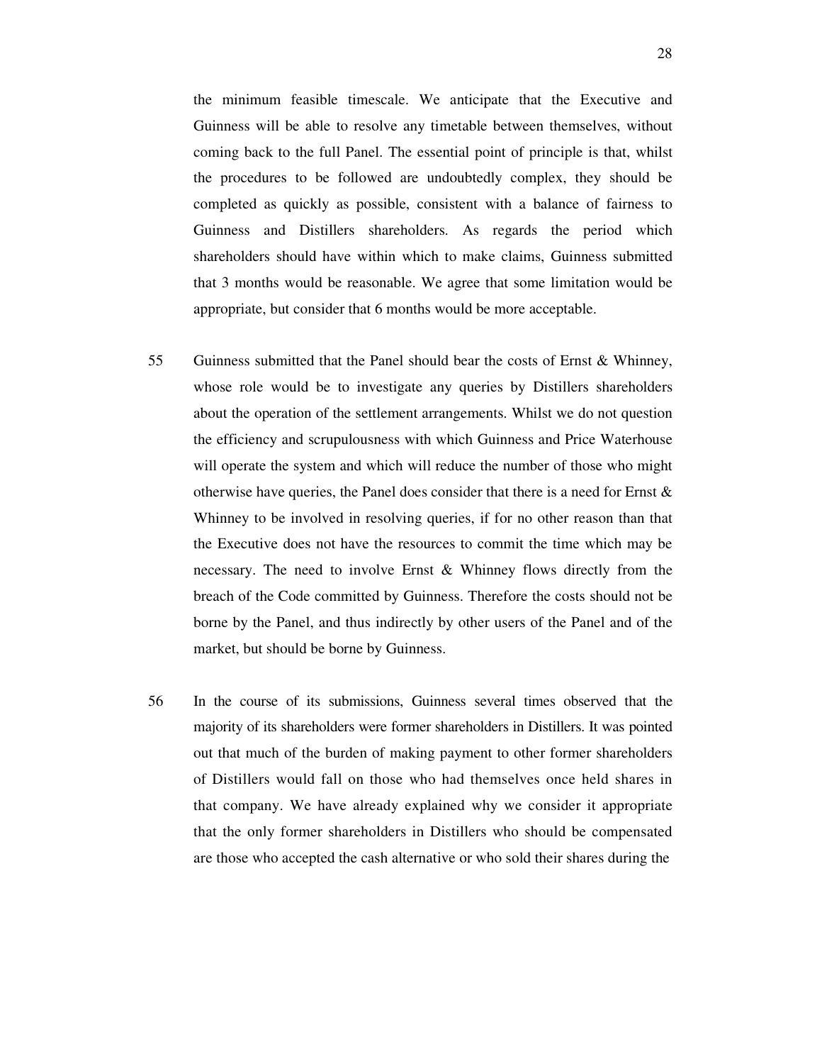the minimum feasible timescale. We anticipate that the Executive and Guinness will be able to resolve any timetable between themselves, without coming back to the full Panel. The essential point of principle is that, whilst the procedures to be followed are undoubtedly complex, they should be completed as quickly as possible, consistent with a balance of fairness to Guinness and Distillers shareholders. As regards the period which shareholders should have within which to make claims, Guinness submitted that 3 months would be reasonable. We agree that some limitation would be appropriate, but consider that 6 months would be more acceptable.

55 Guinness submitted that the Panel should bear the costs of Ernst & Whinney, whose role would be to investigate any queries by Distillers shareholders about the operation of the settlement arrangements. Whilst we do not question the efficiency and scrupulousness with which Guinness and Price Waterhouse will operate the system and which will reduce the number of those who might otherwise have queries, the Panel does consider that there is a need for Ernst & Whinney to be involved in resolving queries, if for no other reason than that the Executive does not have the resources to commit the time which may be necessary. The need to involve Ernst & Whinney flows directly from the breach of the Code committed by Guinness. Therefore the costs should not be borne by the Panel, and thus indirectly by other users of the Panel and of the market, but should be borne by Guinness.

56 In the course of its submissions, Guinness several times observed that the majority of its shareholders were former shareholders in Distillers. It was pointed out that much of the burden of making payment to other former shareholders of Distillers would fall on those who had themselves once held shares in that company. We have already explained why we consider it appropriate that the only former shareholders in Distillers who should be compensated are those who accepted the cash alternative or who sold their shares during the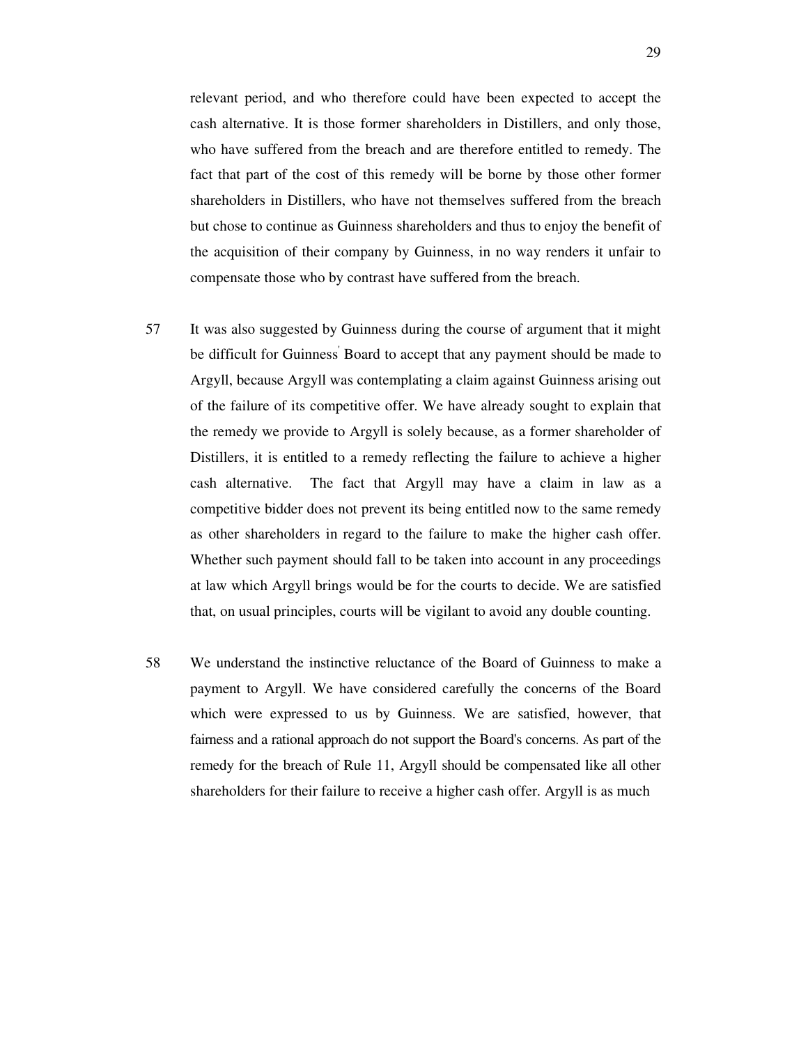relevant period, and who therefore could have been expected to accept the cash alternative. It is those former shareholders in Distillers, and only those, who have suffered from the breach and are therefore entitled to remedy. The fact that part of the cost of this remedy will be borne by those other former shareholders in Distillers, who have not themselves suffered from the breach but chose to continue as Guinness shareholders and thus to enjoy the benefit of the acquisition of their company by Guinness, in no way renders it unfair to compensate those who by contrast have suffered from the breach.

57 It was also suggested by Guinness during the course of argument that it might be difficult for Guinness' Board to accept that any payment should be made to Argyll, because Argyll was contemplating a claim against Guinness arising out of the failure of its competitive offer. We have already sought to explain that the remedy we provide to Argyll is solely because, as a former shareholder of Distillers, it is entitled to a remedy reflecting the failure to achieve a higher cash alternative. The fact that Argyll may have a claim in law as a competitive bidder does not prevent its being entitled now to the same remedy as other shareholders in regard to the failure to make the higher cash offer. Whether such payment should fall to be taken into account in any proceedings at law which Argyll brings would be for the courts to decide. We are satisfied that, on usual principles, courts will be vigilant to avoid any double counting.

58 We understand the instinctive reluctance of the Board of Guinness to make a payment to Argyll. We have considered carefully the concerns of the Board which were expressed to us by Guinness. We are satisfied, however, that fairness and a rational approach do not support the Board's concerns. As part of the remedy for the breach of Rule 11, Argyll should be compensated like all other shareholders for their failure to receive a higher cash offer. Argyll is as much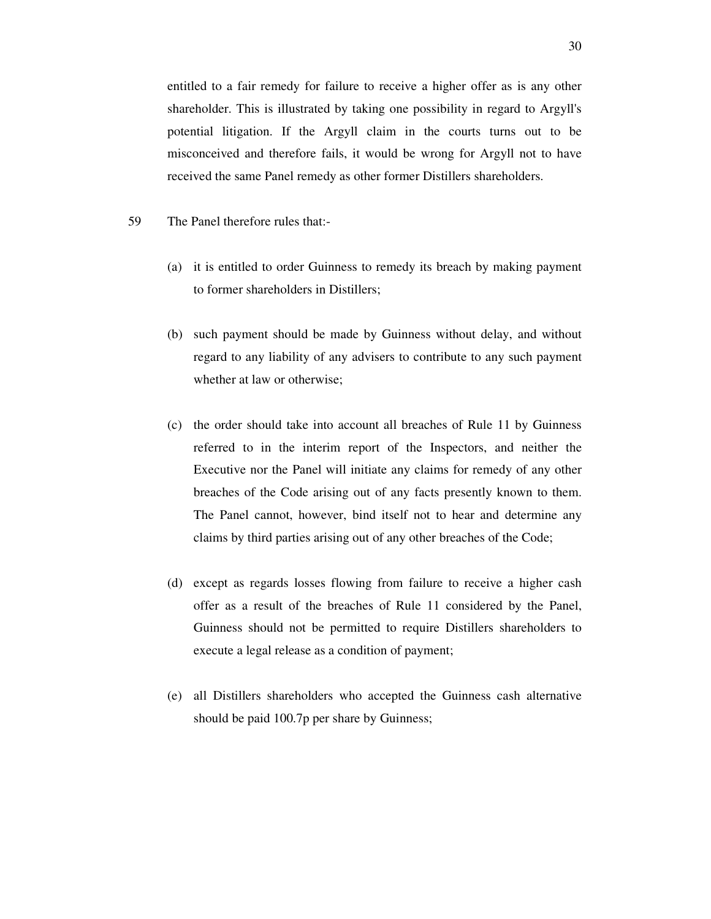entitled to a fair remedy for failure to receive a higher offer as is any other shareholder. This is illustrated by taking one possibility in regard to Argyll's potential litigation. If the Argyll claim in the courts turns out to be misconceived and therefore fails, it would be wrong for Argyll not to have received the same Panel remedy as other former Distillers shareholders.

59 The Panel therefore rules that:-

(a) it is entitled to order Guinness to remedy its breach by making payment to former shareholders in Distillers;

(b) such payment should be made by Guinness without delay, and without regard to any liability of any advisers to contribute to any such payment whether at law or otherwise;

(c) the order should take into account all breaches of Rule 11 by Guinness referred to in the interim report of the Inspectors, and neither the Executive nor the Panel will initiate any claims for remedy of any other breaches of the Code arising out of any facts presently known to them. The Panel cannot, however, bind itself not to hear and determine any claims by third parties arising out of any other breaches of the Code;

(d) except as regards losses flowing from failure to receive a higher cash offer as a result of the breaches of Rule 11 considered by the Panel, Guinness should not be permitted to require Distillers shareholders to execute a legal release as a condition of payment;

(e) all Distillers shareholders who accepted the Guinness cash alternative should be paid 100.7p per share by Guinness;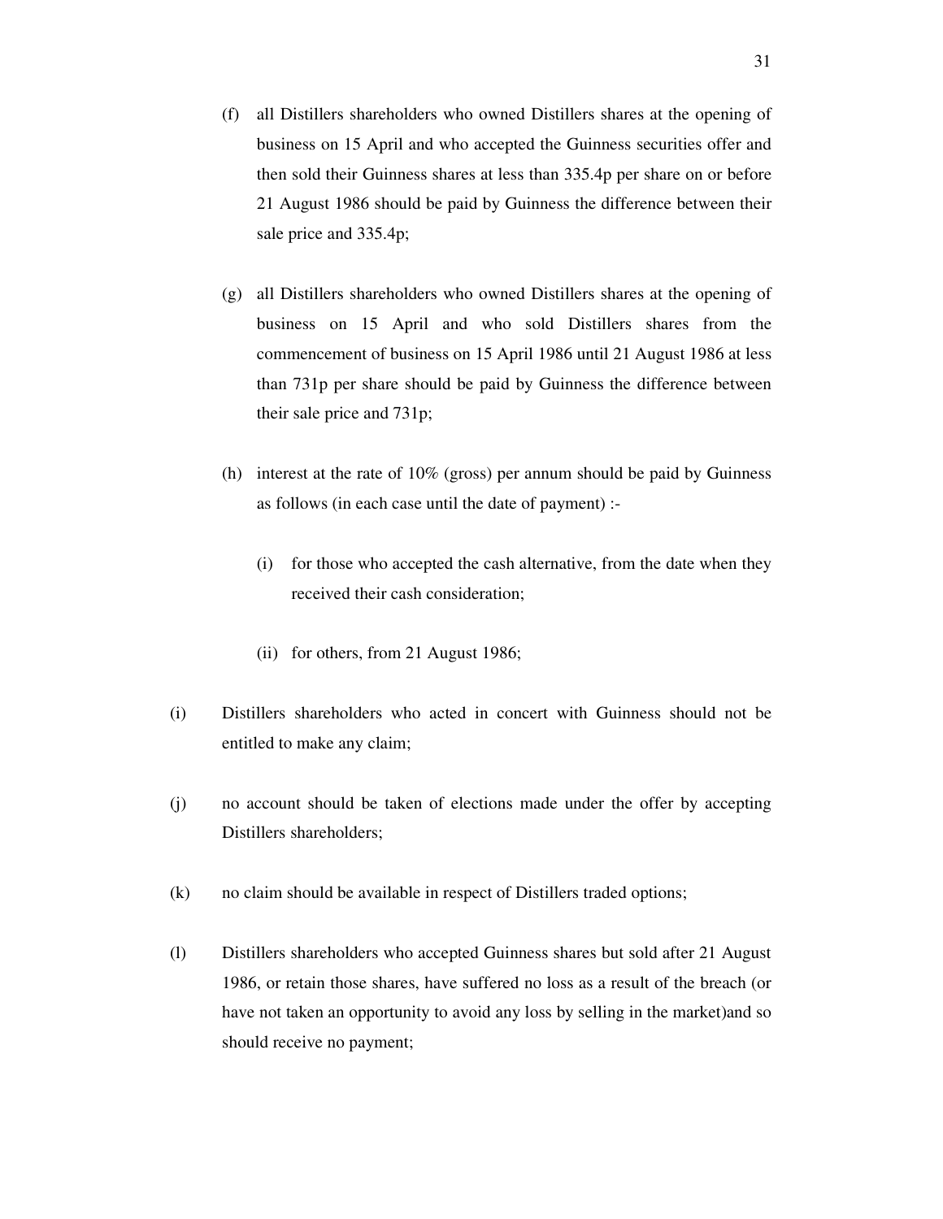(f) all Distillers shareholders who owned Distillers shares at the opening of business on 15 April and who accepted the Guinness securities offer and then sold their Guinness shares at less than 335.4p per share on or before 21 August 1986 should be paid by Guinness the difference between their sale price and 335.4p;

(g) all Distillers shareholders who owned Distillers shares at the opening of business on 15 April and who sold Distillers shares from the commencement of business on 15 April 1986 until 21 August 1986 at less than 731p per share should be paid by Guinness the difference between their sale price and 731p;

(h) interest at the rate of 10% (gross) per annum should be paid by Guinness as follows (in each case until the date of payment) :-

    (i) for those who accepted the cash alternative, from the date when they received their cash consideration;

    (ii) for others, from 21 August 1986;

(i) Distillers shareholders who acted in concert with Guinness should not be entitled to make any claim;

(j) no account should be taken of elections made under the offer by accepting Distillers shareholders;

(k) no claim should be available in respect of Distillers traded options;

(l) Distillers shareholders who accepted Guinness shares but sold after 21 August 1986, or retain those shares, have suffered no loss as a result of the breach (or have not taken an opportunity to avoid any loss by selling in the market)and so should receive no payment;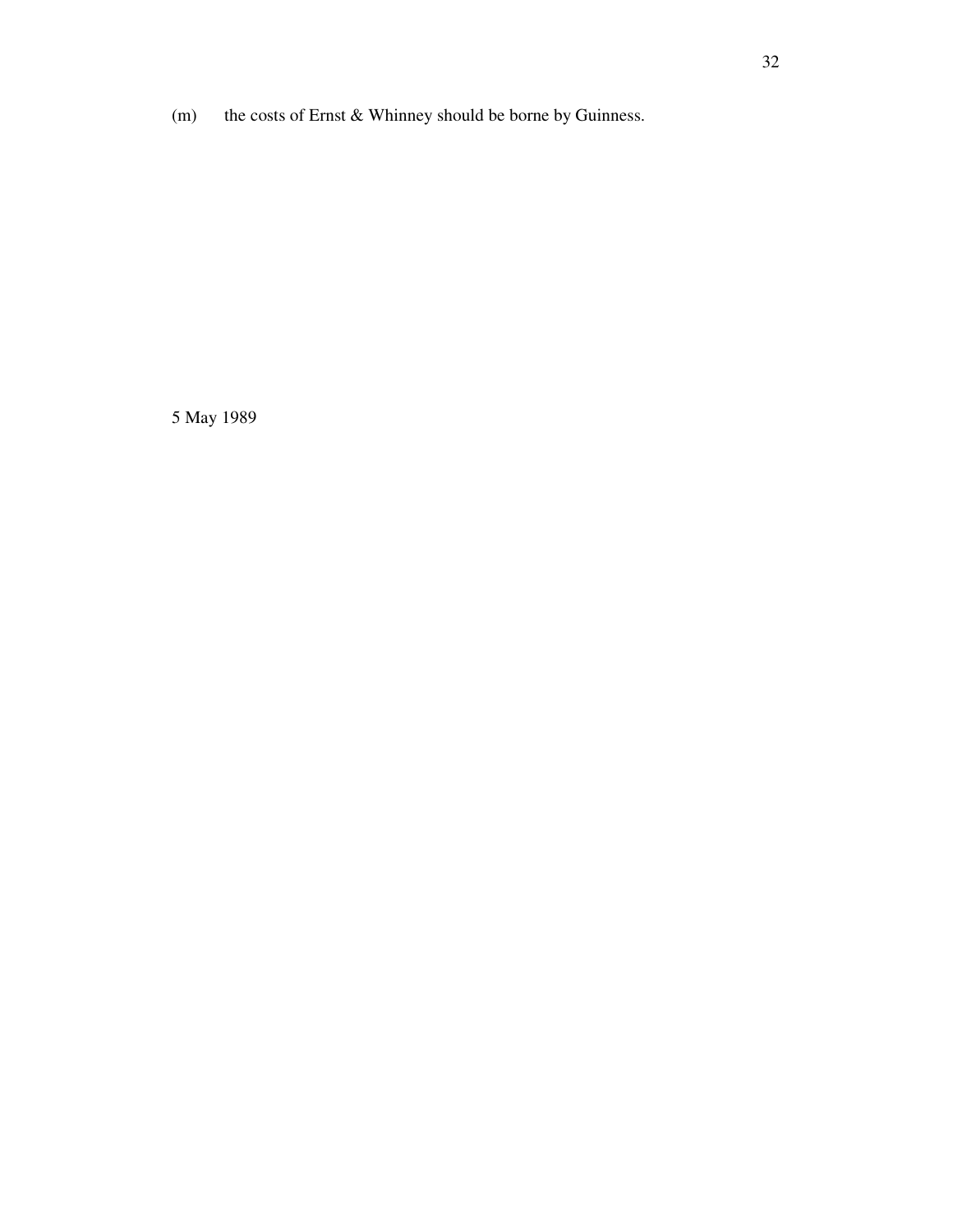(m) the costs of Ernst & Whinney should be borne by Guinness.

5 May 1989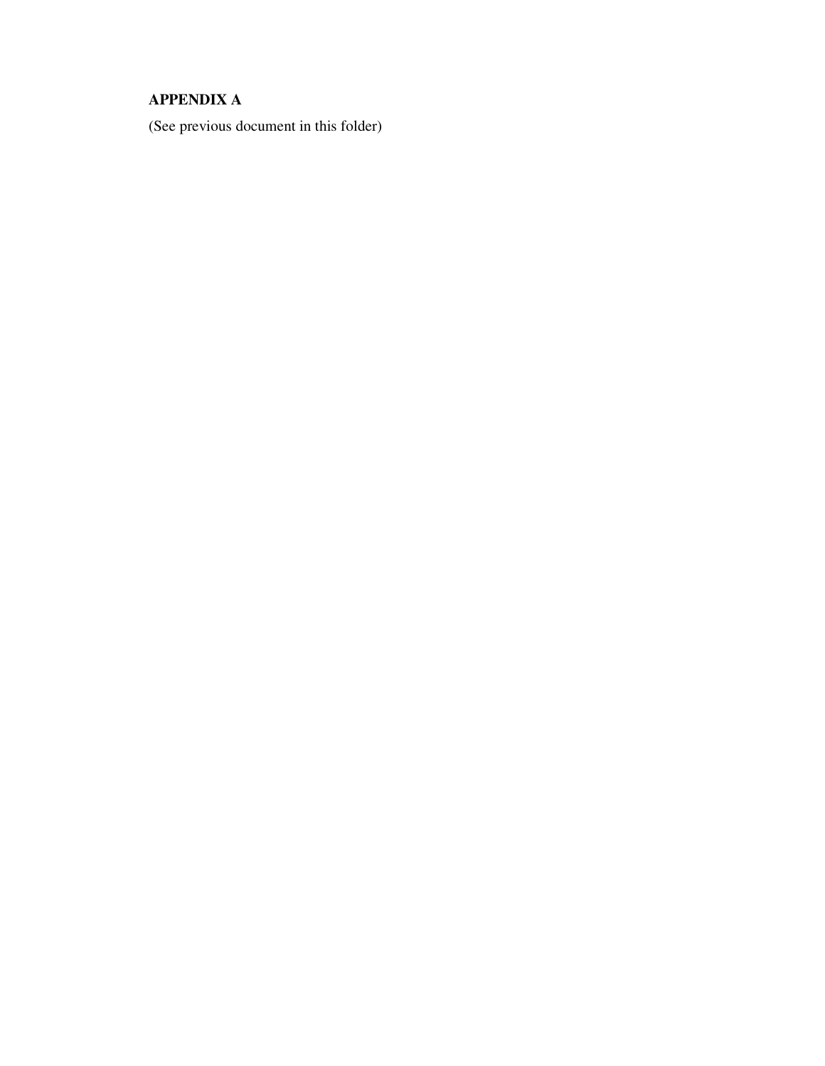**APPENDIX A**

(See previous document in this folder)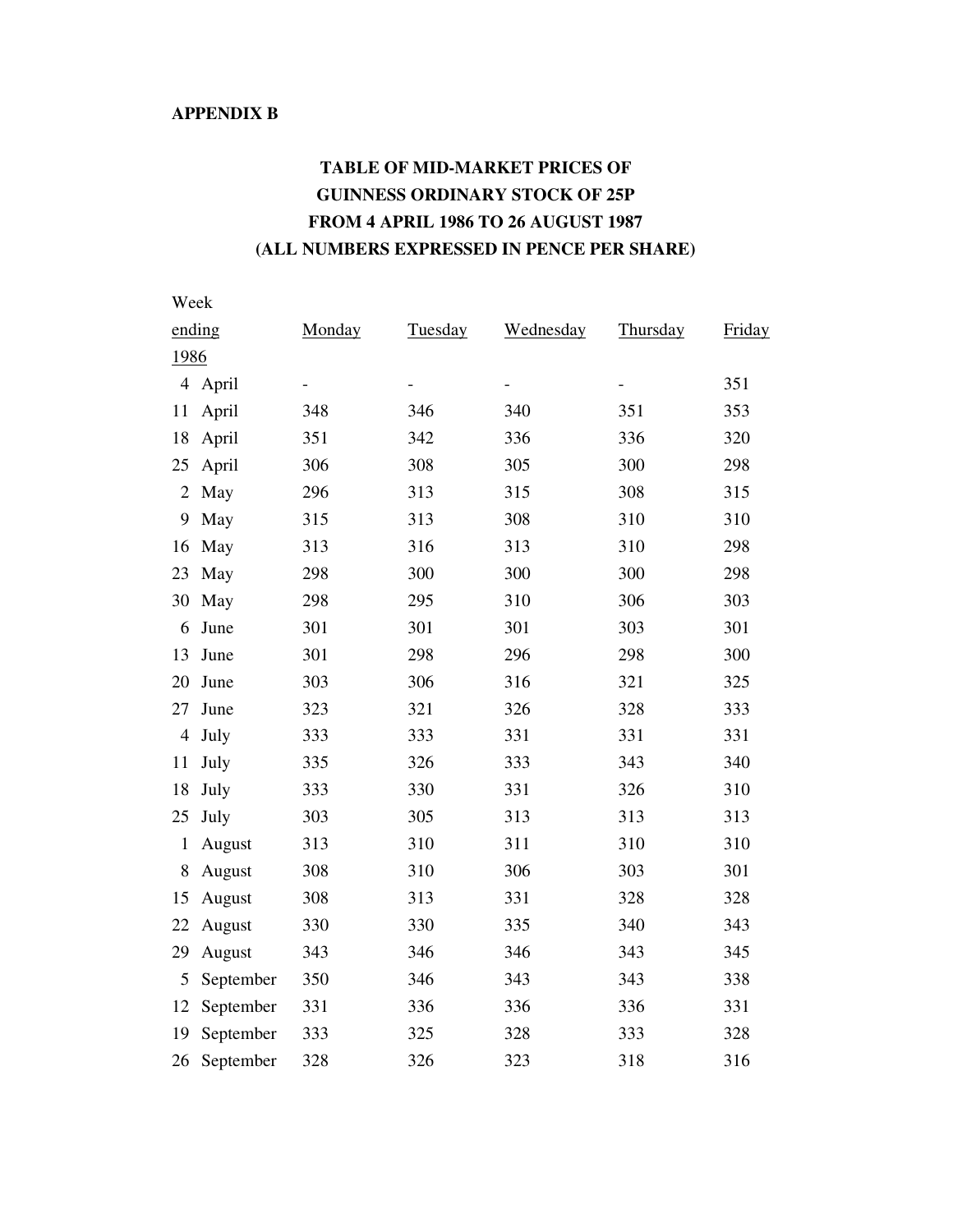**APPENDIX B**

## TABLE OF MID-MARKET PRICES OF GUINNESS ORDINARY STOCK OF 25P FROM 4 APRIL 1986 TO 26 AUGUST 1987 (ALL NUMBERS EXPRESSED IN PENCE PER SHARE)

| Week ending 1986 | Monday | Tuesday | Wednesday | Thursday | Friday |
|---|---|---|---|---|---|
| 4 April | - | - | - | - | 351 |
| 11 April | 348 | 346 | 340 | 351 | 353 |
| 18 April | 351 | 342 | 336 | 336 | 320 |
| 25 April | 306 | 308 | 305 | 300 | 298 |
| 2 May | 296 | 313 | 315 | 308 | 315 |
| 9 May | 315 | 313 | 308 | 310 | 310 |
| 16 May | 313 | 316 | 313 | 310 | 298 |
| 23 May | 298 | 300 | 300 | 300 | 298 |
| 30 May | 298 | 295 | 310 | 306 | 303 |
| 6 June | 301 | 301 | 301 | 303 | 301 |
| 13 June | 301 | 298 | 296 | 298 | 300 |
| 20 June | 303 | 306 | 316 | 321 | 325 |
| 27 June | 323 | 321 | 326 | 328 | 333 |
| 4 July | 333 | 333 | 331 | 331 | 331 |
| 11 July | 335 | 326 | 333 | 343 | 340 |
| 18 July | 333 | 330 | 331 | 326 | 310 |
| 25 July | 303 | 305 | 313 | 313 | 313 |
| 1 August | 313 | 310 | 311 | 310 | 310 |
| 8 August | 308 | 310 | 306 | 303 | 301 |
| 15 August | 308 | 313 | 331 | 328 | 328 |
| 22 August | 330 | 330 | 335 | 340 | 343 |
| 29 August | 343 | 346 | 346 | 343 | 345 |
| 5 September | 350 | 346 | 343 | 343 | 338 |
| 12 September | 331 | 336 | 336 | 336 | 331 |
| 19 September | 333 | 325 | 328 | 333 | 328 |
| 26 September | 328 | 326 | 323 | 318 | 316 |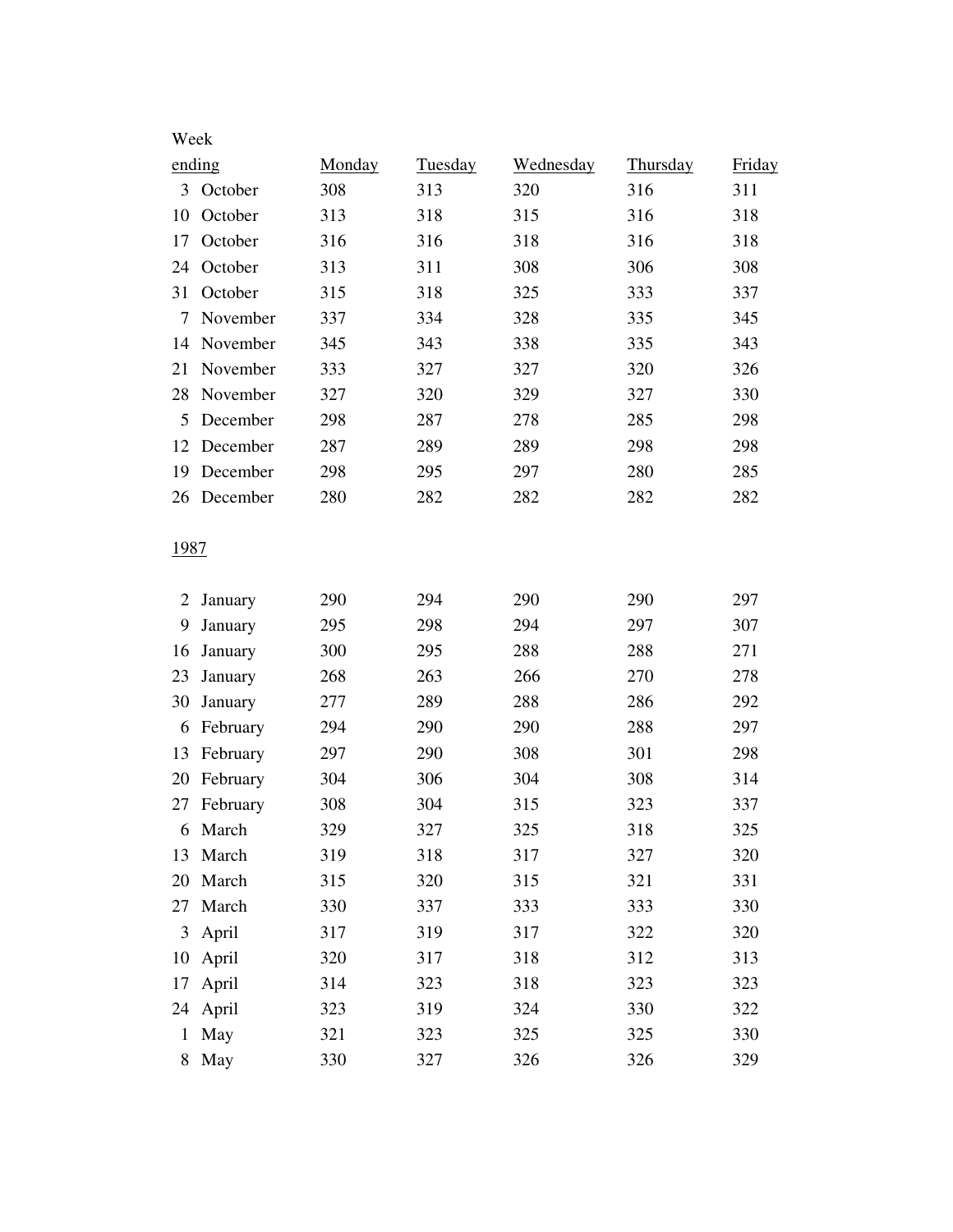| Week ending | Monday | Tuesday | Wednesday | Thursday | Friday |
|---|---|---|---|---|---|
| 3 October | 308 | 313 | 320 | 316 | 311 |
| 10 October | 313 | 318 | 315 | 316 | 318 |
| 17 October | 316 | 316 | 318 | 316 | 318 |
| 24 October | 313 | 311 | 308 | 306 | 308 |
| 31 October | 315 | 318 | 325 | 333 | 337 |
| 7 November | 337 | 334 | 328 | 335 | 345 |
| 14 November | 345 | 343 | 338 | 335 | 343 |
| 21 November | 333 | 327 | 327 | 320 | 326 |
| 28 November | 327 | 320 | 329 | 327 | 330 |
| 5 December | 298 | 287 | 278 | 285 | 298 |
| 12 December | 287 | 289 | 289 | 298 | 298 |
| 19 December | 298 | 295 | 297 | 280 | 285 |
| 26 December | 280 | 282 | 282 | 282 | 282 |
| **1987** | | | | | |
| 2 January | 290 | 294 | 290 | 290 | 297 |
| 9 January | 295 | 298 | 294 | 297 | 307 |
| 16 January | 300 | 295 | 288 | 288 | 271 |
| 23 January | 268 | 263 | 266 | 270 | 278 |
| 30 January | 277 | 289 | 288 | 286 | 292 |
| 6 February | 294 | 290 | 290 | 288 | 297 |
| 13 February | 297 | 290 | 308 | 301 | 298 |
| 20 February | 304 | 306 | 304 | 308 | 314 |
| 27 February | 308 | 304 | 315 | 323 | 337 |
| 6 March | 329 | 327 | 325 | 318 | 325 |
| 13 March | 319 | 318 | 317 | 327 | 320 |
| 20 March | 315 | 320 | 315 | 321 | 331 |
| 27 March | 330 | 337 | 333 | 333 | 330 |
| 3 April | 317 | 319 | 317 | 322 | 320 |
| 10 April | 320 | 317 | 318 | 312 | 313 |
| 17 April | 314 | 323 | 318 | 323 | 323 |
| 24 April | 323 | 319 | 324 | 330 | 322 |
| 1 May | 321 | 323 | 325 | 325 | 330 |
| 8 May | 330 | 327 | 326 | 326 | 329 |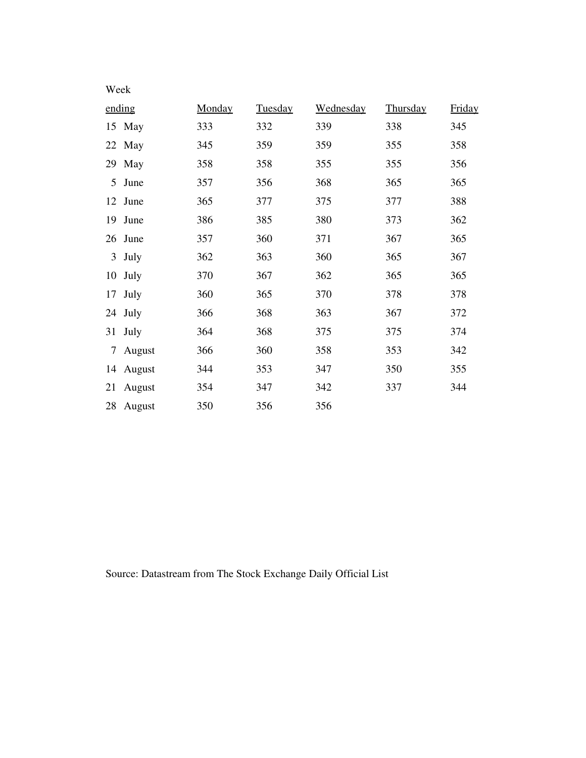| Week ending | Monday | Tuesday | Wednesday | Thursday | Friday |
|---|---|---|---|---|---|
| 15 May | 333 | 332 | 339 | 338 | 345 |
| 22 May | 345 | 359 | 359 | 355 | 358 |
| 29 May | 358 | 358 | 355 | 355 | 356 |
| 5 June | 357 | 356 | 368 | 365 | 365 |
| 12 June | 365 | 377 | 375 | 377 | 388 |
| 19 June | 386 | 385 | 380 | 373 | 362 |
| 26 June | 357 | 360 | 371 | 367 | 365 |
| 3 July | 362 | 363 | 360 | 365 | 367 |
| 10 July | 370 | 367 | 362 | 365 | 365 |
| 17 July | 360 | 365 | 370 | 378 | 378 |
| 24 July | 366 | 368 | 363 | 367 | 372 |
| 31 July | 364 | 368 | 375 | 375 | 374 |
| 7 August | 366 | 360 | 358 | 353 | 342 |
| 14 August | 344 | 353 | 347 | 350 | 355 |
| 21 August | 354 | 347 | 342 | 337 | 344 |
| 28 August | 350 | 356 | 356 | | |

Source: Datastream from The Stock Exchange Daily Official List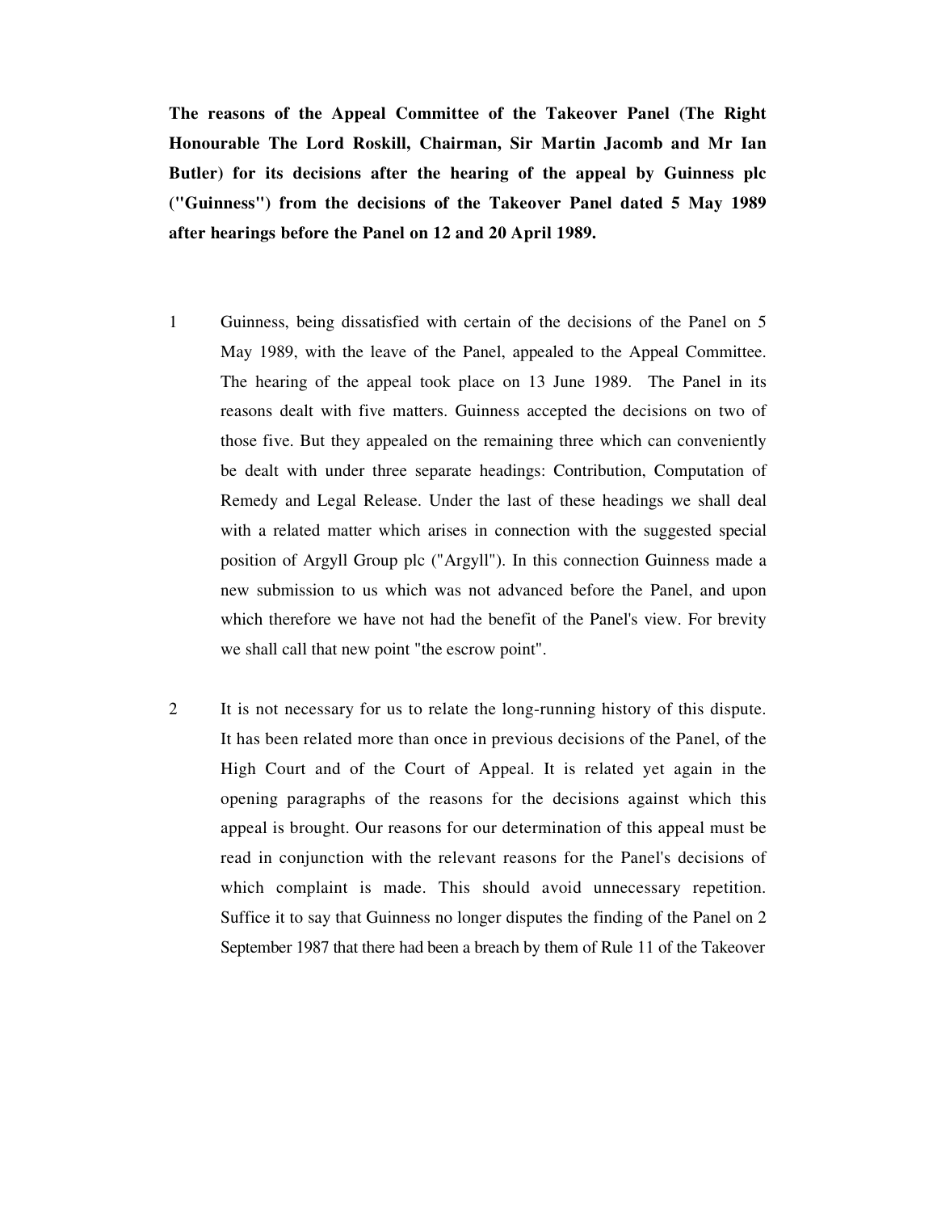**The reasons of the Appeal Committee of the Takeover Panel (The Right Honourable The Lord Roskill, Chairman, Sir Martin Jacomb and Mr Ian Butler) for its decisions after the hearing of the appeal by Guinness plc ("Guinness") from the decisions of the Takeover Panel dated 5 May 1989 after hearings before the Panel on 12 and 20 April 1989.**

1 Guinness, being dissatisfied with certain of the decisions of the Panel on 5 May 1989, with the leave of the Panel, appealed to the Appeal Committee. The hearing of the appeal took place on 13 June 1989. The Panel in its reasons dealt with five matters. Guinness accepted the decisions on two of those five. But they appealed on the remaining three which can conveniently be dealt with under three separate headings: Contribution, Computation of Remedy and Legal Release. Under the last of these headings we shall deal with a related matter which arises in connection with the suggested special position of Argyll Group plc ("Argyll"). In this connection Guinness made a new submission to us which was not advanced before the Panel, and upon which therefore we have not had the benefit of the Panel's view. For brevity we shall call that new point "the escrow point".

2 It is not necessary for us to relate the long-running history of this dispute. It has been related more than once in previous decisions of the Panel, of the High Court and of the Court of Appeal. It is related yet again in the opening paragraphs of the reasons for the decisions against which this appeal is brought. Our reasons for our determination of this appeal must be read in conjunction with the relevant reasons for the Panel's decisions of which complaint is made. This should avoid unnecessary repetition. Suffice it to say that Guinness no longer disputes the finding of the Panel on 2 September 1987 that there had been a breach by them of Rule 11 of the Takeover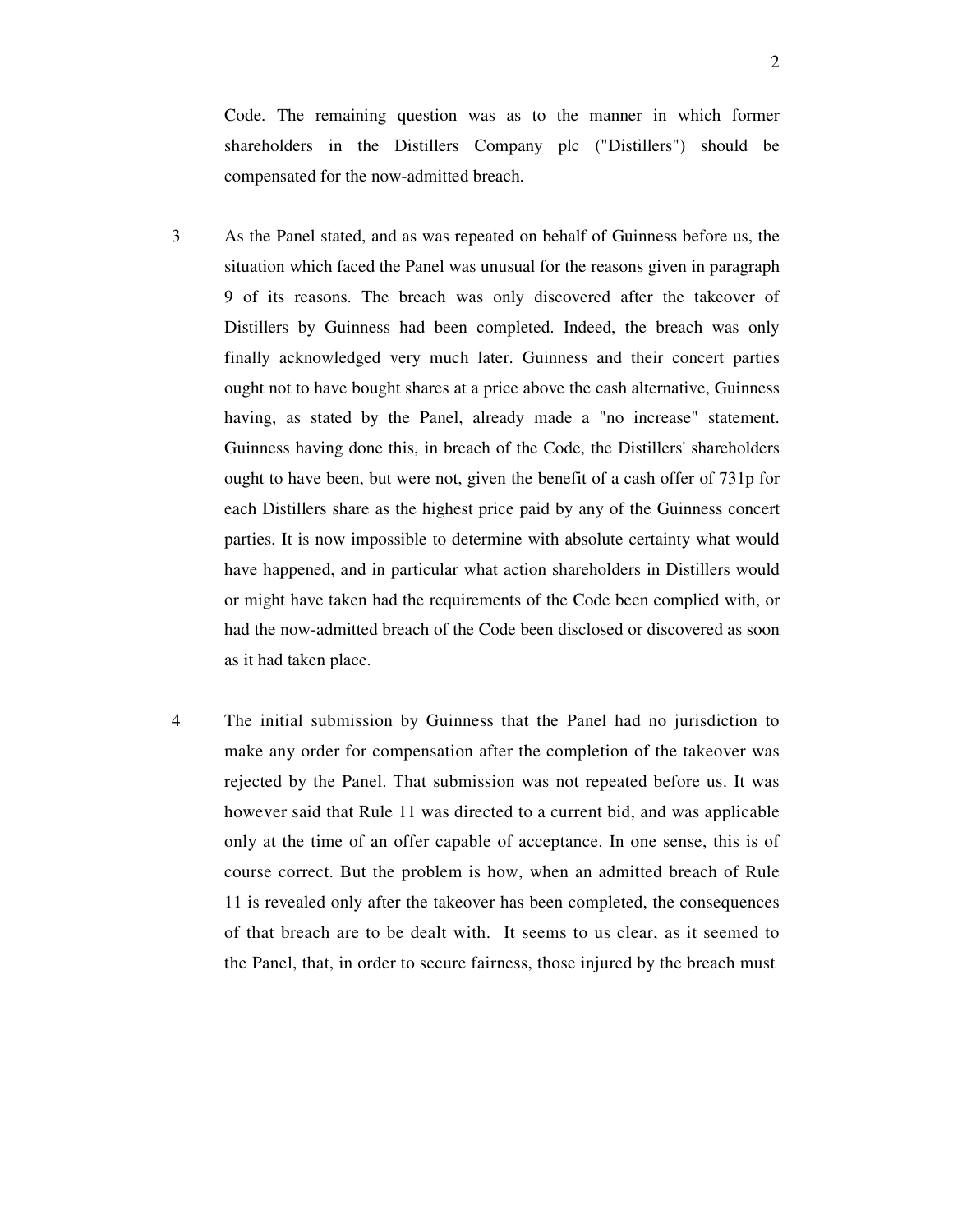Code. The remaining question was as to the manner in which former shareholders in the Distillers Company plc ("Distillers") should be compensated for the now-admitted breach.

3 As the Panel stated, and as was repeated on behalf of Guinness before us, the situation which faced the Panel was unusual for the reasons given in paragraph 9 of its reasons. The breach was only discovered after the takeover of Distillers by Guinness had been completed. Indeed, the breach was only finally acknowledged very much later. Guinness and their concert parties ought not to have bought shares at a price above the cash alternative, Guinness having, as stated by the Panel, already made a "no increase" statement. Guinness having done this, in breach of the Code, the Distillers' shareholders ought to have been, but were not, given the benefit of a cash offer of 731p for each Distillers share as the highest price paid by any of the Guinness concert parties. It is now impossible to determine with absolute certainty what would have happened, and in particular what action shareholders in Distillers would or might have taken had the requirements of the Code been complied with, or had the now-admitted breach of the Code been disclosed or discovered as soon as it had taken place.

4 The initial submission by Guinness that the Panel had no jurisdiction to make any order for compensation after the completion of the takeover was rejected by the Panel. That submission was not repeated before us. It was however said that Rule 11 was directed to a current bid, and was applicable only at the time of an offer capable of acceptance. In one sense, this is of course correct. But the problem is how, when an admitted breach of Rule 11 is revealed only after the takeover has been completed, the consequences of that breach are to be dealt with. It seems to us clear, as it seemed to the Panel, that, in order to secure fairness, those injured by the breach must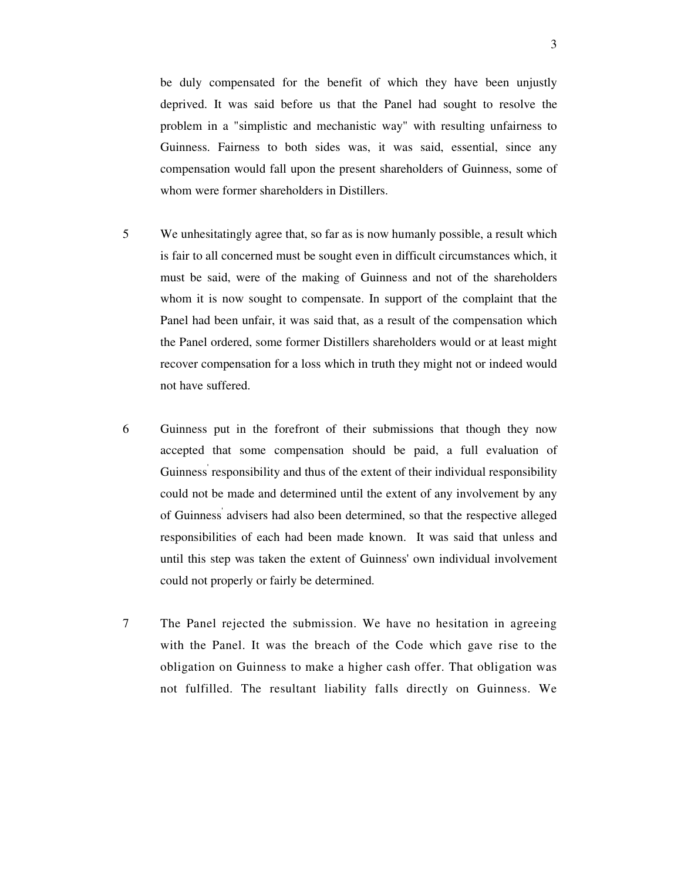be duly compensated for the benefit of which they have been unjustly deprived. It was said before us that the Panel had sought to resolve the problem in a "simplistic and mechanistic way" with resulting unfairness to Guinness. Fairness to both sides was, it was said, essential, since any compensation would fall upon the present shareholders of Guinness, some of whom were former shareholders in Distillers.

5 We unhesitatingly agree that, so far as is now humanly possible, a result which is fair to all concerned must be sought even in difficult circumstances which, it must be said, were of the making of Guinness and not of the shareholders whom it is now sought to compensate. In support of the complaint that the Panel had been unfair, it was said that, as a result of the compensation which the Panel ordered, some former Distillers shareholders would or at least might recover compensation for a loss which in truth they might not or indeed would not have suffered.

6 Guinness put in the forefront of their submissions that though they now accepted that some compensation should be paid, a full evaluation of Guinness' responsibility and thus of the extent of their individual responsibility could not be made and determined until the extent of any involvement by any of Guinness' advisers had also been determined, so that the respective alleged responsibilities of each had been made known. It was said that unless and until this step was taken the extent of Guinness' own individual involvement could not properly or fairly be determined.

7 The Panel rejected the submission. We have no hesitation in agreeing with the Panel. It was the breach of the Code which gave rise to the obligation on Guinness to make a higher cash offer. That obligation was not fulfilled. The resultant liability falls directly on Guinness. We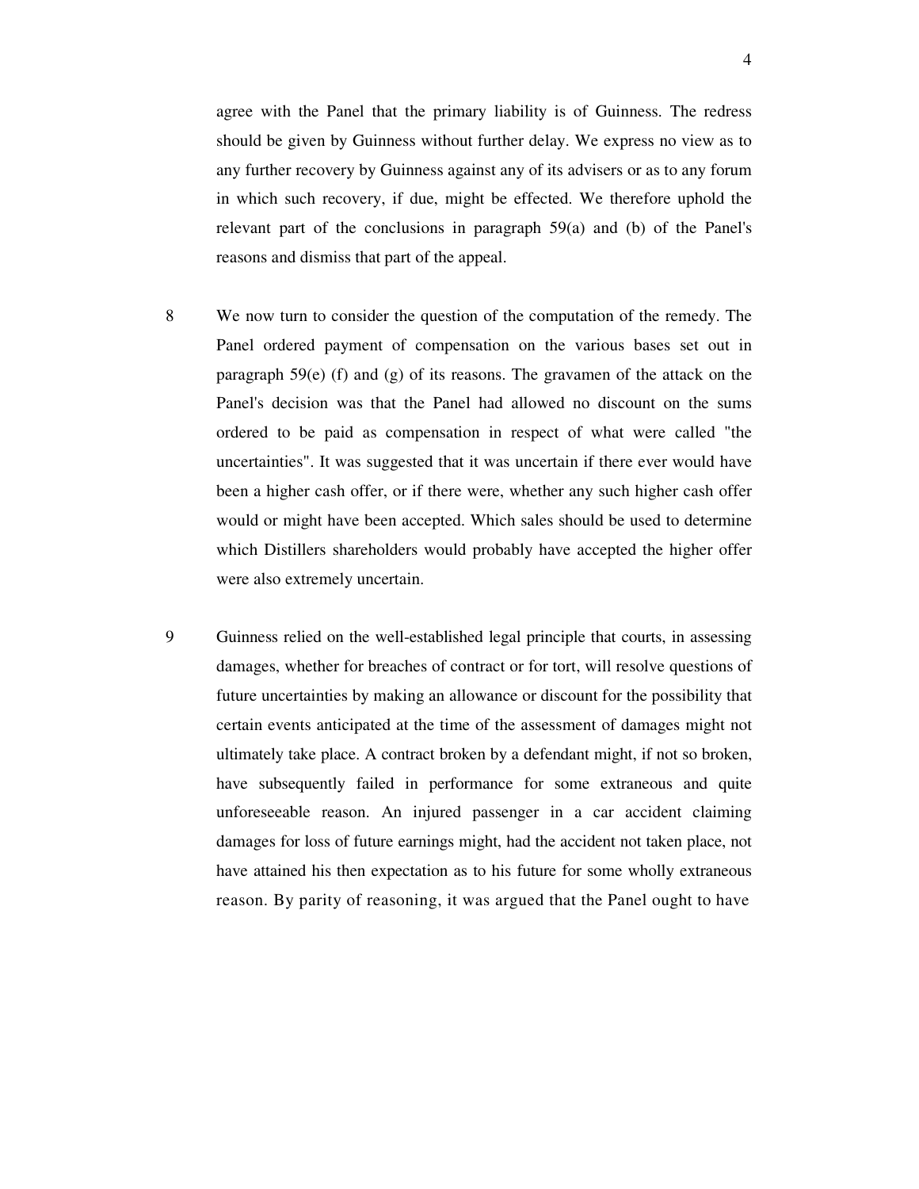agree with the Panel that the primary liability is of Guinness. The redress should be given by Guinness without further delay. We express no view as to any further recovery by Guinness against any of its advisers or as to any forum in which such recovery, if due, might be effected. We therefore uphold the relevant part of the conclusions in paragraph 59(a) and (b) of the Panel's reasons and dismiss that part of the appeal.

8 We now turn to consider the question of the computation of the remedy. The Panel ordered payment of compensation on the various bases set out in paragraph 59(e) (f) and (g) of its reasons. The gravamen of the attack on the Panel's decision was that the Panel had allowed no discount on the sums ordered to be paid as compensation in respect of what were called "the uncertainties". It was suggested that it was uncertain if there ever would have been a higher cash offer, or if there were, whether any such higher cash offer would or might have been accepted. Which sales should be used to determine which Distillers shareholders would probably have accepted the higher offer were also extremely uncertain.

9 Guinness relied on the well-established legal principle that courts, in assessing damages, whether for breaches of contract or for tort, will resolve questions of future uncertainties by making an allowance or discount for the possibility that certain events anticipated at the time of the assessment of damages might not ultimately take place. A contract broken by a defendant might, if not so broken, have subsequently failed in performance for some extraneous and quite unforeseeable reason. An injured passenger in a car accident claiming damages for loss of future earnings might, had the accident not taken place, not have attained his then expectation as to his future for some wholly extraneous reason. By parity of reasoning, it was argued that the Panel ought to have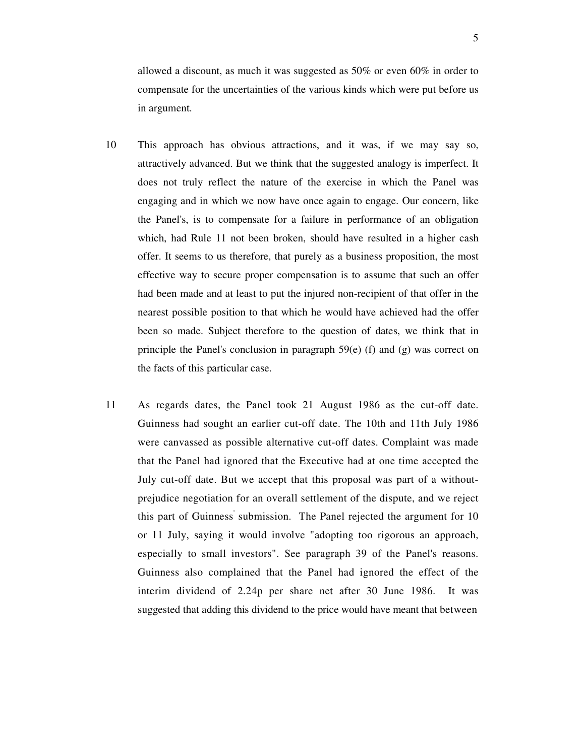allowed a discount, as much it was suggested as 50% or even 60% in order to compensate for the uncertainties of the various kinds which were put before us in argument.

10 This approach has obvious attractions, and it was, if we may say so, attractively advanced. But we think that the suggested analogy is imperfect. It does not truly reflect the nature of the exercise in which the Panel was engaging and in which we now have once again to engage. Our concern, like the Panel's, is to compensate for a failure in performance of an obligation which, had Rule 11 not been broken, should have resulted in a higher cash offer. It seems to us therefore, that purely as a business proposition, the most effective way to secure proper compensation is to assume that such an offer had been made and at least to put the injured non-recipient of that offer in the nearest possible position to that which he would have achieved had the offer been so made. Subject therefore to the question of dates, we think that in principle the Panel's conclusion in paragraph 59(e) (f) and (g) was correct on the facts of this particular case.

11 As regards dates, the Panel took 21 August 1986 as the cut-off date. Guinness had sought an earlier cut-off date. The 10th and 11th July 1986 were canvassed as possible alternative cut-off dates. Complaint was made that the Panel had ignored that the Executive had at one time accepted the July cut-off date. But we accept that this proposal was part of a without-prejudice negotiation for an overall settlement of the dispute, and we reject this part of Guinness' submission. The Panel rejected the argument for 10 or 11 July, saying it would involve "adopting too rigorous an approach, especially to small investors". See paragraph 39 of the Panel's reasons. Guinness also complained that the Panel had ignored the effect of the interim dividend of 2.24p per share net after 30 June 1986. It was suggested that adding this dividend to the price would have meant that between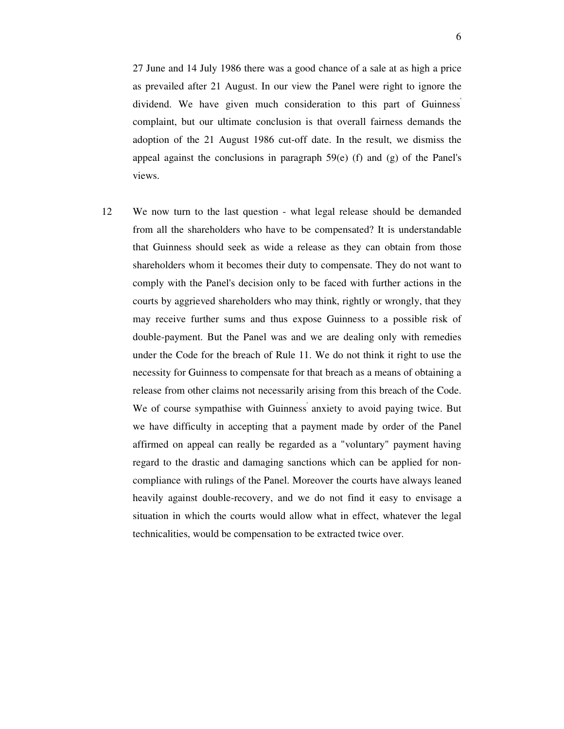27 June and 14 July 1986 there was a good chance of a sale at as high a price as prevailed after 21 August. In our view the Panel were right to ignore the dividend. We have given much consideration to this part of Guinness' complaint, but our ultimate conclusion is that overall fairness demands the adoption of the 21 August 1986 cut-off date. In the result, we dismiss the appeal against the conclusions in paragraph 59(e) (f) and (g) of the Panel's views.

12 We now turn to the last question - what legal release should be demanded from all the shareholders who have to be compensated? It is understandable that Guinness should seek as wide a release as they can obtain from those shareholders whom it becomes their duty to compensate. They do not want to comply with the Panel's decision only to be faced with further actions in the courts by aggrieved shareholders who may think, rightly or wrongly, that they may receive further sums and thus expose Guinness to a possible risk of double-payment. But the Panel was and we are dealing only with remedies under the Code for the breach of Rule 11. We do not think it right to use the necessity for Guinness to compensate for that breach as a means of obtaining a release from other claims not necessarily arising from this breach of the Code. We of course sympathise with Guinness' anxiety to avoid paying twice. But we have difficulty in accepting that a payment made by order of the Panel affirmed on appeal can really be regarded as a "voluntary" payment having regard to the drastic and damaging sanctions which can be applied for non-compliance with rulings of the Panel. Moreover the courts have always leaned heavily against double-recovery, and we do not find it easy to envisage a situation in which the courts would allow what in effect, whatever the legal technicalities, would be compensation to be extracted twice over.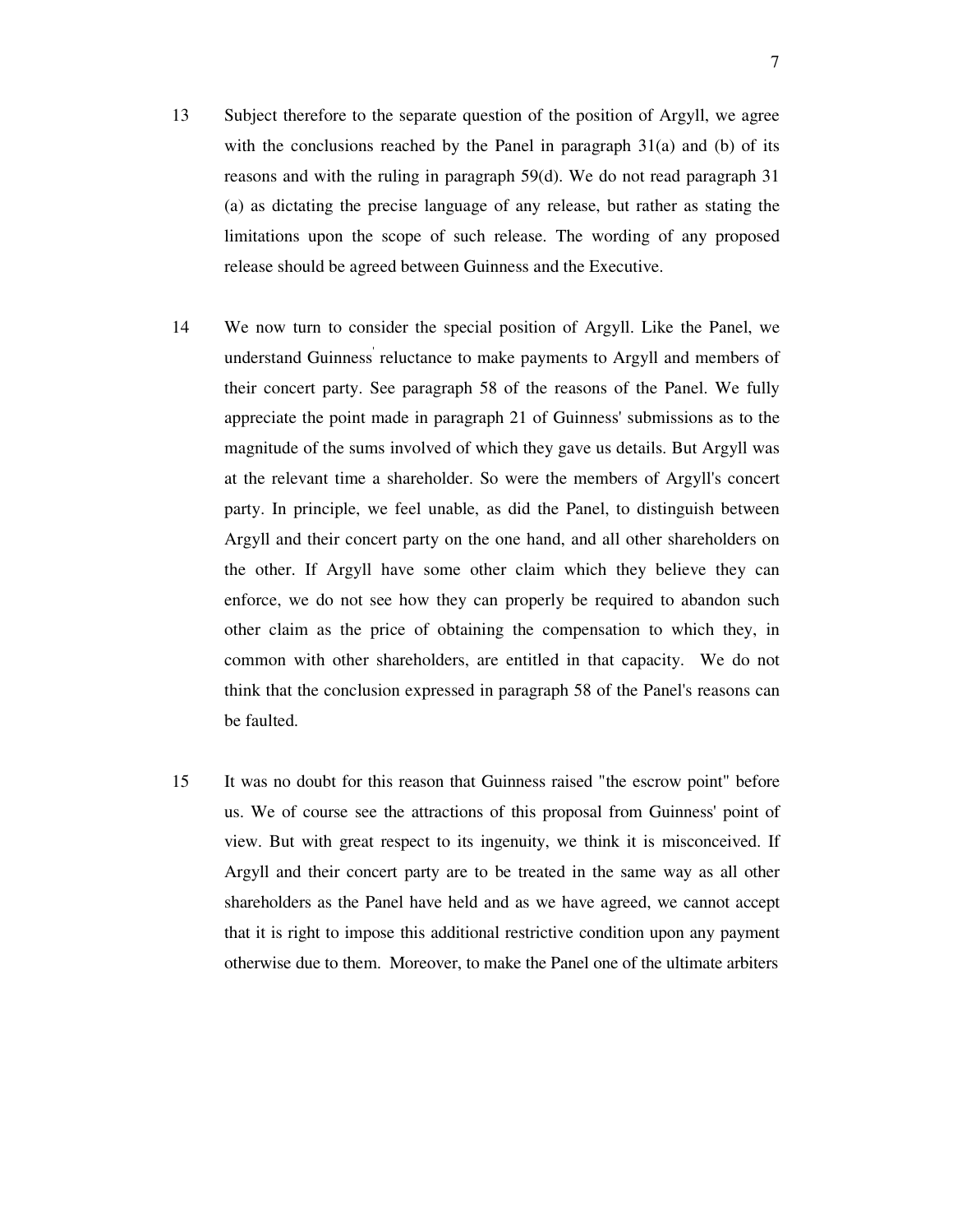13 Subject therefore to the separate question of the position of Argyll, we agree with the conclusions reached by the Panel in paragraph 31(a) and (b) of its reasons and with the ruling in paragraph 59(d). We do not read paragraph 31 (a) as dictating the precise language of any release, but rather as stating the limitations upon the scope of such release. The wording of any proposed release should be agreed between Guinness and the Executive.

14 We now turn to consider the special position of Argyll. Like the Panel, we understand Guinness' reluctance to make payments to Argyll and members of their concert party. See paragraph 58 of the reasons of the Panel. We fully appreciate the point made in paragraph 21 of Guinness' submissions as to the magnitude of the sums involved of which they gave us details. But Argyll was at the relevant time a shareholder. So were the members of Argyll's concert party. In principle, we feel unable, as did the Panel, to distinguish between Argyll and their concert party on the one hand, and all other shareholders on the other. If Argyll have some other claim which they believe they can enforce, we do not see how they can properly be required to abandon such other claim as the price of obtaining the compensation to which they, in common with other shareholders, are entitled in that capacity. We do not think that the conclusion expressed in paragraph 58 of the Panel's reasons can be faulted.

15 It was no doubt for this reason that Guinness raised "the escrow point" before us. We of course see the attractions of this proposal from Guinness' point of view. But with great respect to its ingenuity, we think it is misconceived. If Argyll and their concert party are to be treated in the same way as all other shareholders as the Panel have held and as we have agreed, we cannot accept that it is right to impose this additional restrictive condition upon any payment otherwise due to them. Moreover, to make the Panel one of the ultimate arbiters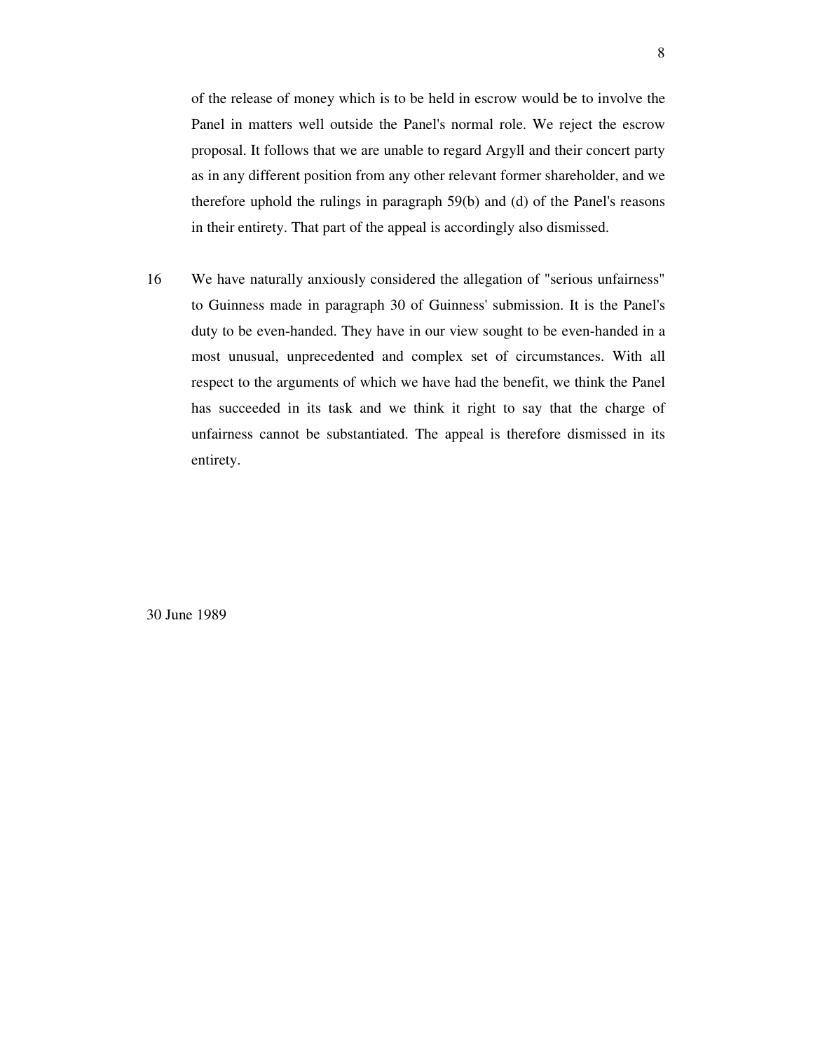of the release of money which is to be held in escrow would be to involve the Panel in matters well outside the Panel's normal role. We reject the escrow proposal. It follows that we are unable to regard Argyll and their concert party as in any different position from any other relevant former shareholder, and we therefore uphold the rulings in paragraph 59(b) and (d) of the Panel's reasons in their entirety. That part of the appeal is accordingly also dismissed.

16 We have naturally anxiously considered the allegation of "serious unfairness" to Guinness made in paragraph 30 of Guinness' submission. It is the Panel's duty to be even-handed. They have in our view sought to be even-handed in a most unusual, unprecedented and complex set of circumstances. With all respect to the arguments of which we have had the benefit, we think the Panel has succeeded in its task and we think it right to say that the charge of unfairness cannot be substantiated. The appeal is therefore dismissed in its entirety.

30 June 1989